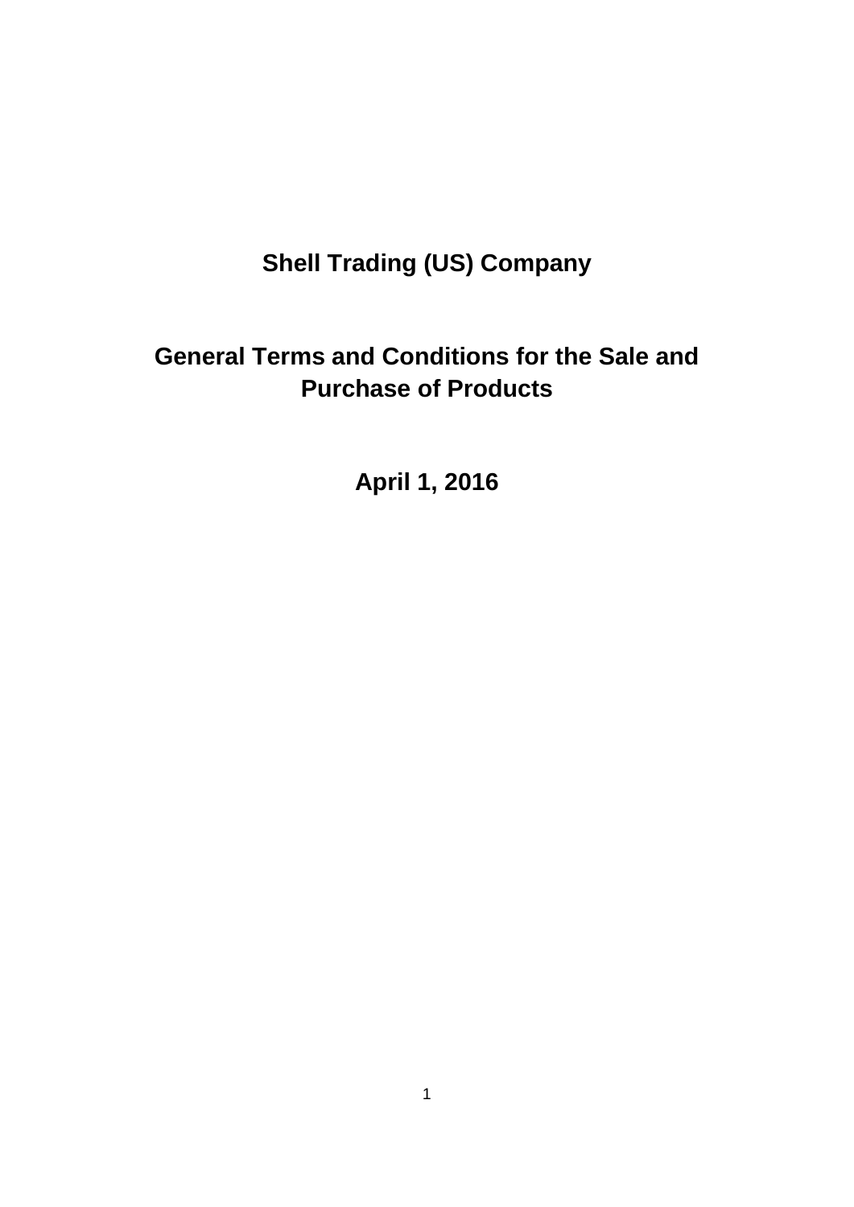# Shell Trading (US) Company

# General Terms and Conditions for the Sale and Purchase of Products

## April 1, 2016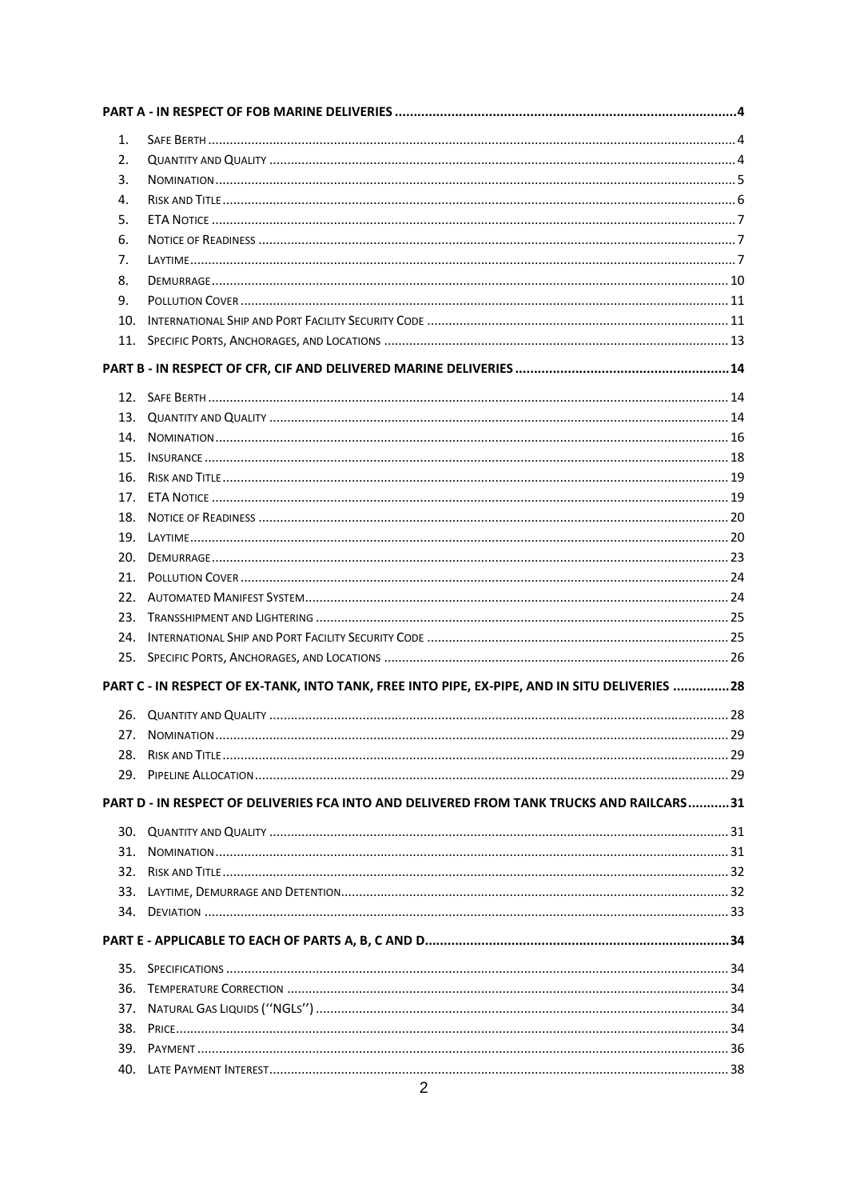**PART A - IN RESPECT OF FOB MARINE DELIVERIES** .......... 4

1. Safe Berth .......... 4
2. Quantity and Quality .......... 4
3. Nomination .......... 5
4. Risk and Title .......... 6
5. ETA Notice .......... 7
6. Notice of Readiness .......... 7
7. Laytime .......... 7
8. Demurrage .......... 10
9. Pollution Cover .......... 11
10. International Ship and Port Facility Security Code .......... 11
11. Specific Ports, Anchorages, and Locations .......... 13

**PART B - IN RESPECT OF CFR, CIF AND DELIVERED MARINE DELIVERIES** .......... 14

12. Safe Berth .......... 14
13. Quantity and Quality .......... 14
14. Nomination .......... 16
15. Insurance .......... 18
16. Risk and Title .......... 19
17. ETA Notice .......... 19
18. Notice of Readiness .......... 20
19. Laytime .......... 20
20. Demurrage .......... 23
21. Pollution Cover .......... 24
22. Automated Manifest System .......... 24
23. Transshipment and Lightering .......... 25
24. International Ship and Port Facility Security Code .......... 25
25. Specific Ports, Anchorages, and Locations .......... 26

**PART C - IN RESPECT OF EX-TANK, INTO TANK, FREE INTO PIPE, EX-PIPE, AND IN SITU DELIVERIES** .......... 28

26. Quantity and Quality .......... 28
27. Nomination .......... 29
28. Risk and Title .......... 29
29. Pipeline Allocation .......... 29

**PART D - IN RESPECT OF DELIVERIES FCA INTO AND DELIVERED FROM TANK TRUCKS AND RAILCARS** .......... 31

30. Quantity and Quality .......... 31
31. Nomination .......... 31
32. Risk and Title .......... 32
33. Laytime, Demurrage and Detention .......... 32
34. Deviation .......... 33

**PART E - APPLICABLE TO EACH OF PARTS A, B, C AND D** .......... 34

35. Specifications .......... 34
36. Temperature Correction .......... 34
37. Natural Gas Liquids (''NGLs'') .......... 34
38. Price .......... 34
39. Payment .......... 36
40. Late Payment Interest .......... 38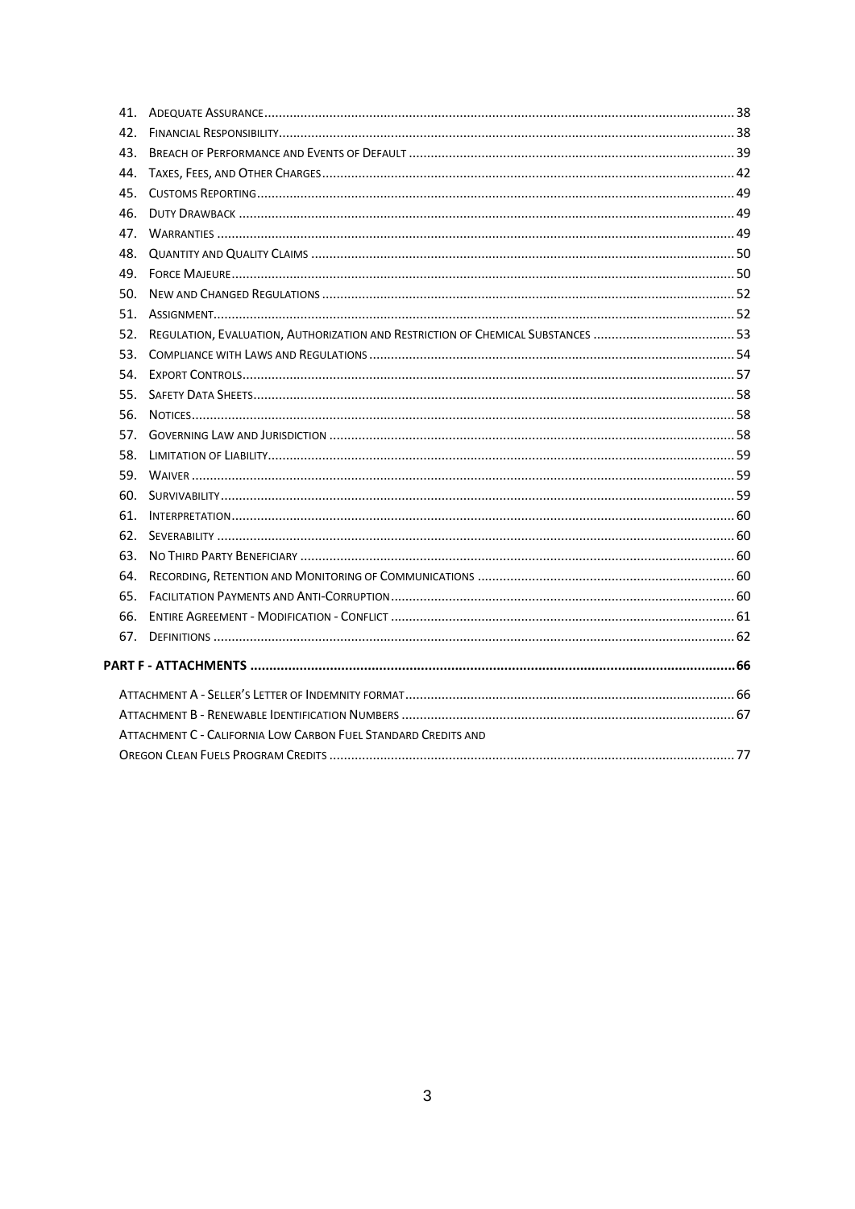41. ADEQUATE ASSURANCE ... 38
42. FINANCIAL RESPONSIBILITY ... 38
43. BREACH OF PERFORMANCE AND EVENTS OF DEFAULT ... 39
44. TAXES, FEES, AND OTHER CHARGES ... 42
45. CUSTOMS REPORTING ... 49
46. DUTY DRAWBACK ... 49
47. WARRANTIES ... 49
48. QUANTITY AND QUALITY CLAIMS ... 50
49. FORCE MAJEURE ... 50
50. NEW AND CHANGED REGULATIONS ... 52
51. ASSIGNMENT ... 52
52. REGULATION, EVALUATION, AUTHORIZATION AND RESTRICTION OF CHEMICAL SUBSTANCES ... 53
53. COMPLIANCE WITH LAWS AND REGULATIONS ... 54
54. EXPORT CONTROLS ... 57
55. SAFETY DATA SHEETS ... 58
56. NOTICES ... 58
57. GOVERNING LAW AND JURISDICTION ... 58
58. LIMITATION OF LIABILITY ... 59
59. WAIVER ... 59
60. SURVIVABILITY ... 59
61. INTERPRETATION ... 60
62. SEVERABILITY ... 60
63. NO THIRD PARTY BENEFICIARY ... 60
64. RECORDING, RETENTION AND MONITORING OF COMMUNICATIONS ... 60
65. FACILITATION PAYMENTS AND ANTI-CORRUPTION ... 60
66. ENTIRE AGREEMENT - MODIFICATION - CONFLICT ... 61
67. DEFINITIONS ... 62

**PART F - ATTACHMENTS ... 66**

ATTACHMENT A - SELLER'S LETTER OF INDEMNITY FORMAT ... 66

ATTACHMENT B - RENEWABLE IDENTIFICATION NUMBERS ... 67

ATTACHMENT C - CALIFORNIA LOW CARBON FUEL STANDARD CREDITS AND OREGON CLEAN FUELS PROGRAM CREDITS ... 77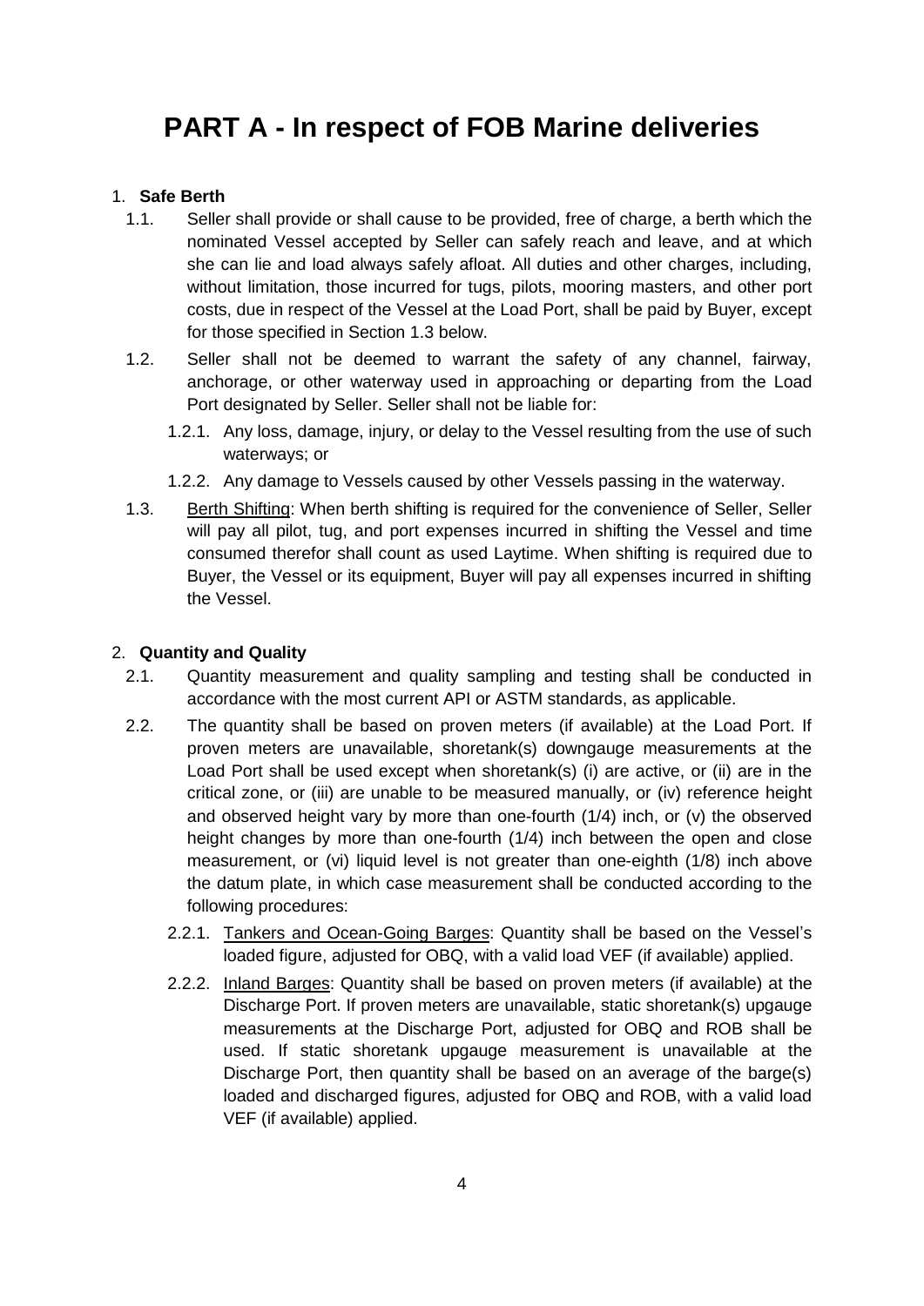# PART A - In respect of FOB Marine deliveries

1. **Safe Berth**
   1.1. Seller shall provide or shall cause to be provided, free of charge, a berth which the nominated Vessel accepted by Seller can safely reach and leave, and at which she can lie and load always safely afloat. All duties and other charges, including, without limitation, those incurred for tugs, pilots, mooring masters, and other port costs, due in respect of the Vessel at the Load Port, shall be paid by Buyer, except for those specified in Section 1.3 below.

   1.2. Seller shall not be deemed to warrant the safety of any channel, fairway, anchorage, or other waterway used in approaching or departing from the Load Port designated by Seller. Seller shall not be liable for:

      1.2.1. Any loss, damage, injury, or delay to the Vessel resulting from the use of such waterways; or

      1.2.2. Any damage to Vessels caused by other Vessels passing in the waterway.

   1.3. <u>Berth Shifting</u>: When berth shifting is required for the convenience of Seller, Seller will pay all pilot, tug, and port expenses incurred in shifting the Vessel and time consumed therefor shall count as used Laytime. When shifting is required due to Buyer, the Vessel or its equipment, Buyer will pay all expenses incurred in shifting the Vessel.

2. **Quantity and Quality**
   2.1. Quantity measurement and quality sampling and testing shall be conducted in accordance with the most current API or ASTM standards, as applicable.

   2.2. The quantity shall be based on proven meters (if available) at the Load Port. If proven meters are unavailable, shoretank(s) downgauge measurements at the Load Port shall be used except when shoretank(s) (i) are active, or (ii) are in the critical zone, or (iii) are unable to be measured manually, or (iv) reference height and observed height vary by more than one-fourth (1/4) inch, or (v) the observed height changes by more than one-fourth (1/4) inch between the open and close measurement, or (vi) liquid level is not greater than one-eighth (1/8) inch above the datum plate, in which case measurement shall be conducted according to the following procedures:

      2.2.1. <u>Tankers and Ocean-Going Barges</u>: Quantity shall be based on the Vessel's loaded figure, adjusted for OBQ, with a valid load VEF (if available) applied.

      2.2.2. <u>Inland Barges</u>: Quantity shall be based on proven meters (if available) at the Discharge Port. If proven meters are unavailable, static shoretank(s) upgauge measurements at the Discharge Port, adjusted for OBQ and ROB shall be used. If static shoretank upgauge measurement is unavailable at the Discharge Port, then quantity shall be based on an average of the barge(s) loaded and discharged figures, adjusted for OBQ and ROB, with a valid load VEF (if available) applied.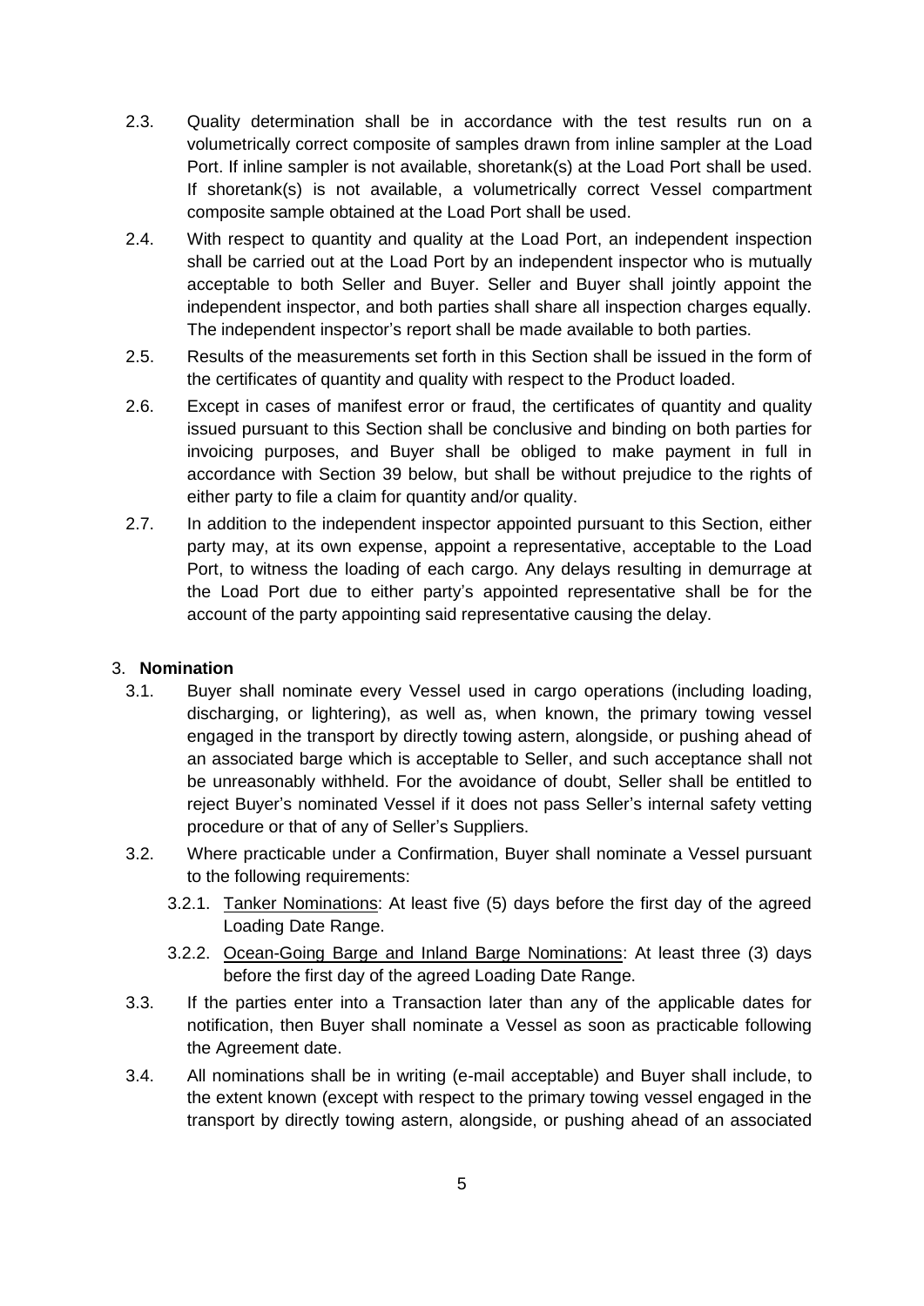2.3. Quality determination shall be in accordance with the test results run on a volumetrically correct composite of samples drawn from inline sampler at the Load Port. If inline sampler is not available, shoretank(s) at the Load Port shall be used. If shoretank(s) is not available, a volumetrically correct Vessel compartment composite sample obtained at the Load Port shall be used.

2.4. With respect to quantity and quality at the Load Port, an independent inspection shall be carried out at the Load Port by an independent inspector who is mutually acceptable to both Seller and Buyer. Seller and Buyer shall jointly appoint the independent inspector, and both parties shall share all inspection charges equally. The independent inspector's report shall be made available to both parties.

2.5. Results of the measurements set forth in this Section shall be issued in the form of the certificates of quantity and quality with respect to the Product loaded.

2.6. Except in cases of manifest error or fraud, the certificates of quantity and quality issued pursuant to this Section shall be conclusive and binding on both parties for invoicing purposes, and Buyer shall be obliged to make payment in full in accordance with Section 39 below, but shall be without prejudice to the rights of either party to file a claim for quantity and/or quality.

2.7. In addition to the independent inspector appointed pursuant to this Section, either party may, at its own expense, appoint a representative, acceptable to the Load Port, to witness the loading of each cargo. Any delays resulting in demurrage at the Load Port due to either party's appointed representative shall be for the account of the party appointing said representative causing the delay.

## 3. Nomination

3.1. Buyer shall nominate every Vessel used in cargo operations (including loading, discharging, or lightering), as well as, when known, the primary towing vessel engaged in the transport by directly towing astern, alongside, or pushing ahead of an associated barge which is acceptable to Seller, and such acceptance shall not be unreasonably withheld. For the avoidance of doubt, Seller shall be entitled to reject Buyer's nominated Vessel if it does not pass Seller's internal safety vetting procedure or that of any of Seller's Suppliers.

3.2. Where practicable under a Confirmation, Buyer shall nominate a Vessel pursuant to the following requirements:

3.2.1. Tanker Nominations: At least five (5) days before the first day of the agreed Loading Date Range.

3.2.2. Ocean-Going Barge and Inland Barge Nominations: At least three (3) days before the first day of the agreed Loading Date Range.

3.3. If the parties enter into a Transaction later than any of the applicable dates for notification, then Buyer shall nominate a Vessel as soon as practicable following the Agreement date.

3.4. All nominations shall be in writing (e-mail acceptable) and Buyer shall include, to the extent known (except with respect to the primary towing vessel engaged in the transport by directly towing astern, alongside, or pushing ahead of an associated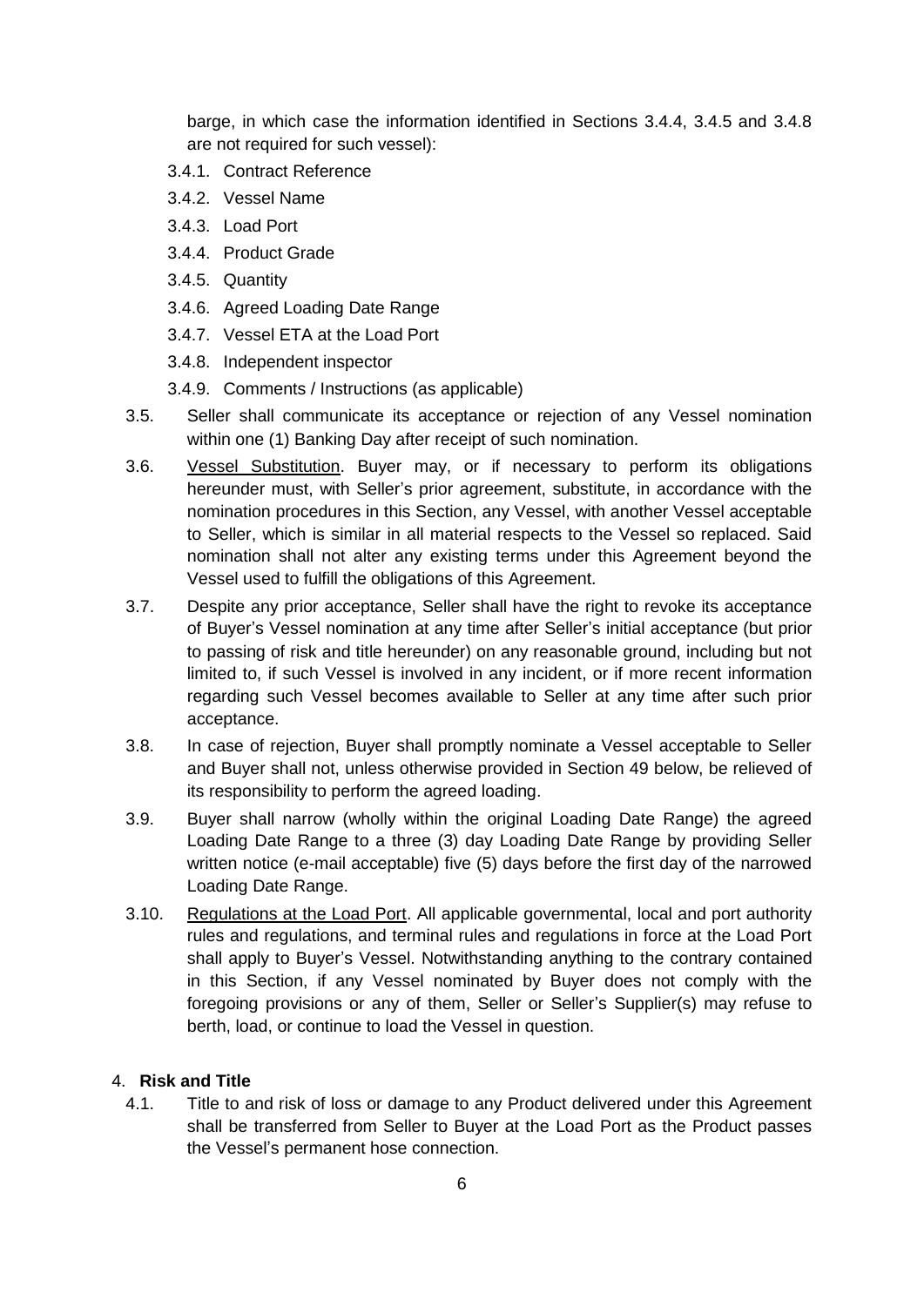barge, in which case the information identified in Sections 3.4.4, 3.4.5 and 3.4.8 are not required for such vessel):

3.4.1. Contract Reference

3.4.2. Vessel Name

3.4.3. Load Port

3.4.4. Product Grade

3.4.5. Quantity

3.4.6. Agreed Loading Date Range

3.4.7. Vessel ETA at the Load Port

3.4.8. Independent inspector

3.4.9. Comments / Instructions (as applicable)

3.5. Seller shall communicate its acceptance or rejection of any Vessel nomination within one (1) Banking Day after receipt of such nomination.

3.6. Vessel Substitution. Buyer may, or if necessary to perform its obligations hereunder must, with Seller's prior agreement, substitute, in accordance with the nomination procedures in this Section, any Vessel, with another Vessel acceptable to Seller, which is similar in all material respects to the Vessel so replaced. Said nomination shall not alter any existing terms under this Agreement beyond the Vessel used to fulfill the obligations of this Agreement.

3.7. Despite any prior acceptance, Seller shall have the right to revoke its acceptance of Buyer's Vessel nomination at any time after Seller's initial acceptance (but prior to passing of risk and title hereunder) on any reasonable ground, including but not limited to, if such Vessel is involved in any incident, or if more recent information regarding such Vessel becomes available to Seller at any time after such prior acceptance.

3.8. In case of rejection, Buyer shall promptly nominate a Vessel acceptable to Seller and Buyer shall not, unless otherwise provided in Section 49 below, be relieved of its responsibility to perform the agreed loading.

3.9. Buyer shall narrow (wholly within the original Loading Date Range) the agreed Loading Date Range to a three (3) day Loading Date Range by providing Seller written notice (e-mail acceptable) five (5) days before the first day of the narrowed Loading Date Range.

3.10. Regulations at the Load Port. All applicable governmental, local and port authority rules and regulations, and terminal rules and regulations in force at the Load Port shall apply to Buyer's Vessel. Notwithstanding anything to the contrary contained in this Section, if any Vessel nominated by Buyer does not comply with the foregoing provisions or any of them, Seller or Seller's Supplier(s) may refuse to berth, load, or continue to load the Vessel in question.

4. **Risk and Title**

4.1. Title to and risk of loss or damage to any Product delivered under this Agreement shall be transferred from Seller to Buyer at the Load Port as the Product passes the Vessel's permanent hose connection.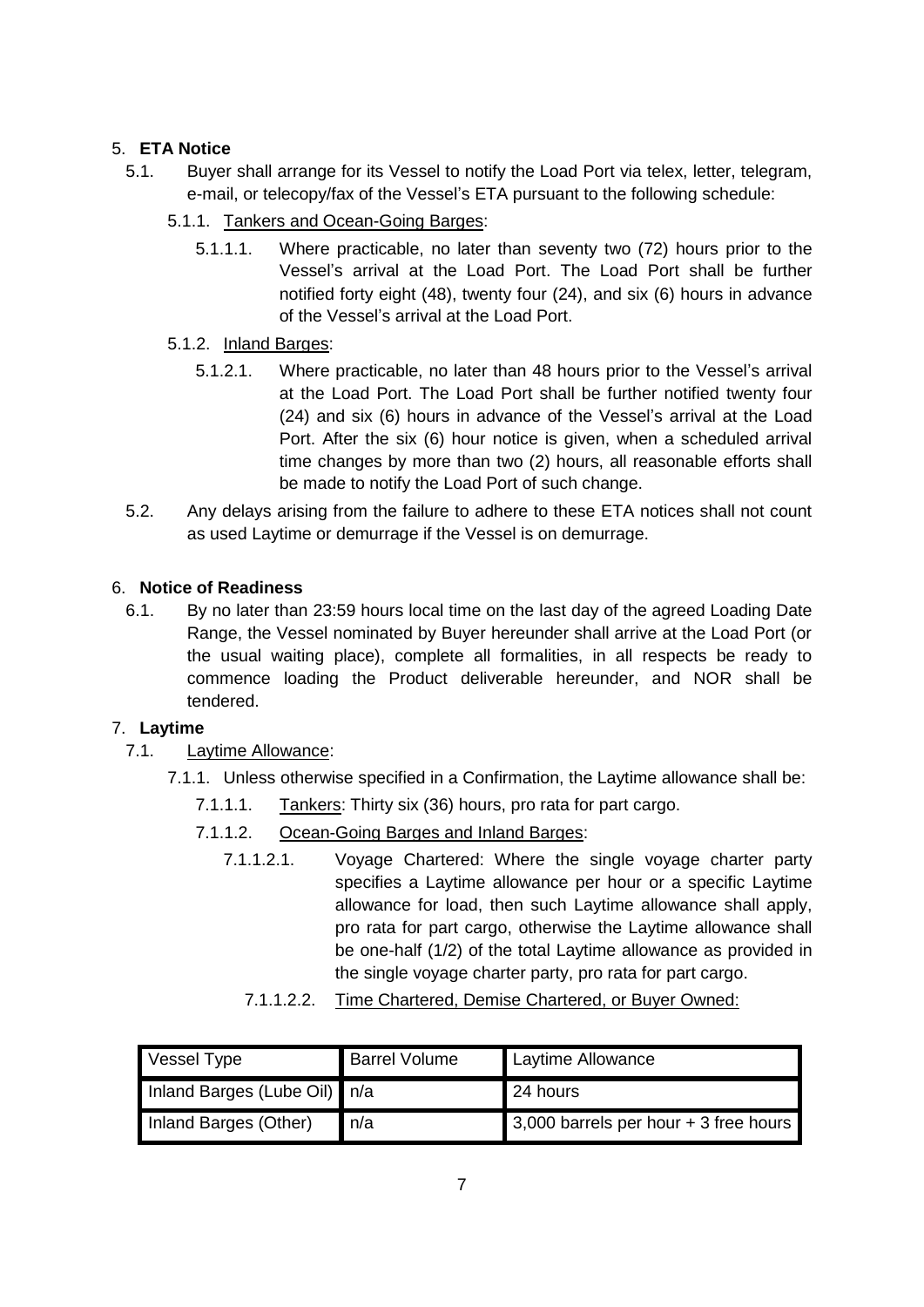## 5. **ETA Notice**

5.1. Buyer shall arrange for its Vessel to notify the Load Port via telex, letter, telegram, e-mail, or telecopy/fax of the Vessel's ETA pursuant to the following schedule:

5.1.1. Tankers and Ocean-Going Barges:

5.1.1.1. Where practicable, no later than seventy two (72) hours prior to the Vessel's arrival at the Load Port. The Load Port shall be further notified forty eight (48), twenty four (24), and six (6) hours in advance of the Vessel's arrival at the Load Port.

5.1.2. Inland Barges:

5.1.2.1. Where practicable, no later than 48 hours prior to the Vessel's arrival at the Load Port. The Load Port shall be further notified twenty four (24) and six (6) hours in advance of the Vessel's arrival at the Load Port. After the six (6) hour notice is given, when a scheduled arrival time changes by more than two (2) hours, all reasonable efforts shall be made to notify the Load Port of such change.

5.2. Any delays arising from the failure to adhere to these ETA notices shall not count as used Laytime or demurrage if the Vessel is on demurrage.

## 6. **Notice of Readiness**

6.1. By no later than 23:59 hours local time on the last day of the agreed Loading Date Range, the Vessel nominated by Buyer hereunder shall arrive at the Load Port (or the usual waiting place), complete all formalities, in all respects be ready to commence loading the Product deliverable hereunder, and NOR shall be tendered.

## 7. **Laytime**

7.1. Laytime Allowance:

7.1.1. Unless otherwise specified in a Confirmation, the Laytime allowance shall be:

7.1.1.1. Tankers: Thirty six (36) hours, pro rata for part cargo.

7.1.1.2. Ocean-Going Barges and Inland Barges:

7.1.1.2.1. Voyage Chartered: Where the single voyage charter party specifies a Laytime allowance per hour or a specific Laytime allowance for load, then such Laytime allowance shall apply, pro rata for part cargo, otherwise the Laytime allowance shall be one-half (1/2) of the total Laytime allowance as provided in the single voyage charter party, pro rata for part cargo.

7.1.1.2.2. Time Chartered, Demise Chartered, or Buyer Owned:

| Vessel Type | Barrel Volume | Laytime Allowance |
|---|---|---|
| Inland Barges (Lube Oil) | n/a | 24 hours |
| Inland Barges (Other) | n/a | 3,000 barrels per hour + 3 free hours |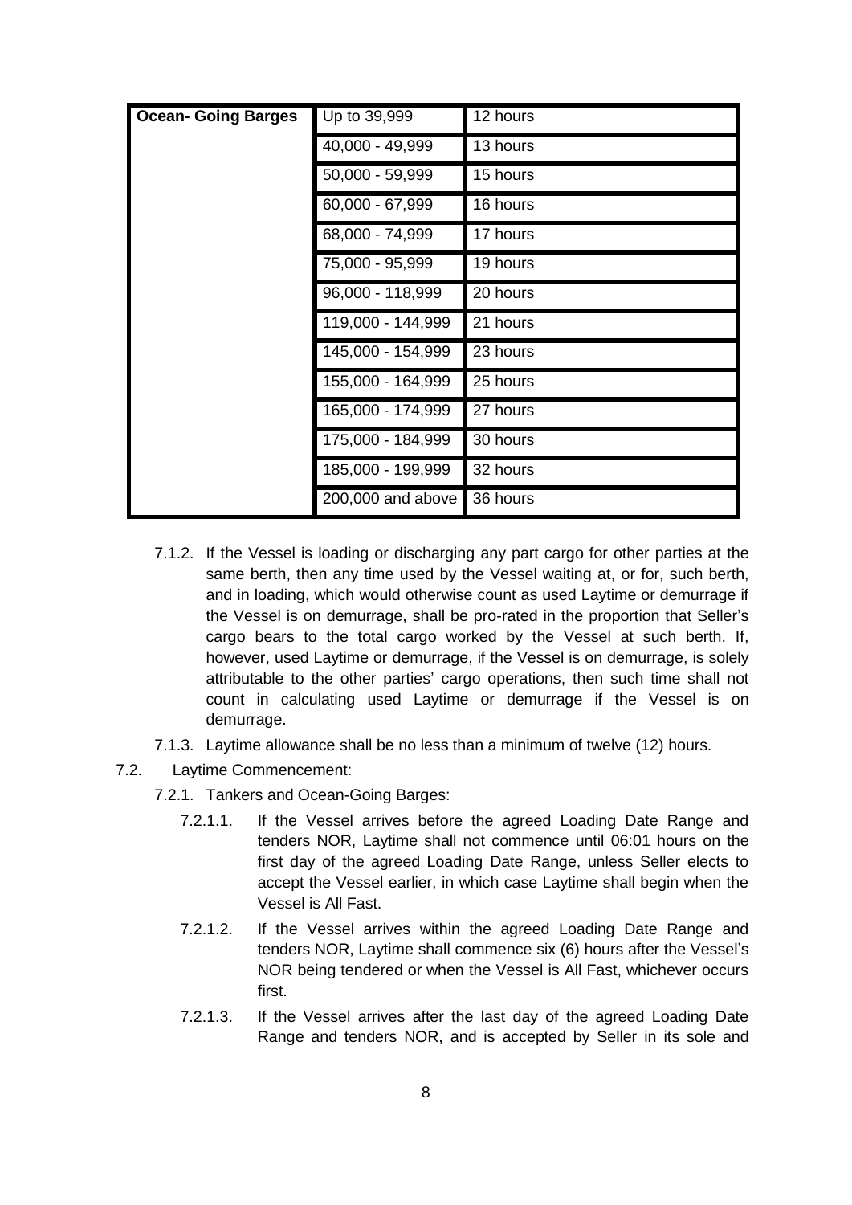| Ocean- Going Barges | Up to 39,999 | 12 hours |
|---|---|---|
| | 40,000 - 49,999 | 13 hours |
| | 50,000 - 59,999 | 15 hours |
| | 60,000 - 67,999 | 16 hours |
| | 68,000 - 74,999 | 17 hours |
| | 75,000 - 95,999 | 19 hours |
| | 96,000 - 118,999 | 20 hours |
| | 119,000 - 144,999 | 21 hours |
| | 145,000 - 154,999 | 23 hours |
| | 155,000 - 164,999 | 25 hours |
| | 165,000 - 174,999 | 27 hours |
| | 175,000 - 184,999 | 30 hours |
| | 185,000 - 199,999 | 32 hours |
| | 200,000 and above | 36 hours |

7.1.2. If the Vessel is loading or discharging any part cargo for other parties at the same berth, then any time used by the Vessel waiting at, or for, such berth, and in loading, which would otherwise count as used Laytime or demurrage if the Vessel is on demurrage, shall be pro-rated in the proportion that Seller's cargo bears to the total cargo worked by the Vessel at such berth. If, however, used Laytime or demurrage, if the Vessel is on demurrage, is solely attributable to the other parties' cargo operations, then such time shall not count in calculating used Laytime or demurrage if the Vessel is on demurrage.

7.1.3. Laytime allowance shall be no less than a minimum of twelve (12) hours.

7.2. <u>Laytime Commencement</u>:

7.2.1. <u>Tankers and Ocean-Going Barges</u>:

7.2.1.1. If the Vessel arrives before the agreed Loading Date Range and tenders NOR, Laytime shall not commence until 06:01 hours on the first day of the agreed Loading Date Range, unless Seller elects to accept the Vessel earlier, in which case Laytime shall begin when the Vessel is All Fast.

7.2.1.2. If the Vessel arrives within the agreed Loading Date Range and tenders NOR, Laytime shall commence six (6) hours after the Vessel's NOR being tendered or when the Vessel is All Fast, whichever occurs first.

7.2.1.3. If the Vessel arrives after the last day of the agreed Loading Date Range and tenders NOR, and is accepted by Seller in its sole and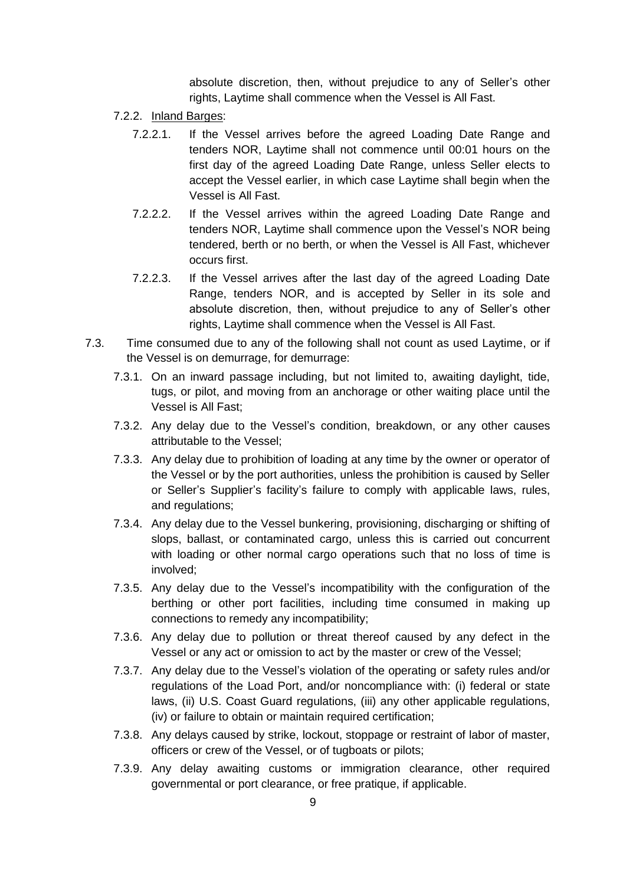absolute discretion, then, without prejudice to any of Seller's other rights, Laytime shall commence when the Vessel is All Fast.

7.2.2. Inland Barges:

7.2.2.1. If the Vessel arrives before the agreed Loading Date Range and tenders NOR, Laytime shall not commence until 00:01 hours on the first day of the agreed Loading Date Range, unless Seller elects to accept the Vessel earlier, in which case Laytime shall begin when the Vessel is All Fast.

7.2.2.2. If the Vessel arrives within the agreed Loading Date Range and tenders NOR, Laytime shall commence upon the Vessel's NOR being tendered, berth or no berth, or when the Vessel is All Fast, whichever occurs first.

7.2.2.3. If the Vessel arrives after the last day of the agreed Loading Date Range, tenders NOR, and is accepted by Seller in its sole and absolute discretion, then, without prejudice to any of Seller's other rights, Laytime shall commence when the Vessel is All Fast.

7.3. Time consumed due to any of the following shall not count as used Laytime, or if the Vessel is on demurrage, for demurrage:

7.3.1. On an inward passage including, but not limited to, awaiting daylight, tide, tugs, or pilot, and moving from an anchorage or other waiting place until the Vessel is All Fast;

7.3.2. Any delay due to the Vessel's condition, breakdown, or any other causes attributable to the Vessel;

7.3.3. Any delay due to prohibition of loading at any time by the owner or operator of the Vessel or by the port authorities, unless the prohibition is caused by Seller or Seller's Supplier's facility's failure to comply with applicable laws, rules, and regulations;

7.3.4. Any delay due to the Vessel bunkering, provisioning, discharging or shifting of slops, ballast, or contaminated cargo, unless this is carried out concurrent with loading or other normal cargo operations such that no loss of time is involved;

7.3.5. Any delay due to the Vessel's incompatibility with the configuration of the berthing or other port facilities, including time consumed in making up connections to remedy any incompatibility;

7.3.6. Any delay due to pollution or threat thereof caused by any defect in the Vessel or any act or omission to act by the master or crew of the Vessel;

7.3.7. Any delay due to the Vessel's violation of the operating or safety rules and/or regulations of the Load Port, and/or noncompliance with: (i) federal or state laws, (ii) U.S. Coast Guard regulations, (iii) any other applicable regulations, (iv) or failure to obtain or maintain required certification;

7.3.8. Any delays caused by strike, lockout, stoppage or restraint of labor of master, officers or crew of the Vessel, or of tugboats or pilots;

7.3.9. Any delay awaiting customs or immigration clearance, other required governmental or port clearance, or free pratique, if applicable.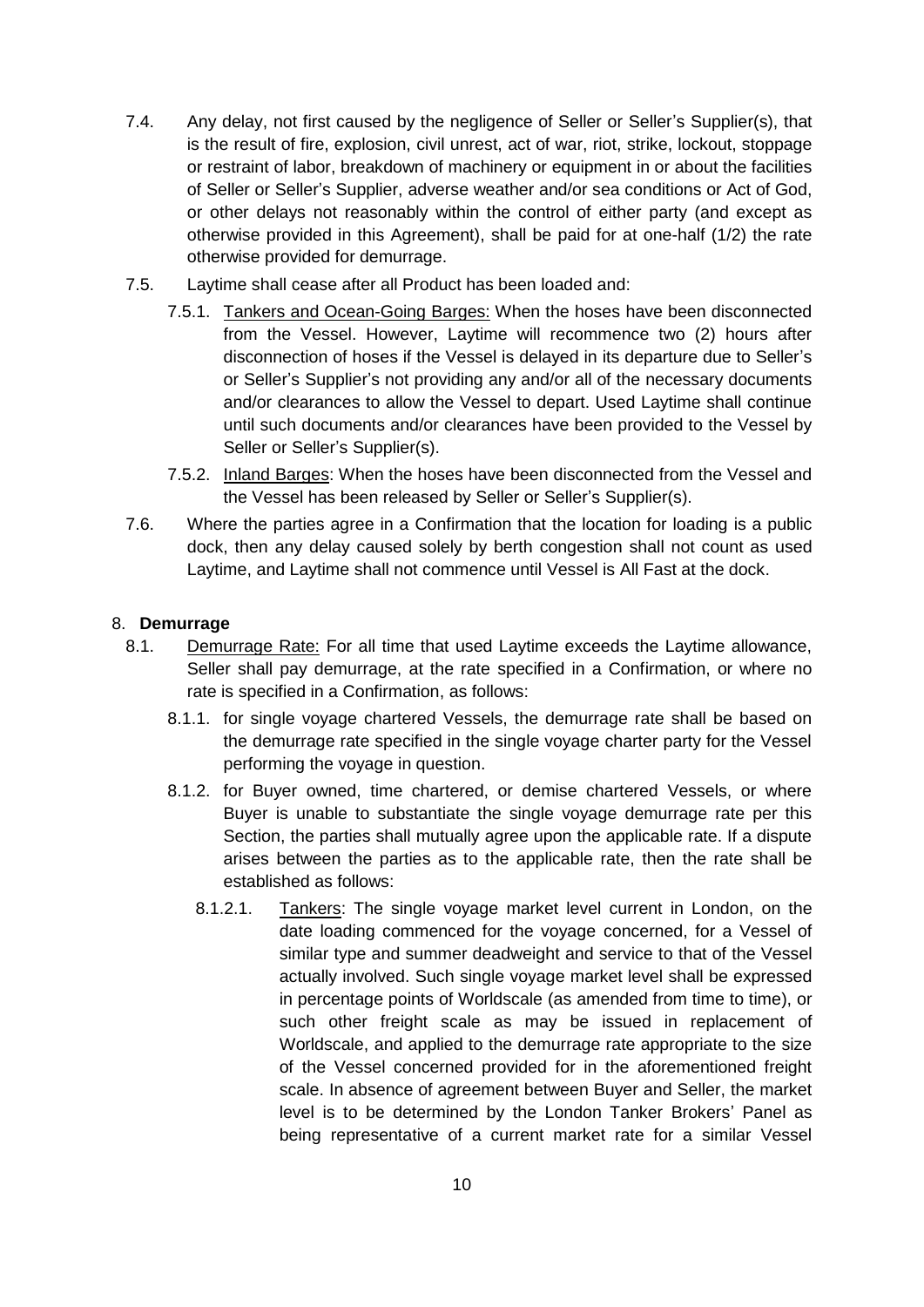7.4. Any delay, not first caused by the negligence of Seller or Seller's Supplier(s), that is the result of fire, explosion, civil unrest, act of war, riot, strike, lockout, stoppage or restraint of labor, breakdown of machinery or equipment in or about the facilities of Seller or Seller's Supplier, adverse weather and/or sea conditions or Act of God, or other delays not reasonably within the control of either party (and except as otherwise provided in this Agreement), shall be paid for at one-half (1/2) the rate otherwise provided for demurrage.

7.5. Laytime shall cease after all Product has been loaded and:

7.5.1. Tankers and Ocean-Going Barges: When the hoses have been disconnected from the Vessel. However, Laytime will recommence two (2) hours after disconnection of hoses if the Vessel is delayed in its departure due to Seller's or Seller's Supplier's not providing any and/or all of the necessary documents and/or clearances to allow the Vessel to depart. Used Laytime shall continue until such documents and/or clearances have been provided to the Vessel by Seller or Seller's Supplier(s).

7.5.2. Inland Barges: When the hoses have been disconnected from the Vessel and the Vessel has been released by Seller or Seller's Supplier(s).

7.6. Where the parties agree in a Confirmation that the location for loading is a public dock, then any delay caused solely by berth congestion shall not count as used Laytime, and Laytime shall not commence until Vessel is All Fast at the dock.

## 8. **Demurrage**

8.1. Demurrage Rate: For all time that used Laytime exceeds the Laytime allowance, Seller shall pay demurrage, at the rate specified in a Confirmation, or where no rate is specified in a Confirmation, as follows:

8.1.1. for single voyage chartered Vessels, the demurrage rate shall be based on the demurrage rate specified in the single voyage charter party for the Vessel performing the voyage in question.

8.1.2. for Buyer owned, time chartered, or demise chartered Vessels, or where Buyer is unable to substantiate the single voyage demurrage rate per this Section, the parties shall mutually agree upon the applicable rate. If a dispute arises between the parties as to the applicable rate, then the rate shall be established as follows:

8.1.2.1. Tankers: The single voyage market level current in London, on the date loading commenced for the voyage concerned, for a Vessel of similar type and summer deadweight and service to that of the Vessel actually involved. Such single voyage market level shall be expressed in percentage points of Worldscale (as amended from time to time), or such other freight scale as may be issued in replacement of Worldscale, and applied to the demurrage rate appropriate to the size of the Vessel concerned provided for in the aforementioned freight scale. In absence of agreement between Buyer and Seller, the market level is to be determined by the London Tanker Brokers' Panel as being representative of a current market rate for a similar Vessel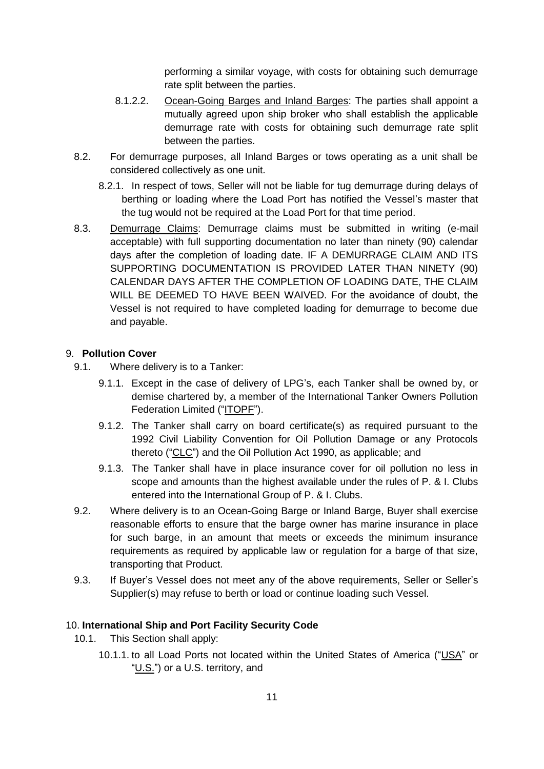performing a similar voyage, with costs for obtaining such demurrage rate split between the parties.

8.1.2.2. Ocean-Going Barges and Inland Barges: The parties shall appoint a mutually agreed upon ship broker who shall establish the applicable demurrage rate with costs for obtaining such demurrage rate split between the parties.

8.2. For demurrage purposes, all Inland Barges or tows operating as a unit shall be considered collectively as one unit.

8.2.1. In respect of tows, Seller will not be liable for tug demurrage during delays of berthing or loading where the Load Port has notified the Vessel's master that the tug would not be required at the Load Port for that time period.

8.3. Demurrage Claims: Demurrage claims must be submitted in writing (e-mail acceptable) with full supporting documentation no later than ninety (90) calendar days after the completion of loading date. IF A DEMURRAGE CLAIM AND ITS SUPPORTING DOCUMENTATION IS PROVIDED LATER THAN NINETY (90) CALENDAR DAYS AFTER THE COMPLETION OF LOADING DATE, THE CLAIM WILL BE DEEMED TO HAVE BEEN WAIVED. For the avoidance of doubt, the Vessel is not required to have completed loading for demurrage to become due and payable.

## 9. **Pollution Cover**

9.1. Where delivery is to a Tanker:

9.1.1. Except in the case of delivery of LPG's, each Tanker shall be owned by, or demise chartered by, a member of the International Tanker Owners Pollution Federation Limited ("ITOPF").

9.1.2. The Tanker shall carry on board certificate(s) as required pursuant to the 1992 Civil Liability Convention for Oil Pollution Damage or any Protocols thereto ("CLC") and the Oil Pollution Act 1990, as applicable; and

9.1.3. The Tanker shall have in place insurance cover for oil pollution no less in scope and amounts than the highest available under the rules of P. & I. Clubs entered into the International Group of P. & I. Clubs.

9.2. Where delivery is to an Ocean-Going Barge or Inland Barge, Buyer shall exercise reasonable efforts to ensure that the barge owner has marine insurance in place for such barge, in an amount that meets or exceeds the minimum insurance requirements as required by applicable law or regulation for a barge of that size, transporting that Product.

9.3. If Buyer's Vessel does not meet any of the above requirements, Seller or Seller's Supplier(s) may refuse to berth or load or continue loading such Vessel.

## 10. **International Ship and Port Facility Security Code**

10.1. This Section shall apply:

10.1.1. to all Load Ports not located within the United States of America ("USA" or "U.S.") or a U.S. territory, and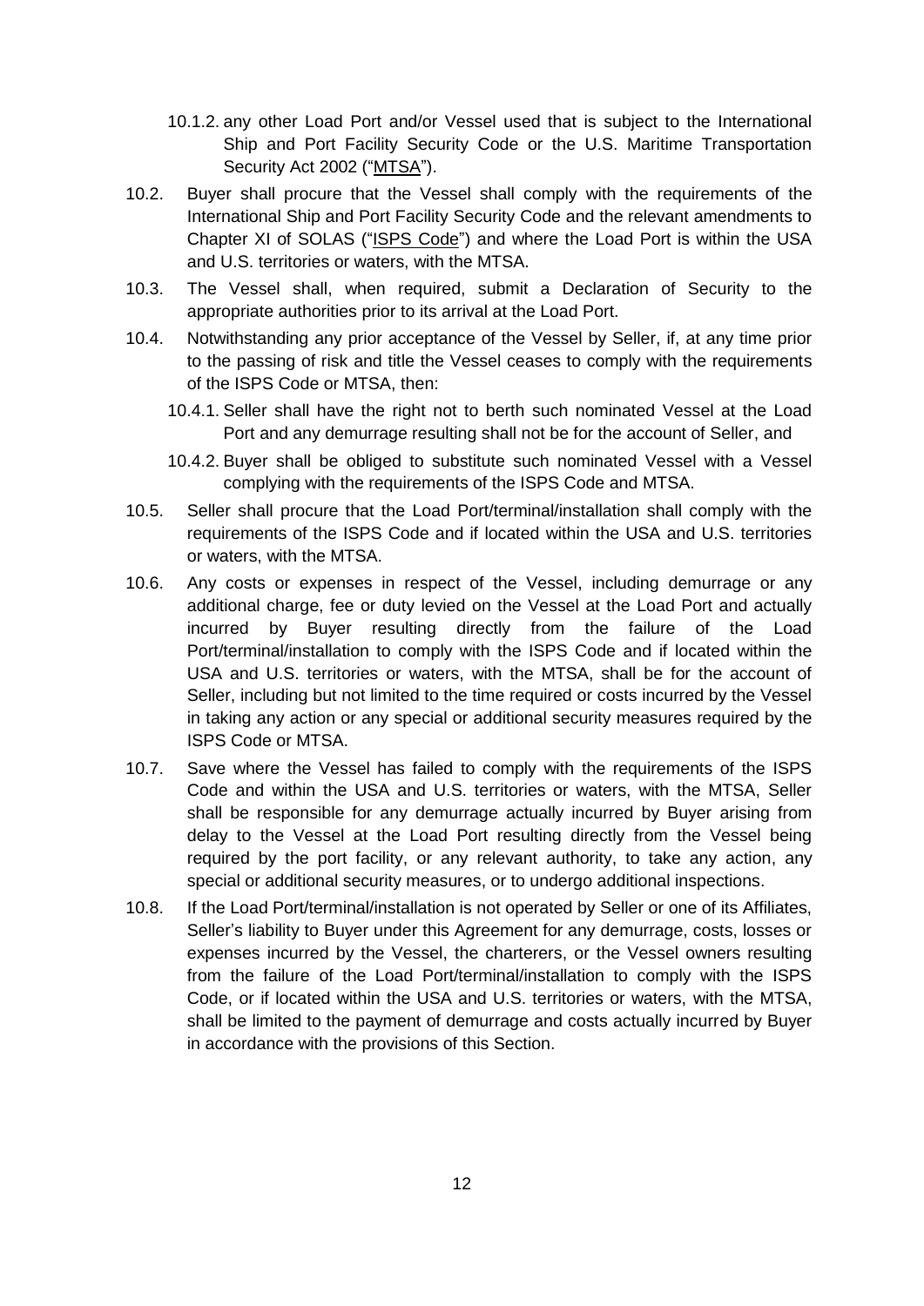10.1.2. any other Load Port and/or Vessel used that is subject to the International Ship and Port Facility Security Code or the U.S. Maritime Transportation Security Act 2002 ("MTSA").

10.2. Buyer shall procure that the Vessel shall comply with the requirements of the International Ship and Port Facility Security Code and the relevant amendments to Chapter XI of SOLAS ("ISPS Code") and where the Load Port is within the USA and U.S. territories or waters, with the MTSA.

10.3. The Vessel shall, when required, submit a Declaration of Security to the appropriate authorities prior to its arrival at the Load Port.

10.4. Notwithstanding any prior acceptance of the Vessel by Seller, if, at any time prior to the passing of risk and title the Vessel ceases to comply with the requirements of the ISPS Code or MTSA, then:

10.4.1. Seller shall have the right not to berth such nominated Vessel at the Load Port and any demurrage resulting shall not be for the account of Seller, and

10.4.2. Buyer shall be obliged to substitute such nominated Vessel with a Vessel complying with the requirements of the ISPS Code and MTSA.

10.5. Seller shall procure that the Load Port/terminal/installation shall comply with the requirements of the ISPS Code and if located within the USA and U.S. territories or waters, with the MTSA.

10.6. Any costs or expenses in respect of the Vessel, including demurrage or any additional charge, fee or duty levied on the Vessel at the Load Port and actually incurred by Buyer resulting directly from the failure of the Load Port/terminal/installation to comply with the ISPS Code and if located within the USA and U.S. territories or waters, with the MTSA, shall be for the account of Seller, including but not limited to the time required or costs incurred by the Vessel in taking any action or any special or additional security measures required by the ISPS Code or MTSA.

10.7. Save where the Vessel has failed to comply with the requirements of the ISPS Code and within the USA and U.S. territories or waters, with the MTSA, Seller shall be responsible for any demurrage actually incurred by Buyer arising from delay to the Vessel at the Load Port resulting directly from the Vessel being required by the port facility, or any relevant authority, to take any action, any special or additional security measures, or to undergo additional inspections.

10.8. If the Load Port/terminal/installation is not operated by Seller or one of its Affiliates, Seller's liability to Buyer under this Agreement for any demurrage, costs, losses or expenses incurred by the Vessel, the charterers, or the Vessel owners resulting from the failure of the Load Port/terminal/installation to comply with the ISPS Code, or if located within the USA and U.S. territories or waters, with the MTSA, shall be limited to the payment of demurrage and costs actually incurred by Buyer in accordance with the provisions of this Section.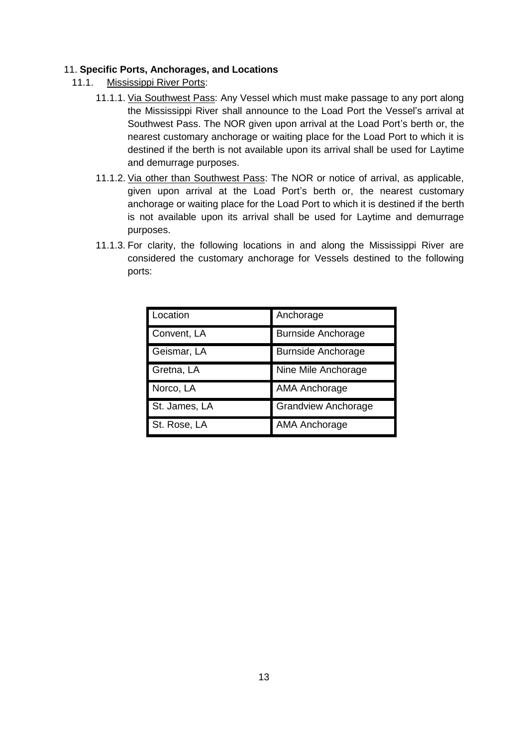## 11. **Specific Ports, Anchorages, and Locations**

11.1. Mississippi River Ports:

11.1.1. Via Southwest Pass: Any Vessel which must make passage to any port along the Mississippi River shall announce to the Load Port the Vessel's arrival at Southwest Pass. The NOR given upon arrival at the Load Port's berth or, the nearest customary anchorage or waiting place for the Load Port to which it is destined if the berth is not available upon its arrival shall be used for Laytime and demurrage purposes.

11.1.2. Via other than Southwest Pass: The NOR or notice of arrival, as applicable, given upon arrival at the Load Port's berth or, the nearest customary anchorage or waiting place for the Load Port to which it is destined if the berth is not available upon its arrival shall be used for Laytime and demurrage purposes.

11.1.3. For clarity, the following locations in and along the Mississippi River are considered the customary anchorage for Vessels destined to the following ports:

| Location | Anchorage |
|---|---|
| Convent, LA | Burnside Anchorage |
| Geismar, LA | Burnside Anchorage |
| Gretna, LA | Nine Mile Anchorage |
| Norco, LA | AMA Anchorage |
| St. James, LA | Grandview Anchorage |
| St. Rose, LA | AMA Anchorage |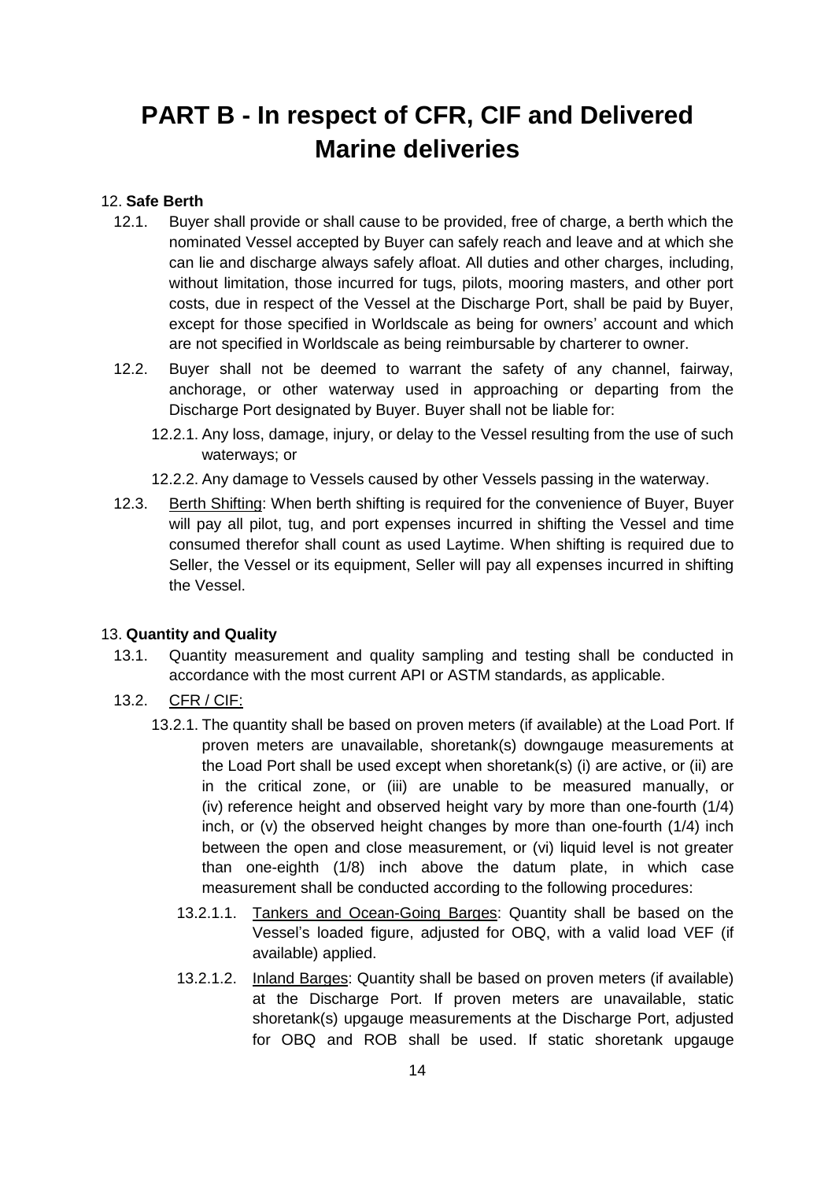# PART B - In respect of CFR, CIF and Delivered Marine deliveries

12. **Safe Berth**

12.1. Buyer shall provide or shall cause to be provided, free of charge, a berth which the nominated Vessel accepted by Buyer can safely reach and leave and at which she can lie and discharge always safely afloat. All duties and other charges, including, without limitation, those incurred for tugs, pilots, mooring masters, and other port costs, due in respect of the Vessel at the Discharge Port, shall be paid by Buyer, except for those specified in Worldscale as being for owners' account and which are not specified in Worldscale as being reimbursable by charterer to owner.

12.2. Buyer shall not be deemed to warrant the safety of any channel, fairway, anchorage, or other waterway used in approaching or departing from the Discharge Port designated by Buyer. Buyer shall not be liable for:

12.2.1. Any loss, damage, injury, or delay to the Vessel resulting from the use of such waterways; or

12.2.2. Any damage to Vessels caused by other Vessels passing in the waterway.

12.3. Berth Shifting: When berth shifting is required for the convenience of Buyer, Buyer will pay all pilot, tug, and port expenses incurred in shifting the Vessel and time consumed therefor shall count as used Laytime. When shifting is required due to Seller, the Vessel or its equipment, Seller will pay all expenses incurred in shifting the Vessel.

13. **Quantity and Quality**

13.1. Quantity measurement and quality sampling and testing shall be conducted in accordance with the most current API or ASTM standards, as applicable.

13.2. CFR / CIF:

13.2.1. The quantity shall be based on proven meters (if available) at the Load Port. If proven meters are unavailable, shoretank(s) downgauge measurements at the Load Port shall be used except when shoretank(s) (i) are active, or (ii) are in the critical zone, or (iii) are unable to be measured manually, or (iv) reference height and observed height vary by more than one-fourth (1/4) inch, or (v) the observed height changes by more than one-fourth (1/4) inch between the open and close measurement, or (vi) liquid level is not greater than one-eighth (1/8) inch above the datum plate, in which case measurement shall be conducted according to the following procedures:

13.2.1.1. Tankers and Ocean-Going Barges: Quantity shall be based on the Vessel's loaded figure, adjusted for OBQ, with a valid load VEF (if available) applied.

13.2.1.2. Inland Barges: Quantity shall be based on proven meters (if available) at the Discharge Port. If proven meters are unavailable, static shoretank(s) upgauge measurements at the Discharge Port, adjusted for OBQ and ROB shall be used. If static shoretank upgauge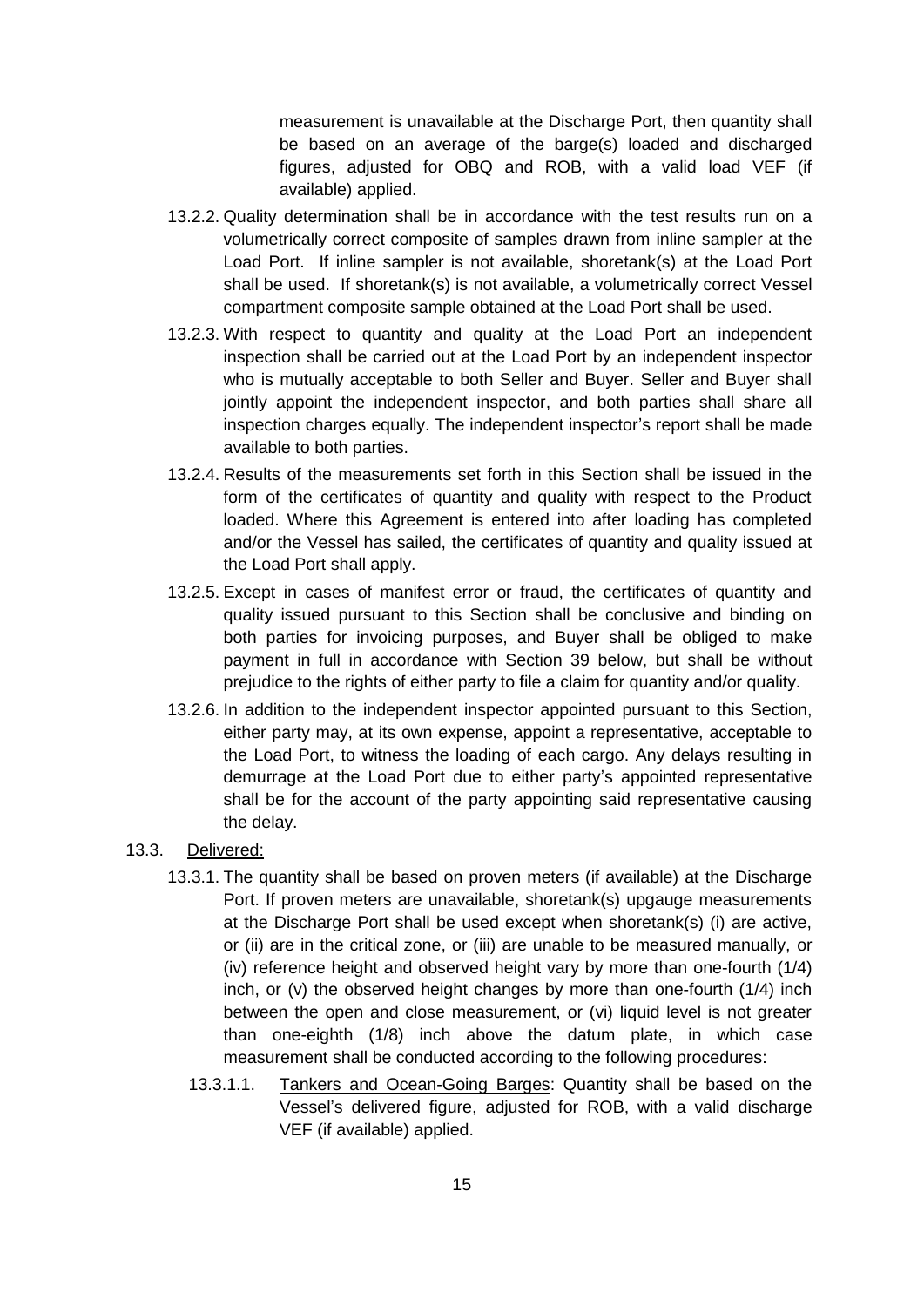measurement is unavailable at the Discharge Port, then quantity shall be based on an average of the barge(s) loaded and discharged figures, adjusted for OBQ and ROB, with a valid load VEF (if available) applied.

13.2.2. Quality determination shall be in accordance with the test results run on a volumetrically correct composite of samples drawn from inline sampler at the Load Port. If inline sampler is not available, shoretank(s) at the Load Port shall be used. If shoretank(s) is not available, a volumetrically correct Vessel compartment composite sample obtained at the Load Port shall be used.

13.2.3. With respect to quantity and quality at the Load Port an independent inspection shall be carried out at the Load Port by an independent inspector who is mutually acceptable to both Seller and Buyer. Seller and Buyer shall jointly appoint the independent inspector, and both parties shall share all inspection charges equally. The independent inspector's report shall be made available to both parties.

13.2.4. Results of the measurements set forth in this Section shall be issued in the form of the certificates of quantity and quality with respect to the Product loaded. Where this Agreement is entered into after loading has completed and/or the Vessel has sailed, the certificates of quantity and quality issued at the Load Port shall apply.

13.2.5. Except in cases of manifest error or fraud, the certificates of quantity and quality issued pursuant to this Section shall be conclusive and binding on both parties for invoicing purposes, and Buyer shall be obliged to make payment in full in accordance with Section 39 below, but shall be without prejudice to the rights of either party to file a claim for quantity and/or quality.

13.2.6. In addition to the independent inspector appointed pursuant to this Section, either party may, at its own expense, appoint a representative, acceptable to the Load Port, to witness the loading of each cargo. Any delays resulting in demurrage at the Load Port due to either party's appointed representative shall be for the account of the party appointing said representative causing the delay.

13.3. <u>Delivered:</u>

13.3.1. The quantity shall be based on proven meters (if available) at the Discharge Port. If proven meters are unavailable, shoretank(s) upgauge measurements at the Discharge Port shall be used except when shoretank(s) (i) are active, or (ii) are in the critical zone, or (iii) are unable to be measured manually, or (iv) reference height and observed height vary by more than one-fourth (1/4) inch, or (v) the observed height changes by more than one-fourth (1/4) inch between the open and close measurement, or (vi) liquid level is not greater than one-eighth (1/8) inch above the datum plate, in which case measurement shall be conducted according to the following procedures:

13.3.1.1. <u>Tankers and Ocean-Going Barges</u>: Quantity shall be based on the Vessel's delivered figure, adjusted for ROB, with a valid discharge VEF (if available) applied.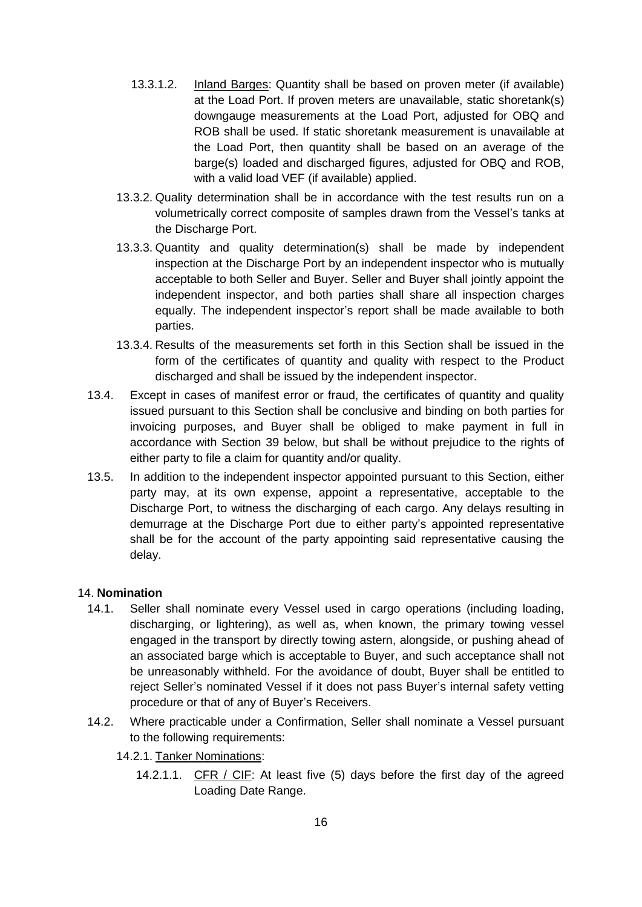13.3.1.2. Inland Barges: Quantity shall be based on proven meter (if available) at the Load Port. If proven meters are unavailable, static shoretank(s) downgauge measurements at the Load Port, adjusted for OBQ and ROB shall be used. If static shoretank measurement is unavailable at the Load Port, then quantity shall be based on an average of the barge(s) loaded and discharged figures, adjusted for OBQ and ROB, with a valid load VEF (if available) applied.

13.3.2. Quality determination shall be in accordance with the test results run on a volumetrically correct composite of samples drawn from the Vessel's tanks at the Discharge Port.

13.3.3. Quantity and quality determination(s) shall be made by independent inspection at the Discharge Port by an independent inspector who is mutually acceptable to both Seller and Buyer. Seller and Buyer shall jointly appoint the independent inspector, and both parties shall share all inspection charges equally. The independent inspector's report shall be made available to both parties.

13.3.4. Results of the measurements set forth in this Section shall be issued in the form of the certificates of quantity and quality with respect to the Product discharged and shall be issued by the independent inspector.

13.4. Except in cases of manifest error or fraud, the certificates of quantity and quality issued pursuant to this Section shall be conclusive and binding on both parties for invoicing purposes, and Buyer shall be obliged to make payment in full in accordance with Section 39 below, but shall be without prejudice to the rights of either party to file a claim for quantity and/or quality.

13.5. In addition to the independent inspector appointed pursuant to this Section, either party may, at its own expense, appoint a representative, acceptable to the Discharge Port, to witness the discharging of each cargo. Any delays resulting in demurrage at the Discharge Port due to either party's appointed representative shall be for the account of the party appointing said representative causing the delay.

## 14. **Nomination**

14.1. Seller shall nominate every Vessel used in cargo operations (including loading, discharging, or lightering), as well as, when known, the primary towing vessel engaged in the transport by directly towing astern, alongside, or pushing ahead of an associated barge which is acceptable to Buyer, and such acceptance shall not be unreasonably withheld. For the avoidance of doubt, Buyer shall be entitled to reject Seller's nominated Vessel if it does not pass Buyer's internal safety vetting procedure or that of any of Buyer's Receivers.

14.2. Where practicable under a Confirmation, Seller shall nominate a Vessel pursuant to the following requirements:

14.2.1. Tanker Nominations:

14.2.1.1. CFR / CIF: At least five (5) days before the first day of the agreed Loading Date Range.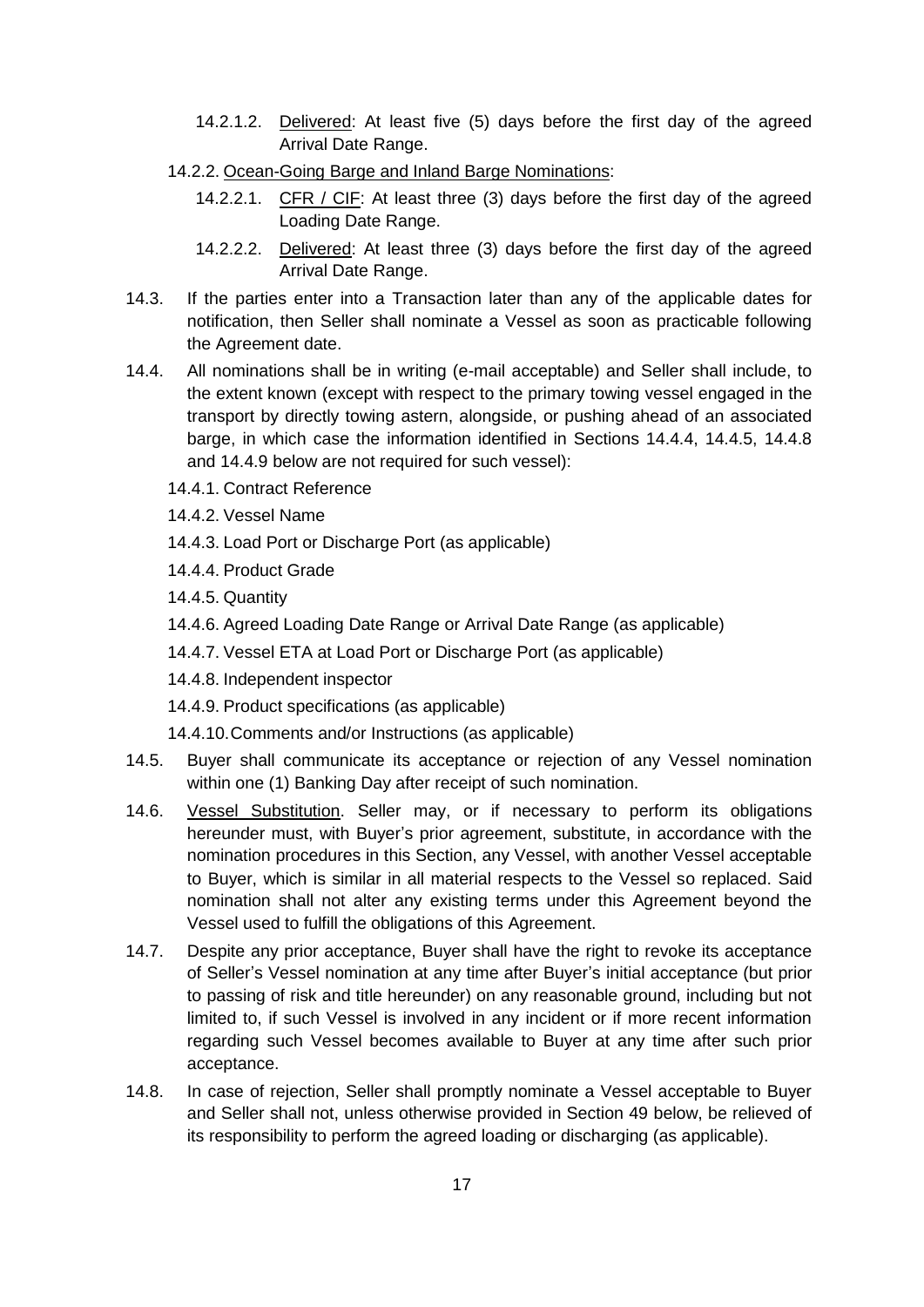14.2.1.2. Delivered: At least five (5) days before the first day of the agreed Arrival Date Range.

14.2.2. Ocean-Going Barge and Inland Barge Nominations:

14.2.2.1. CFR / CIF: At least three (3) days before the first day of the agreed Loading Date Range.

14.2.2.2. Delivered: At least three (3) days before the first day of the agreed Arrival Date Range.

14.3. If the parties enter into a Transaction later than any of the applicable dates for notification, then Seller shall nominate a Vessel as soon as practicable following the Agreement date.

14.4. All nominations shall be in writing (e-mail acceptable) and Seller shall include, to the extent known (except with respect to the primary towing vessel engaged in the transport by directly towing astern, alongside, or pushing ahead of an associated barge, in which case the information identified in Sections 14.4.4, 14.4.5, 14.4.8 and 14.4.9 below are not required for such vessel):

14.4.1. Contract Reference

14.4.2. Vessel Name

14.4.3. Load Port or Discharge Port (as applicable)

14.4.4. Product Grade

14.4.5. Quantity

14.4.6. Agreed Loading Date Range or Arrival Date Range (as applicable)

14.4.7. Vessel ETA at Load Port or Discharge Port (as applicable)

14.4.8. Independent inspector

14.4.9. Product specifications (as applicable)

14.4.10. Comments and/or Instructions (as applicable)

14.5. Buyer shall communicate its acceptance or rejection of any Vessel nomination within one (1) Banking Day after receipt of such nomination.

14.6. Vessel Substitution. Seller may, or if necessary to perform its obligations hereunder must, with Buyer's prior agreement, substitute, in accordance with the nomination procedures in this Section, any Vessel, with another Vessel acceptable to Buyer, which is similar in all material respects to the Vessel so replaced. Said nomination shall not alter any existing terms under this Agreement beyond the Vessel used to fulfill the obligations of this Agreement.

14.7. Despite any prior acceptance, Buyer shall have the right to revoke its acceptance of Seller's Vessel nomination at any time after Buyer's initial acceptance (but prior to passing of risk and title hereunder) on any reasonable ground, including but not limited to, if such Vessel is involved in any incident or if more recent information regarding such Vessel becomes available to Buyer at any time after such prior acceptance.

14.8. In case of rejection, Seller shall promptly nominate a Vessel acceptable to Buyer and Seller shall not, unless otherwise provided in Section 49 below, be relieved of its responsibility to perform the agreed loading or discharging (as applicable).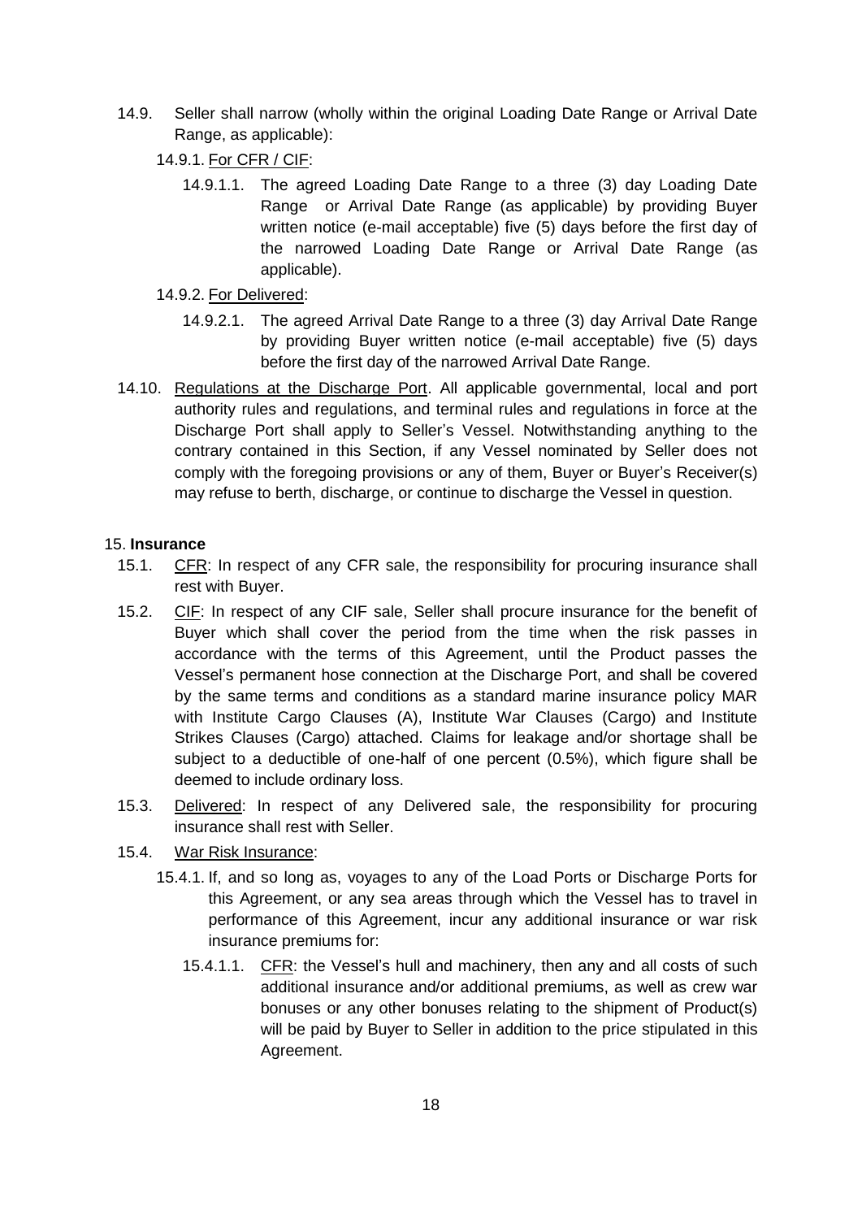14.9. Seller shall narrow (wholly within the original Loading Date Range or Arrival Date Range, as applicable):

14.9.1. For CFR / CIF:

14.9.1.1. The agreed Loading Date Range to a three (3) day Loading Date Range or Arrival Date Range (as applicable) by providing Buyer written notice (e-mail acceptable) five (5) days before the first day of the narrowed Loading Date Range or Arrival Date Range (as applicable).

14.9.2. For Delivered:

14.9.2.1. The agreed Arrival Date Range to a three (3) day Arrival Date Range by providing Buyer written notice (e-mail acceptable) five (5) days before the first day of the narrowed Arrival Date Range.

14.10. Regulations at the Discharge Port. All applicable governmental, local and port authority rules and regulations, and terminal rules and regulations in force at the Discharge Port shall apply to Seller's Vessel. Notwithstanding anything to the contrary contained in this Section, if any Vessel nominated by Seller does not comply with the foregoing provisions or any of them, Buyer or Buyer's Receiver(s) may refuse to berth, discharge, or continue to discharge the Vessel in question.

## 15. **Insurance**

15.1. CFR: In respect of any CFR sale, the responsibility for procuring insurance shall rest with Buyer.

15.2. CIF: In respect of any CIF sale, Seller shall procure insurance for the benefit of Buyer which shall cover the period from the time when the risk passes in accordance with the terms of this Agreement, until the Product passes the Vessel's permanent hose connection at the Discharge Port, and shall be covered by the same terms and conditions as a standard marine insurance policy MAR with Institute Cargo Clauses (A), Institute War Clauses (Cargo) and Institute Strikes Clauses (Cargo) attached. Claims for leakage and/or shortage shall be subject to a deductible of one-half of one percent (0.5%), which figure shall be deemed to include ordinary loss.

15.3. Delivered: In respect of any Delivered sale, the responsibility for procuring insurance shall rest with Seller.

15.4. War Risk Insurance:

15.4.1. If, and so long as, voyages to any of the Load Ports or Discharge Ports for this Agreement, or any sea areas through which the Vessel has to travel in performance of this Agreement, incur any additional insurance or war risk insurance premiums for:

15.4.1.1. CFR: the Vessel's hull and machinery, then any and all costs of such additional insurance and/or additional premiums, as well as crew war bonuses or any other bonuses relating to the shipment of Product(s) will be paid by Buyer to Seller in addition to the price stipulated in this Agreement.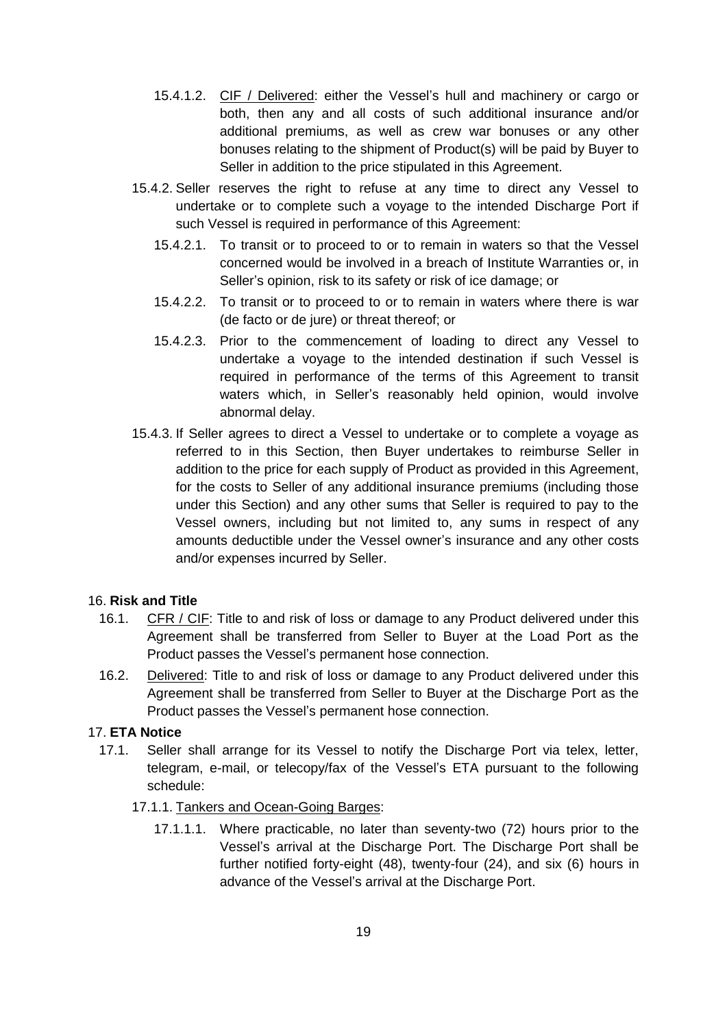15.4.1.2. CIF / Delivered: either the Vessel's hull and machinery or cargo or both, then any and all costs of such additional insurance and/or additional premiums, as well as crew war bonuses or any other bonuses relating to the shipment of Product(s) will be paid by Buyer to Seller in addition to the price stipulated in this Agreement.

15.4.2. Seller reserves the right to refuse at any time to direct any Vessel to undertake or to complete such a voyage to the intended Discharge Port if such Vessel is required in performance of this Agreement:

15.4.2.1. To transit or to proceed to or to remain in waters so that the Vessel concerned would be involved in a breach of Institute Warranties or, in Seller's opinion, risk to its safety or risk of ice damage; or

15.4.2.2. To transit or to proceed to or to remain in waters where there is war (de facto or de jure) or threat thereof; or

15.4.2.3. Prior to the commencement of loading to direct any Vessel to undertake a voyage to the intended destination if such Vessel is required in performance of the terms of this Agreement to transit waters which, in Seller's reasonably held opinion, would involve abnormal delay.

15.4.3. If Seller agrees to direct a Vessel to undertake or to complete a voyage as referred to in this Section, then Buyer undertakes to reimburse Seller in addition to the price for each supply of Product as provided in this Agreement, for the costs to Seller of any additional insurance premiums (including those under this Section) and any other sums that Seller is required to pay to the Vessel owners, including but not limited to, any sums in respect of any amounts deductible under the Vessel owner's insurance and any other costs and/or expenses incurred by Seller.

16. **Risk and Title**

16.1. CFR / CIF: Title to and risk of loss or damage to any Product delivered under this Agreement shall be transferred from Seller to Buyer at the Load Port as the Product passes the Vessel's permanent hose connection.

16.2. Delivered: Title to and risk of loss or damage to any Product delivered under this Agreement shall be transferred from Seller to Buyer at the Discharge Port as the Product passes the Vessel's permanent hose connection.

17. **ETA Notice**

17.1. Seller shall arrange for its Vessel to notify the Discharge Port via telex, letter, telegram, e-mail, or telecopy/fax of the Vessel's ETA pursuant to the following schedule:

17.1.1. Tankers and Ocean-Going Barges:

17.1.1.1. Where practicable, no later than seventy-two (72) hours prior to the Vessel's arrival at the Discharge Port. The Discharge Port shall be further notified forty-eight (48), twenty-four (24), and six (6) hours in advance of the Vessel's arrival at the Discharge Port.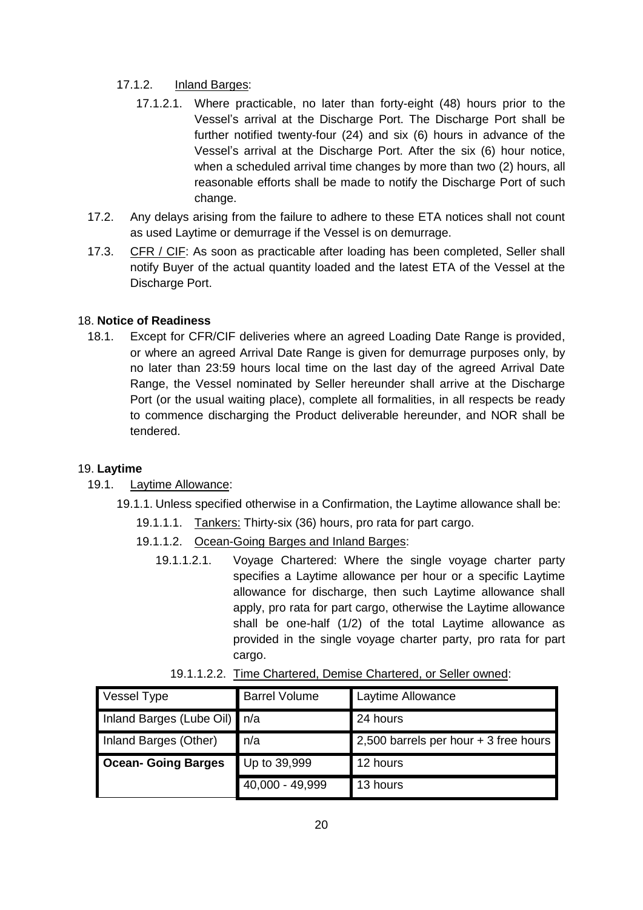17.1.2. Inland Barges:

17.1.2.1. Where practicable, no later than forty-eight (48) hours prior to the Vessel's arrival at the Discharge Port. The Discharge Port shall be further notified twenty-four (24) and six (6) hours in advance of the Vessel's arrival at the Discharge Port. After the six (6) hour notice, when a scheduled arrival time changes by more than two (2) hours, all reasonable efforts shall be made to notify the Discharge Port of such change.

17.2. Any delays arising from the failure to adhere to these ETA notices shall not count as used Laytime or demurrage if the Vessel is on demurrage.

17.3. CFR / CIF: As soon as practicable after loading has been completed, Seller shall notify Buyer of the actual quantity loaded and the latest ETA of the Vessel at the Discharge Port.

## 18. **Notice of Readiness**

18.1. Except for CFR/CIF deliveries where an agreed Loading Date Range is provided, or where an agreed Arrival Date Range is given for demurrage purposes only, by no later than 23:59 hours local time on the last day of the agreed Arrival Date Range, the Vessel nominated by Seller hereunder shall arrive at the Discharge Port (or the usual waiting place), complete all formalities, in all respects be ready to commence discharging the Product deliverable hereunder, and NOR shall be tendered.

## 19. **Laytime**

19.1. Laytime Allowance:

19.1.1. Unless specified otherwise in a Confirmation, the Laytime allowance shall be:

19.1.1.1. Tankers: Thirty-six (36) hours, pro rata for part cargo.

19.1.1.2. Ocean-Going Barges and Inland Barges:

19.1.1.2.1. Voyage Chartered: Where the single voyage charter party specifies a Laytime allowance per hour or a specific Laytime allowance for discharge, then such Laytime allowance shall apply, pro rata for part cargo, otherwise the Laytime allowance shall be one-half (1/2) of the total Laytime allowance as provided in the single voyage charter party, pro rata for part cargo.

19.1.1.2.2. Time Chartered, Demise Chartered, or Seller owned:

| Vessel Type | Barrel Volume | Laytime Allowance |
|---|---|---|
| Inland Barges (Lube Oil) | n/a | 24 hours |
| Inland Barges (Other) | n/a | 2,500 barrels per hour + 3 free hours |
| **Ocean- Going Barges** | Up to 39,999 | 12 hours |
| | 40,000 - 49,999 | 13 hours |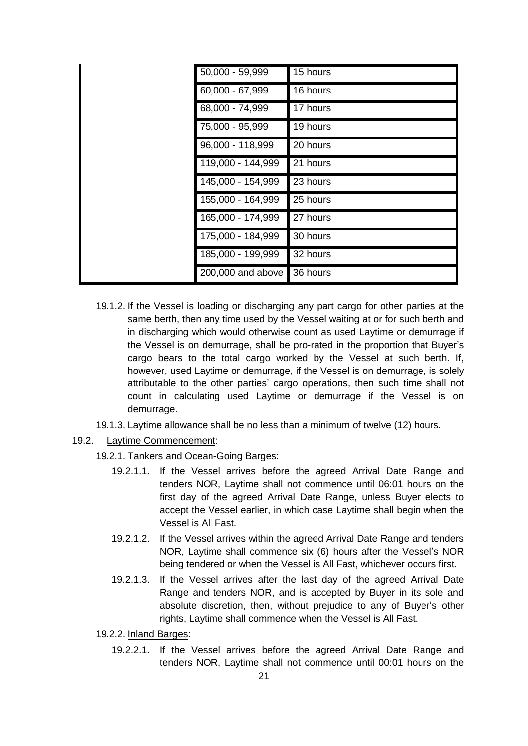| | | |
|---|---|---|
| | 50,000 - 59,999 | 15 hours |
| | 60,000 - 67,999 | 16 hours |
| | 68,000 - 74,999 | 17 hours |
| | 75,000 - 95,999 | 19 hours |
| | 96,000 - 118,999 | 20 hours |
| | 119,000 - 144,999 | 21 hours |
| | 145,000 - 154,999 | 23 hours |
| | 155,000 - 164,999 | 25 hours |
| | 165,000 - 174,999 | 27 hours |
| | 175,000 - 184,999 | 30 hours |
| | 185,000 - 199,999 | 32 hours |
| | 200,000 and above | 36 hours |

19.1.2. If the Vessel is loading or discharging any part cargo for other parties at the same berth, then any time used by the Vessel waiting at or for such berth and in discharging which would otherwise count as used Laytime or demurrage if the Vessel is on demurrage, shall be pro-rated in the proportion that Buyer's cargo bears to the total cargo worked by the Vessel at such berth. If, however, used Laytime or demurrage, if the Vessel is on demurrage, is solely attributable to the other parties' cargo operations, then such time shall not count in calculating used Laytime or demurrage if the Vessel is on demurrage.

19.1.3. Laytime allowance shall be no less than a minimum of twelve (12) hours.

19.2. Laytime Commencement:

19.2.1. Tankers and Ocean-Going Barges:

19.2.1.1. If the Vessel arrives before the agreed Arrival Date Range and tenders NOR, Laytime shall not commence until 06:01 hours on the first day of the agreed Arrival Date Range, unless Buyer elects to accept the Vessel earlier, in which case Laytime shall begin when the Vessel is All Fast.

19.2.1.2. If the Vessel arrives within the agreed Arrival Date Range and tenders NOR, Laytime shall commence six (6) hours after the Vessel's NOR being tendered or when the Vessel is All Fast, whichever occurs first.

19.2.1.3. If the Vessel arrives after the last day of the agreed Arrival Date Range and tenders NOR, and is accepted by Buyer in its sole and absolute discretion, then, without prejudice to any of Buyer's other rights, Laytime shall commence when the Vessel is All Fast.

19.2.2. Inland Barges:

19.2.2.1. If the Vessel arrives before the agreed Arrival Date Range and tenders NOR, Laytime shall not commence until 00:01 hours on the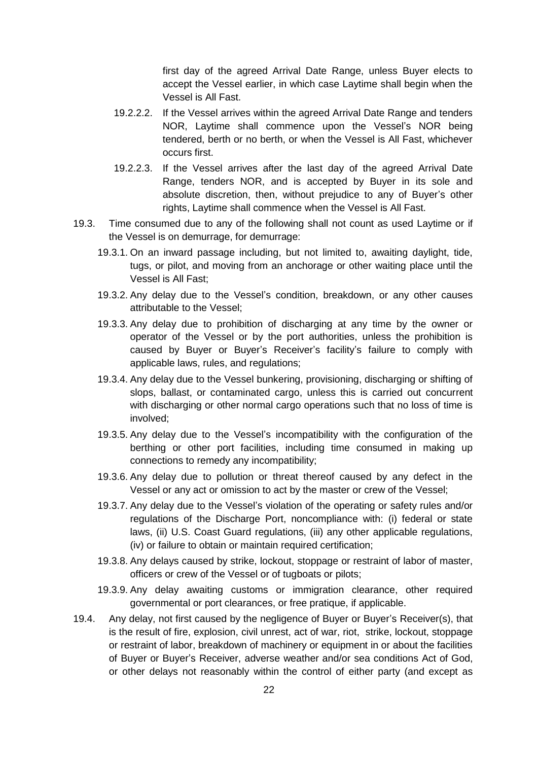first day of the agreed Arrival Date Range, unless Buyer elects to accept the Vessel earlier, in which case Laytime shall begin when the Vessel is All Fast.

19.2.2.2. If the Vessel arrives within the agreed Arrival Date Range and tenders NOR, Laytime shall commence upon the Vessel's NOR being tendered, berth or no berth, or when the Vessel is All Fast, whichever occurs first.

19.2.2.3. If the Vessel arrives after the last day of the agreed Arrival Date Range, tenders NOR, and is accepted by Buyer in its sole and absolute discretion, then, without prejudice to any of Buyer's other rights, Laytime shall commence when the Vessel is All Fast.

19.3. Time consumed due to any of the following shall not count as used Laytime or if the Vessel is on demurrage, for demurrage:

19.3.1. On an inward passage including, but not limited to, awaiting daylight, tide, tugs, or pilot, and moving from an anchorage or other waiting place until the Vessel is All Fast;

19.3.2. Any delay due to the Vessel's condition, breakdown, or any other causes attributable to the Vessel;

19.3.3. Any delay due to prohibition of discharging at any time by the owner or operator of the Vessel or by the port authorities, unless the prohibition is caused by Buyer or Buyer's Receiver's facility's failure to comply with applicable laws, rules, and regulations;

19.3.4. Any delay due to the Vessel bunkering, provisioning, discharging or shifting of slops, ballast, or contaminated cargo, unless this is carried out concurrent with discharging or other normal cargo operations such that no loss of time is involved;

19.3.5. Any delay due to the Vessel's incompatibility with the configuration of the berthing or other port facilities, including time consumed in making up connections to remedy any incompatibility;

19.3.6. Any delay due to pollution or threat thereof caused by any defect in the Vessel or any act or omission to act by the master or crew of the Vessel;

19.3.7. Any delay due to the Vessel's violation of the operating or safety rules and/or regulations of the Discharge Port, noncompliance with: (i) federal or state laws, (ii) U.S. Coast Guard regulations, (iii) any other applicable regulations, (iv) or failure to obtain or maintain required certification;

19.3.8. Any delays caused by strike, lockout, stoppage or restraint of labor of master, officers or crew of the Vessel or of tugboats or pilots;

19.3.9. Any delay awaiting customs or immigration clearance, other required governmental or port clearances, or free pratique, if applicable.

19.4. Any delay, not first caused by the negligence of Buyer or Buyer's Receiver(s), that is the result of fire, explosion, civil unrest, act of war, riot, strike, lockout, stoppage or restraint of labor, breakdown of machinery or equipment in or about the facilities of Buyer or Buyer's Receiver, adverse weather and/or sea conditions Act of God, or other delays not reasonably within the control of either party (and except as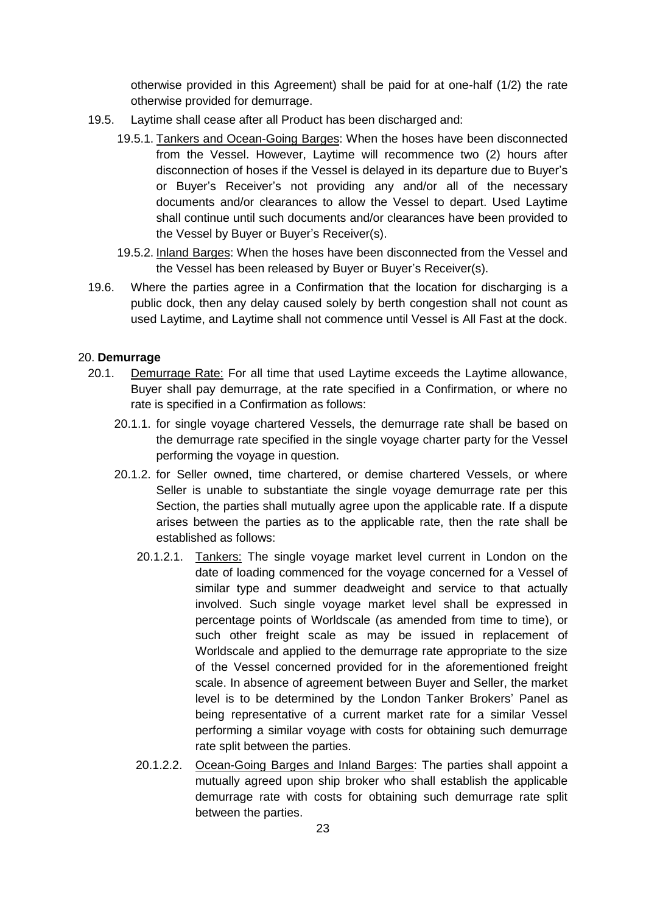otherwise provided in this Agreement) shall be paid for at one-half (1/2) the rate otherwise provided for demurrage.

19.5. Laytime shall cease after all Product has been discharged and:

19.5.1. Tankers and Ocean-Going Barges: When the hoses have been disconnected from the Vessel. However, Laytime will recommence two (2) hours after disconnection of hoses if the Vessel is delayed in its departure due to Buyer's or Buyer's Receiver's not providing any and/or all of the necessary documents and/or clearances to allow the Vessel to depart. Used Laytime shall continue until such documents and/or clearances have been provided to the Vessel by Buyer or Buyer's Receiver(s).

19.5.2. Inland Barges: When the hoses have been disconnected from the Vessel and the Vessel has been released by Buyer or Buyer's Receiver(s).

19.6. Where the parties agree in a Confirmation that the location for discharging is a public dock, then any delay caused solely by berth congestion shall not count as used Laytime, and Laytime shall not commence until Vessel is All Fast at the dock.

## 20. **Demurrage**

20.1. Demurrage Rate: For all time that used Laytime exceeds the Laytime allowance, Buyer shall pay demurrage, at the rate specified in a Confirmation, or where no rate is specified in a Confirmation as follows:

20.1.1. for single voyage chartered Vessels, the demurrage rate shall be based on the demurrage rate specified in the single voyage charter party for the Vessel performing the voyage in question.

20.1.2. for Seller owned, time chartered, or demise chartered Vessels, or where Seller is unable to substantiate the single voyage demurrage rate per this Section, the parties shall mutually agree upon the applicable rate. If a dispute arises between the parties as to the applicable rate, then the rate shall be established as follows:

20.1.2.1. Tankers: The single voyage market level current in London on the date of loading commenced for the voyage concerned for a Vessel of similar type and summer deadweight and service to that actually involved. Such single voyage market level shall be expressed in percentage points of Worldscale (as amended from time to time), or such other freight scale as may be issued in replacement of Worldscale and applied to the demurrage rate appropriate to the size of the Vessel concerned provided for in the aforementioned freight scale. In absence of agreement between Buyer and Seller, the market level is to be determined by the London Tanker Brokers' Panel as being representative of a current market rate for a similar Vessel performing a similar voyage with costs for obtaining such demurrage rate split between the parties.

20.1.2.2. Ocean-Going Barges and Inland Barges: The parties shall appoint a mutually agreed upon ship broker who shall establish the applicable demurrage rate with costs for obtaining such demurrage rate split between the parties.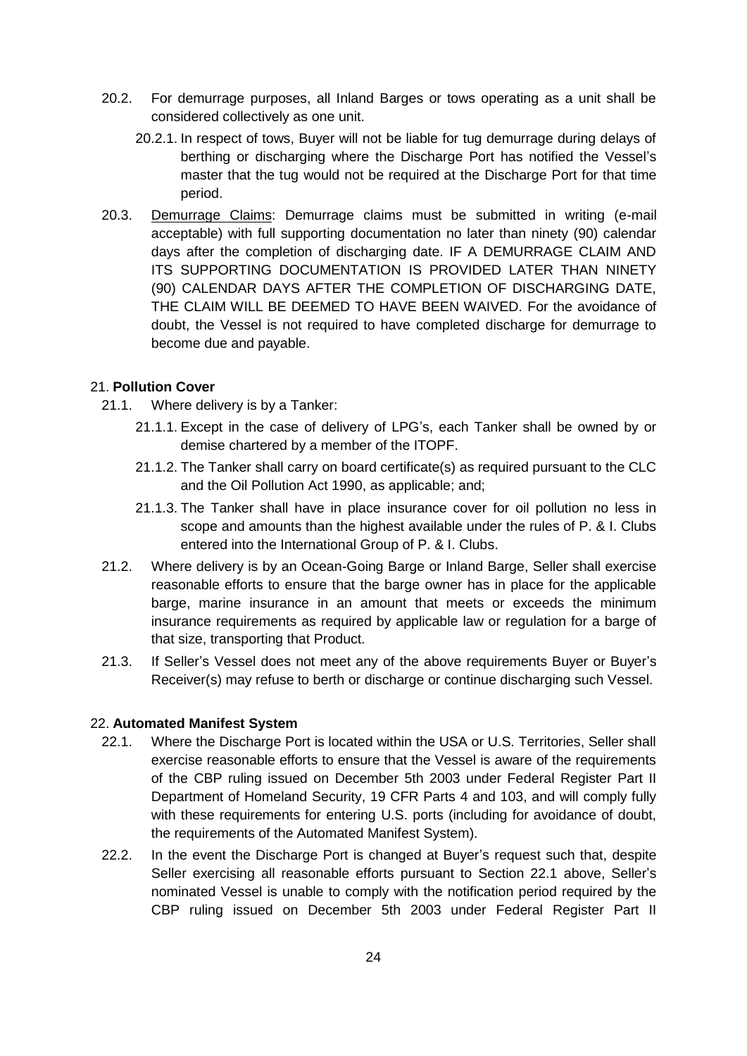20.2. For demurrage purposes, all Inland Barges or tows operating as a unit shall be considered collectively as one unit.

20.2.1. In respect of tows, Buyer will not be liable for tug demurrage during delays of berthing or discharging where the Discharge Port has notified the Vessel's master that the tug would not be required at the Discharge Port for that time period.

20.3. Demurrage Claims: Demurrage claims must be submitted in writing (e-mail acceptable) with full supporting documentation no later than ninety (90) calendar days after the completion of discharging date. IF A DEMURRAGE CLAIM AND ITS SUPPORTING DOCUMENTATION IS PROVIDED LATER THAN NINETY (90) CALENDAR DAYS AFTER THE COMPLETION OF DISCHARGING DATE, THE CLAIM WILL BE DEEMED TO HAVE BEEN WAIVED. For the avoidance of doubt, the Vessel is not required to have completed discharge for demurrage to become due and payable.

## 21. **Pollution Cover**

21.1. Where delivery is by a Tanker:

21.1.1. Except in the case of delivery of LPG's, each Tanker shall be owned by or demise chartered by a member of the ITOPF.

21.1.2. The Tanker shall carry on board certificate(s) as required pursuant to the CLC and the Oil Pollution Act 1990, as applicable; and;

21.1.3. The Tanker shall have in place insurance cover for oil pollution no less in scope and amounts than the highest available under the rules of P. & I. Clubs entered into the International Group of P. & I. Clubs.

21.2. Where delivery is by an Ocean-Going Barge or Inland Barge, Seller shall exercise reasonable efforts to ensure that the barge owner has in place for the applicable barge, marine insurance in an amount that meets or exceeds the minimum insurance requirements as required by applicable law or regulation for a barge of that size, transporting that Product.

21.3. If Seller's Vessel does not meet any of the above requirements Buyer or Buyer's Receiver(s) may refuse to berth or discharge or continue discharging such Vessel.

## 22. **Automated Manifest System**

22.1. Where the Discharge Port is located within the USA or U.S. Territories, Seller shall exercise reasonable efforts to ensure that the Vessel is aware of the requirements of the CBP ruling issued on December 5th 2003 under Federal Register Part II Department of Homeland Security, 19 CFR Parts 4 and 103, and will comply fully with these requirements for entering U.S. ports (including for avoidance of doubt, the requirements of the Automated Manifest System).

22.2. In the event the Discharge Port is changed at Buyer's request such that, despite Seller exercising all reasonable efforts pursuant to Section 22.1 above, Seller's nominated Vessel is unable to comply with the notification period required by the CBP ruling issued on December 5th 2003 under Federal Register Part II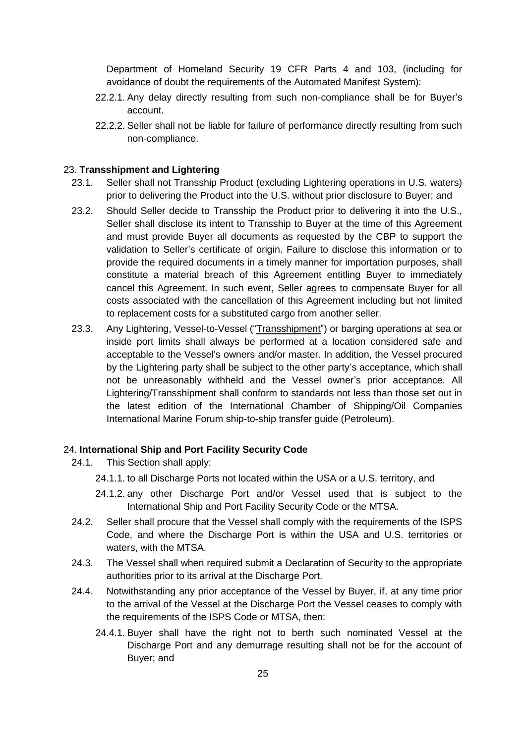Department of Homeland Security 19 CFR Parts 4 and 103, (including for avoidance of doubt the requirements of the Automated Manifest System):

22.2.1. Any delay directly resulting from such non-compliance shall be for Buyer's account.

22.2.2. Seller shall not be liable for failure of performance directly resulting from such non-compliance.

## 23. **Transshipment and Lightering**

23.1. Seller shall not Transship Product (excluding Lightering operations in U.S. waters) prior to delivering the Product into the U.S. without prior disclosure to Buyer; and

23.2. Should Seller decide to Transship the Product prior to delivering it into the U.S., Seller shall disclose its intent to Transship to Buyer at the time of this Agreement and must provide Buyer all documents as requested by the CBP to support the validation to Seller's certificate of origin. Failure to disclose this information or to provide the required documents in a timely manner for importation purposes, shall constitute a material breach of this Agreement entitling Buyer to immediately cancel this Agreement. In such event, Seller agrees to compensate Buyer for all costs associated with the cancellation of this Agreement including but not limited to replacement costs for a substituted cargo from another seller.

23.3. Any Lightering, Vessel-to-Vessel ("Transshipment") or barging operations at sea or inside port limits shall always be performed at a location considered safe and acceptable to the Vessel's owners and/or master. In addition, the Vessel procured by the Lightering party shall be subject to the other party's acceptance, which shall not be unreasonably withheld and the Vessel owner's prior acceptance. All Lightering/Transshipment shall conform to standards not less than those set out in the latest edition of the International Chamber of Shipping/Oil Companies International Marine Forum ship-to-ship transfer guide (Petroleum).

## 24. **International Ship and Port Facility Security Code**

24.1. This Section shall apply:

24.1.1. to all Discharge Ports not located within the USA or a U.S. territory, and

24.1.2. any other Discharge Port and/or Vessel used that is subject to the International Ship and Port Facility Security Code or the MTSA.

24.2. Seller shall procure that the Vessel shall comply with the requirements of the ISPS Code, and where the Discharge Port is within the USA and U.S. territories or waters, with the MTSA.

24.3. The Vessel shall when required submit a Declaration of Security to the appropriate authorities prior to its arrival at the Discharge Port.

24.4. Notwithstanding any prior acceptance of the Vessel by Buyer, if, at any time prior to the arrival of the Vessel at the Discharge Port the Vessel ceases to comply with the requirements of the ISPS Code or MTSA, then:

24.4.1. Buyer shall have the right not to berth such nominated Vessel at the Discharge Port and any demurrage resulting shall not be for the account of Buyer; and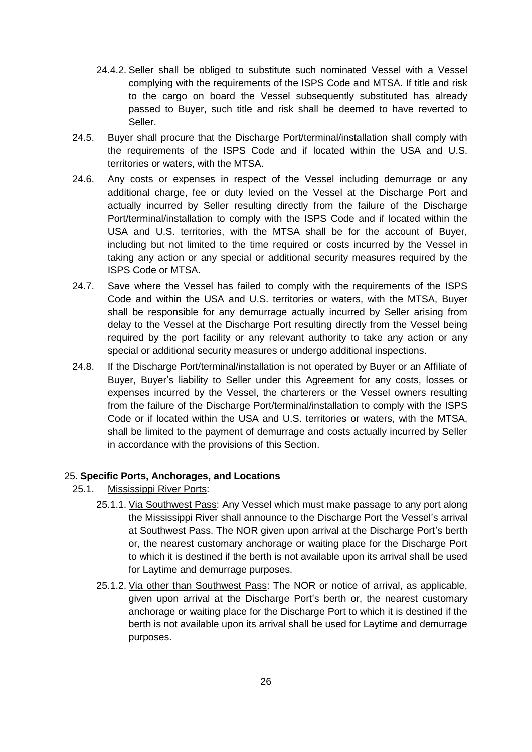24.4.2. Seller shall be obliged to substitute such nominated Vessel with a Vessel complying with the requirements of the ISPS Code and MTSA. If title and risk to the cargo on board the Vessel subsequently substituted has already passed to Buyer, such title and risk shall be deemed to have reverted to Seller.

24.5. Buyer shall procure that the Discharge Port/terminal/installation shall comply with the requirements of the ISPS Code and if located within the USA and U.S. territories or waters, with the MTSA.

24.6. Any costs or expenses in respect of the Vessel including demurrage or any additional charge, fee or duty levied on the Vessel at the Discharge Port and actually incurred by Seller resulting directly from the failure of the Discharge Port/terminal/installation to comply with the ISPS Code and if located within the USA and U.S. territories, with the MTSA shall be for the account of Buyer, including but not limited to the time required or costs incurred by the Vessel in taking any action or any special or additional security measures required by the ISPS Code or MTSA.

24.7. Save where the Vessel has failed to comply with the requirements of the ISPS Code and within the USA and U.S. territories or waters, with the MTSA, Buyer shall be responsible for any demurrage actually incurred by Seller arising from delay to the Vessel at the Discharge Port resulting directly from the Vessel being required by the port facility or any relevant authority to take any action or any special or additional security measures or undergo additional inspections.

24.8. If the Discharge Port/terminal/installation is not operated by Buyer or an Affiliate of Buyer, Buyer's liability to Seller under this Agreement for any costs, losses or expenses incurred by the Vessel, the charterers or the Vessel owners resulting from the failure of the Discharge Port/terminal/installation to comply with the ISPS Code or if located within the USA and U.S. territories or waters, with the MTSA, shall be limited to the payment of demurrage and costs actually incurred by Seller in accordance with the provisions of this Section.

## 25. Specific Ports, Anchorages, and Locations

25.1. Mississippi River Ports:

25.1.1. Via Southwest Pass: Any Vessel which must make passage to any port along the Mississippi River shall announce to the Discharge Port the Vessel's arrival at Southwest Pass. The NOR given upon arrival at the Discharge Port's berth or, the nearest customary anchorage or waiting place for the Discharge Port to which it is destined if the berth is not available upon its arrival shall be used for Laytime and demurrage purposes.

25.1.2. Via other than Southwest Pass: The NOR or notice of arrival, as applicable, given upon arrival at the Discharge Port's berth or, the nearest customary anchorage or waiting place for the Discharge Port to which it is destined if the berth is not available upon its arrival shall be used for Laytime and demurrage purposes.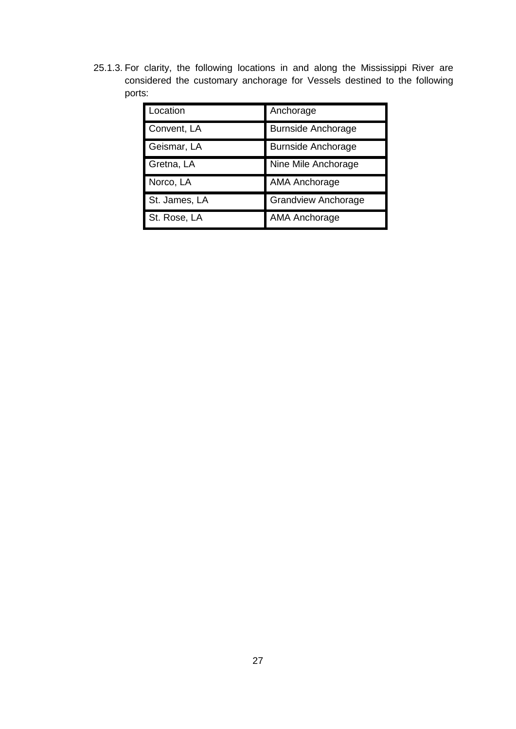25.1.3. For clarity, the following locations in and along the Mississippi River are considered the customary anchorage for Vessels destined to the following ports:

| Location | Anchorage |
|---|---|
| Convent, LA | Burnside Anchorage |
| Geismar, LA | Burnside Anchorage |
| Gretna, LA | Nine Mile Anchorage |
| Norco, LA | AMA Anchorage |
| St. James, LA | Grandview Anchorage |
| St. Rose, LA | AMA Anchorage |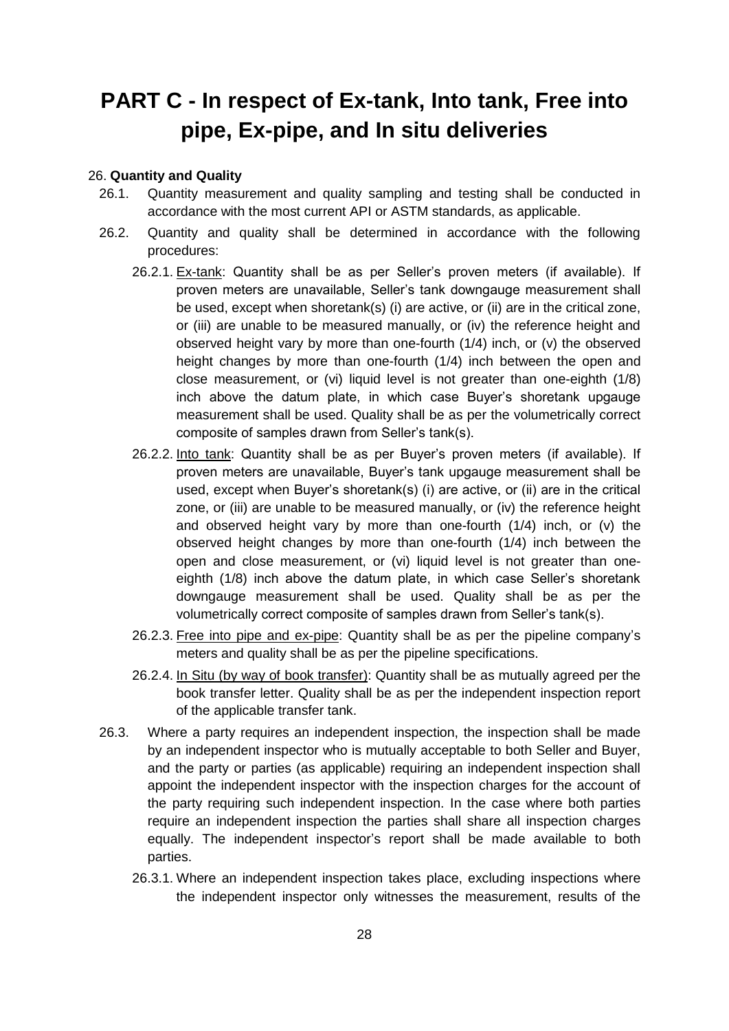# PART C - In respect of Ex-tank, Into tank, Free into pipe, Ex-pipe, and In situ deliveries

26. **Quantity and Quality**

26.1. Quantity measurement and quality sampling and testing shall be conducted in accordance with the most current API or ASTM standards, as applicable.

26.2. Quantity and quality shall be determined in accordance with the following procedures:

26.2.1. Ex-tank: Quantity shall be as per Seller's proven meters (if available). If proven meters are unavailable, Seller's tank downgauge measurement shall be used, except when shoretank(s) (i) are active, or (ii) are in the critical zone, or (iii) are unable to be measured manually, or (iv) the reference height and observed height vary by more than one-fourth (1/4) inch, or (v) the observed height changes by more than one-fourth (1/4) inch between the open and close measurement, or (vi) liquid level is not greater than one-eighth (1/8) inch above the datum plate, in which case Buyer's shoretank upgauge measurement shall be used. Quality shall be as per the volumetrically correct composite of samples drawn from Seller's tank(s).

26.2.2. Into tank: Quantity shall be as per Buyer's proven meters (if available). If proven meters are unavailable, Buyer's tank upgauge measurement shall be used, except when Buyer's shoretank(s) (i) are active, or (ii) are in the critical zone, or (iii) are unable to be measured manually, or (iv) the reference height and observed height vary by more than one-fourth (1/4) inch, or (v) the observed height changes by more than one-fourth (1/4) inch between the open and close measurement, or (vi) liquid level is not greater than one-eighth (1/8) inch above the datum plate, in which case Seller's shoretank downgauge measurement shall be used. Quality shall be as per the volumetrically correct composite of samples drawn from Seller's tank(s).

26.2.3. Free into pipe and ex-pipe: Quantity shall be as per the pipeline company's meters and quality shall be as per the pipeline specifications.

26.2.4. In Situ (by way of book transfer): Quantity shall be as mutually agreed per the book transfer letter. Quality shall be as per the independent inspection report of the applicable transfer tank.

26.3. Where a party requires an independent inspection, the inspection shall be made by an independent inspector who is mutually acceptable to both Seller and Buyer, and the party or parties (as applicable) requiring an independent inspection shall appoint the independent inspector with the inspection charges for the account of the party requiring such independent inspection. In the case where both parties require an independent inspection the parties shall share all inspection charges equally. The independent inspector's report shall be made available to both parties.

26.3.1. Where an independent inspection takes place, excluding inspections where the independent inspector only witnesses the measurement, results of the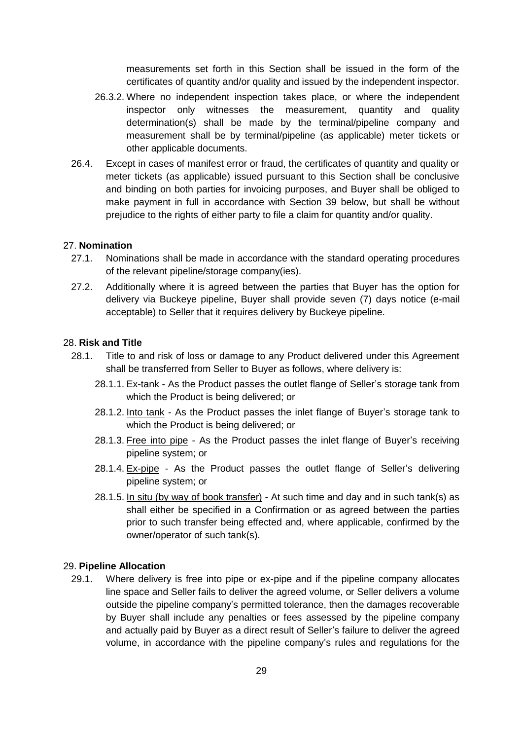measurements set forth in this Section shall be issued in the form of the certificates of quantity and/or quality and issued by the independent inspector.

26.3.2. Where no independent inspection takes place, or where the independent inspector only witnesses the measurement, quantity and quality determination(s) shall be made by the terminal/pipeline company and measurement shall be by terminal/pipeline (as applicable) meter tickets or other applicable documents.

26.4. Except in cases of manifest error or fraud, the certificates of quantity and quality or meter tickets (as applicable) issued pursuant to this Section shall be conclusive and binding on both parties for invoicing purposes, and Buyer shall be obliged to make payment in full in accordance with Section 39 below, but shall be without prejudice to the rights of either party to file a claim for quantity and/or quality.

27. **Nomination**

27.1. Nominations shall be made in accordance with the standard operating procedures of the relevant pipeline/storage company(ies).

27.2. Additionally where it is agreed between the parties that Buyer has the option for delivery via Buckeye pipeline, Buyer shall provide seven (7) days notice (e-mail acceptable) to Seller that it requires delivery by Buckeye pipeline.

28. **Risk and Title**

28.1. Title to and risk of loss or damage to any Product delivered under this Agreement shall be transferred from Seller to Buyer as follows, where delivery is:

28.1.1. Ex-tank - As the Product passes the outlet flange of Seller's storage tank from which the Product is being delivered; or

28.1.2. Into tank - As the Product passes the inlet flange of Buyer's storage tank to which the Product is being delivered; or

28.1.3. Free into pipe - As the Product passes the inlet flange of Buyer's receiving pipeline system; or

28.1.4. Ex-pipe - As the Product passes the outlet flange of Seller's delivering pipeline system; or

28.1.5. In situ (by way of book transfer) - At such time and day and in such tank(s) as shall either be specified in a Confirmation or as agreed between the parties prior to such transfer being effected and, where applicable, confirmed by the owner/operator of such tank(s).

29. **Pipeline Allocation**

29.1. Where delivery is free into pipe or ex-pipe and if the pipeline company allocates line space and Seller fails to deliver the agreed volume, or Seller delivers a volume outside the pipeline company's permitted tolerance, then the damages recoverable by Buyer shall include any penalties or fees assessed by the pipeline company and actually paid by Buyer as a direct result of Seller's failure to deliver the agreed volume, in accordance with the pipeline company's rules and regulations for the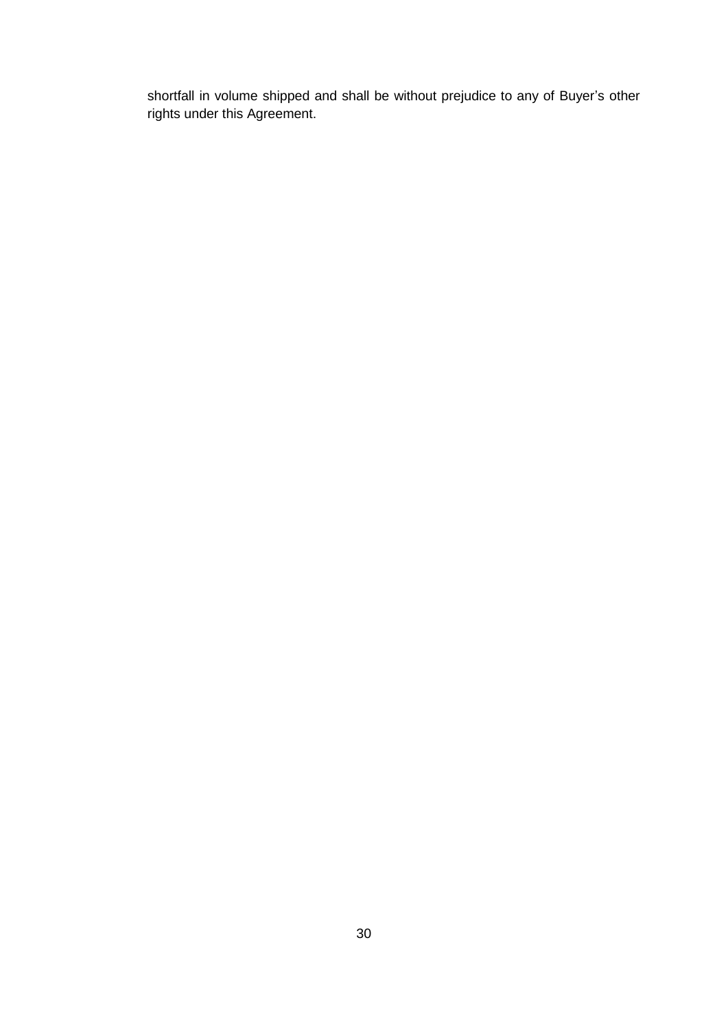shortfall in volume shipped and shall be without prejudice to any of Buyer's other rights under this Agreement.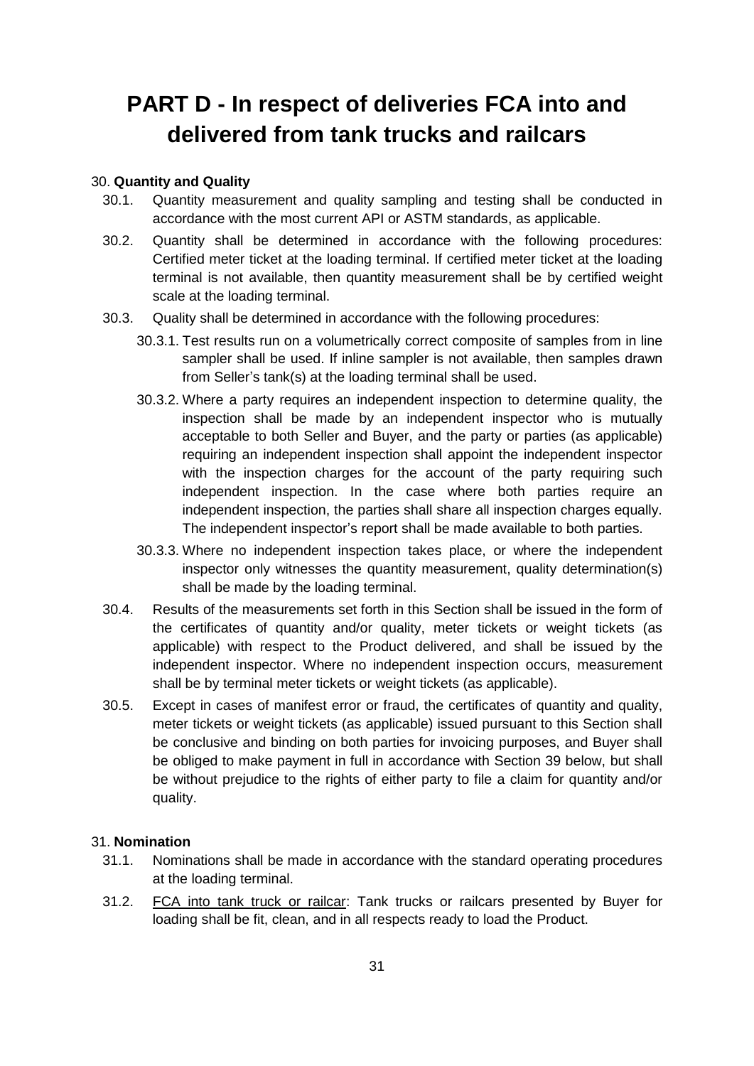# PART D - In respect of deliveries FCA into and delivered from tank trucks and railcars

30. **Quantity and Quality**

30.1. Quantity measurement and quality sampling and testing shall be conducted in accordance with the most current API or ASTM standards, as applicable.

30.2. Quantity shall be determined in accordance with the following procedures: Certified meter ticket at the loading terminal. If certified meter ticket at the loading terminal is not available, then quantity measurement shall be by certified weight scale at the loading terminal.

30.3. Quality shall be determined in accordance with the following procedures:

30.3.1. Test results run on a volumetrically correct composite of samples from in line sampler shall be used. If inline sampler is not available, then samples drawn from Seller's tank(s) at the loading terminal shall be used.

30.3.2. Where a party requires an independent inspection to determine quality, the inspection shall be made by an independent inspector who is mutually acceptable to both Seller and Buyer, and the party or parties (as applicable) requiring an independent inspection shall appoint the independent inspector with the inspection charges for the account of the party requiring such independent inspection. In the case where both parties require an independent inspection, the parties shall share all inspection charges equally. The independent inspector's report shall be made available to both parties.

30.3.3. Where no independent inspection takes place, or where the independent inspector only witnesses the quantity measurement, quality determination(s) shall be made by the loading terminal.

30.4. Results of the measurements set forth in this Section shall be issued in the form of the certificates of quantity and/or quality, meter tickets or weight tickets (as applicable) with respect to the Product delivered, and shall be issued by the independent inspector. Where no independent inspection occurs, measurement shall be by terminal meter tickets or weight tickets (as applicable).

30.5. Except in cases of manifest error or fraud, the certificates of quantity and quality, meter tickets or weight tickets (as applicable) issued pursuant to this Section shall be conclusive and binding on both parties for invoicing purposes, and Buyer shall be obliged to make payment in full in accordance with Section 39 below, but shall be without prejudice to the rights of either party to file a claim for quantity and/or quality.

31. **Nomination**

31.1. Nominations shall be made in accordance with the standard operating procedures at the loading terminal.

31.2. FCA into tank truck or railcar: Tank trucks or railcars presented by Buyer for loading shall be fit, clean, and in all respects ready to load the Product.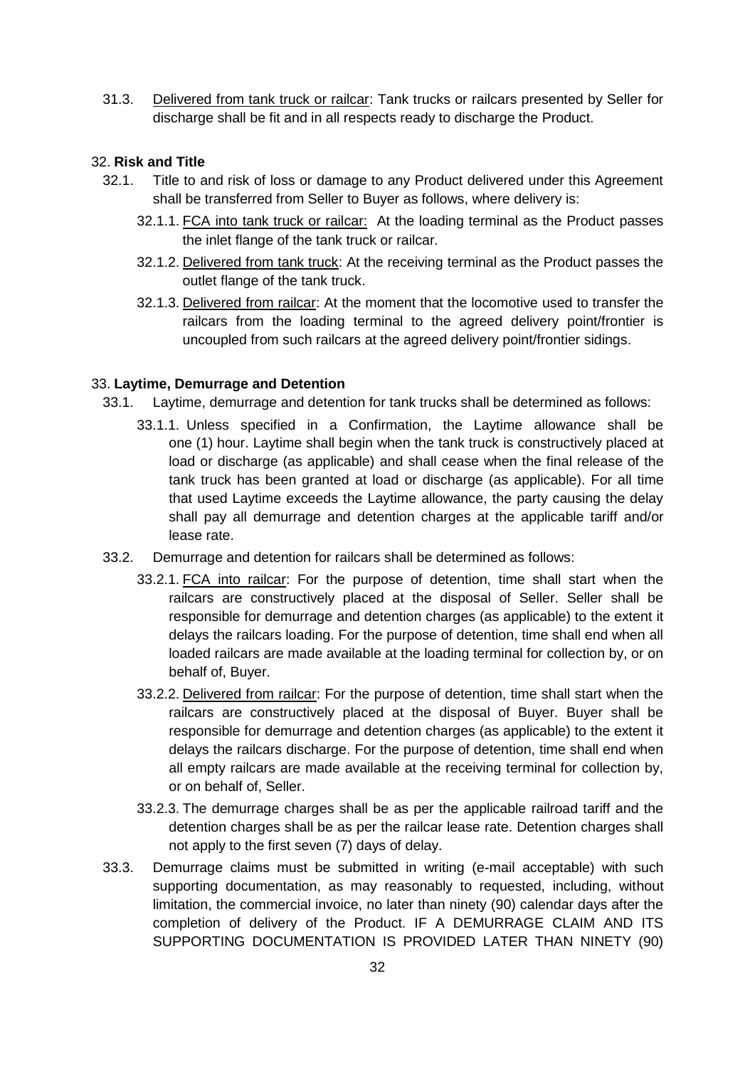31.3. Delivered from tank truck or railcar: Tank trucks or railcars presented by Seller for discharge shall be fit and in all respects ready to discharge the Product.

32. **Risk and Title**

32.1. Title to and risk of loss or damage to any Product delivered under this Agreement shall be transferred from Seller to Buyer as follows, where delivery is:

32.1.1. FCA into tank truck or railcar: At the loading terminal as the Product passes the inlet flange of the tank truck or railcar.

32.1.2. Delivered from tank truck: At the receiving terminal as the Product passes the outlet flange of the tank truck.

32.1.3. Delivered from railcar: At the moment that the locomotive used to transfer the railcars from the loading terminal to the agreed delivery point/frontier is uncoupled from such railcars at the agreed delivery point/frontier sidings.

33. **Laytime, Demurrage and Detention**

33.1. Laytime, demurrage and detention for tank trucks shall be determined as follows:

33.1.1. Unless specified in a Confirmation, the Laytime allowance shall be one (1) hour. Laytime shall begin when the tank truck is constructively placed at load or discharge (as applicable) and shall cease when the final release of the tank truck has been granted at load or discharge (as applicable). For all time that used Laytime exceeds the Laytime allowance, the party causing the delay shall pay all demurrage and detention charges at the applicable tariff and/or lease rate.

33.2. Demurrage and detention for railcars shall be determined as follows:

33.2.1. FCA into railcar: For the purpose of detention, time shall start when the railcars are constructively placed at the disposal of Seller. Seller shall be responsible for demurrage and detention charges (as applicable) to the extent it delays the railcars loading. For the purpose of detention, time shall end when all loaded railcars are made available at the loading terminal for collection by, or on behalf of, Buyer.

33.2.2. Delivered from railcar: For the purpose of detention, time shall start when the railcars are constructively placed at the disposal of Buyer. Buyer shall be responsible for demurrage and detention charges (as applicable) to the extent it delays the railcars discharge. For the purpose of detention, time shall end when all empty railcars are made available at the receiving terminal for collection by, or on behalf of, Seller.

33.2.3. The demurrage charges shall be as per the applicable railroad tariff and the detention charges shall be as per the railcar lease rate. Detention charges shall not apply to the first seven (7) days of delay.

33.3. Demurrage claims must be submitted in writing (e-mail acceptable) with such supporting documentation, as may reasonably to requested, including, without limitation, the commercial invoice, no later than ninety (90) calendar days after the completion of delivery of the Product. IF A DEMURRAGE CLAIM AND ITS SUPPORTING DOCUMENTATION IS PROVIDED LATER THAN NINETY (90)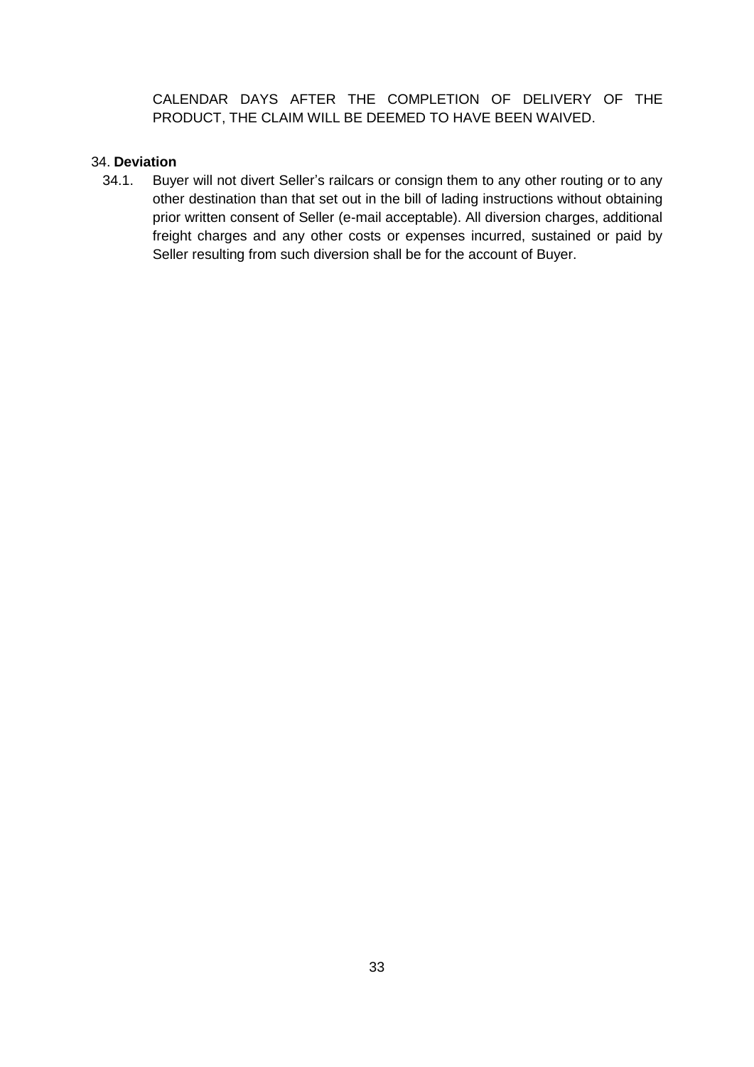CALENDAR DAYS AFTER THE COMPLETION OF DELIVERY OF THE PRODUCT, THE CLAIM WILL BE DEEMED TO HAVE BEEN WAIVED.

34. **Deviation**

34.1. Buyer will not divert Seller's railcars or consign them to any other routing or to any other destination than that set out in the bill of lading instructions without obtaining prior written consent of Seller (e-mail acceptable). All diversion charges, additional freight charges and any other costs or expenses incurred, sustained or paid by Seller resulting from such diversion shall be for the account of Buyer.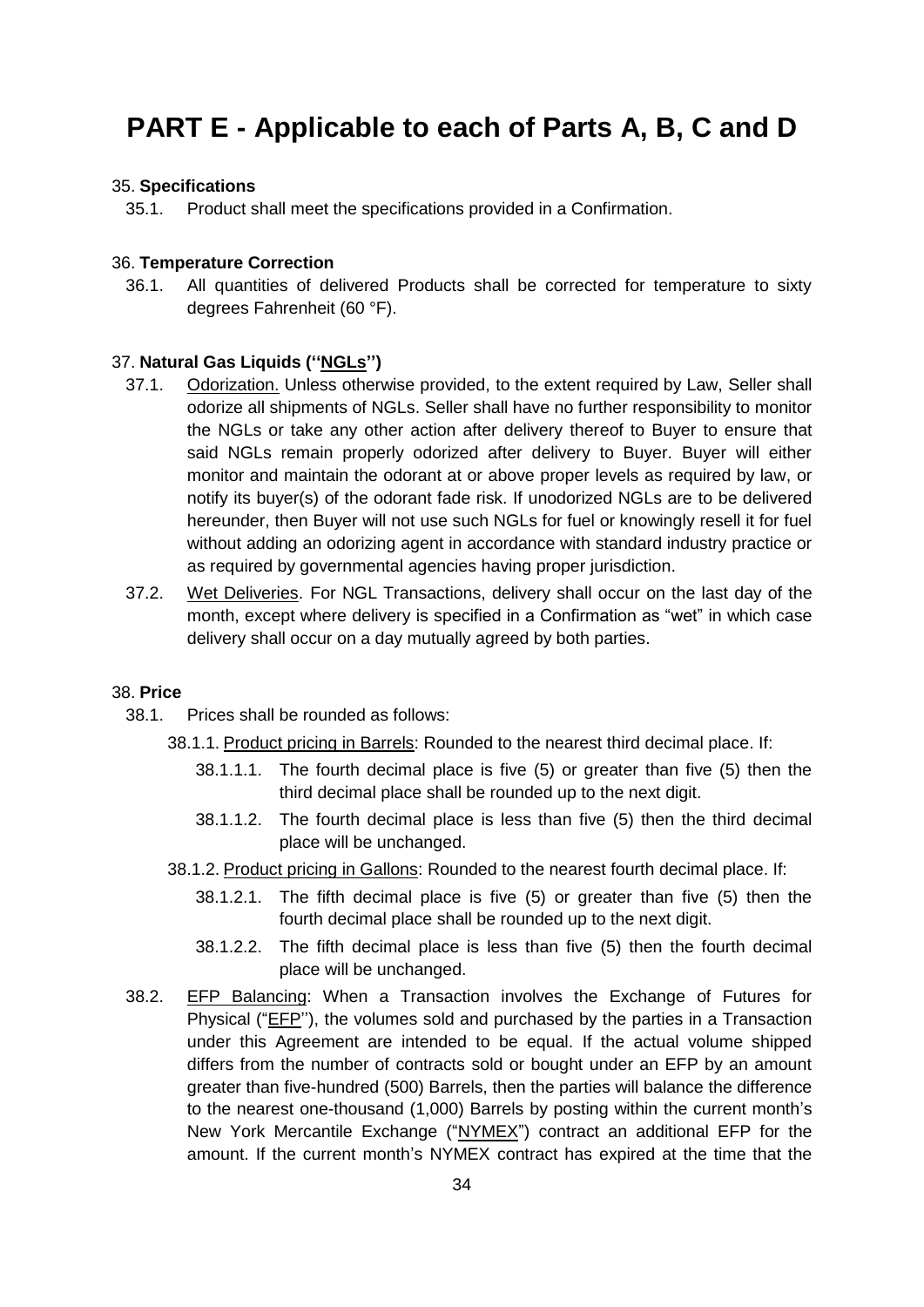# PART E - Applicable to each of Parts A, B, C and D

35. **Specifications**

35.1. Product shall meet the specifications provided in a Confirmation.

36. **Temperature Correction**

36.1. All quantities of delivered Products shall be corrected for temperature to sixty degrees Fahrenheit (60 °F).

37. **Natural Gas Liquids (''NGLs'')**

37.1. Odorization. Unless otherwise provided, to the extent required by Law, Seller shall odorize all shipments of NGLs. Seller shall have no further responsibility to monitor the NGLs or take any other action after delivery thereof to Buyer to ensure that said NGLs remain properly odorized after delivery to Buyer. Buyer will either monitor and maintain the odorant at or above proper levels as required by law, or notify its buyer(s) of the odorant fade risk. If unodorized NGLs are to be delivered hereunder, then Buyer will not use such NGLs for fuel or knowingly resell it for fuel without adding an odorizing agent in accordance with standard industry practice or as required by governmental agencies having proper jurisdiction.

37.2. Wet Deliveries. For NGL Transactions, delivery shall occur on the last day of the month, except where delivery is specified in a Confirmation as "wet" in which case delivery shall occur on a day mutually agreed by both parties.

38. **Price**

38.1. Prices shall be rounded as follows:

38.1.1. Product pricing in Barrels: Rounded to the nearest third decimal place. If:

38.1.1.1. The fourth decimal place is five (5) or greater than five (5) then the third decimal place shall be rounded up to the next digit.

38.1.1.2. The fourth decimal place is less than five (5) then the third decimal place will be unchanged.

38.1.2. Product pricing in Gallons: Rounded to the nearest fourth decimal place. If:

38.1.2.1. The fifth decimal place is five (5) or greater than five (5) then the fourth decimal place shall be rounded up to the next digit.

38.1.2.2. The fifth decimal place is less than five (5) then the fourth decimal place will be unchanged.

38.2. EFP Balancing: When a Transaction involves the Exchange of Futures for Physical ("EFP''), the volumes sold and purchased by the parties in a Transaction under this Agreement are intended to be equal. If the actual volume shipped differs from the number of contracts sold or bought under an EFP by an amount greater than five-hundred (500) Barrels, then the parties will balance the difference to the nearest one-thousand (1,000) Barrels by posting within the current month's New York Mercantile Exchange ("NYMEX") contract an additional EFP for the amount. If the current month's NYMEX contract has expired at the time that the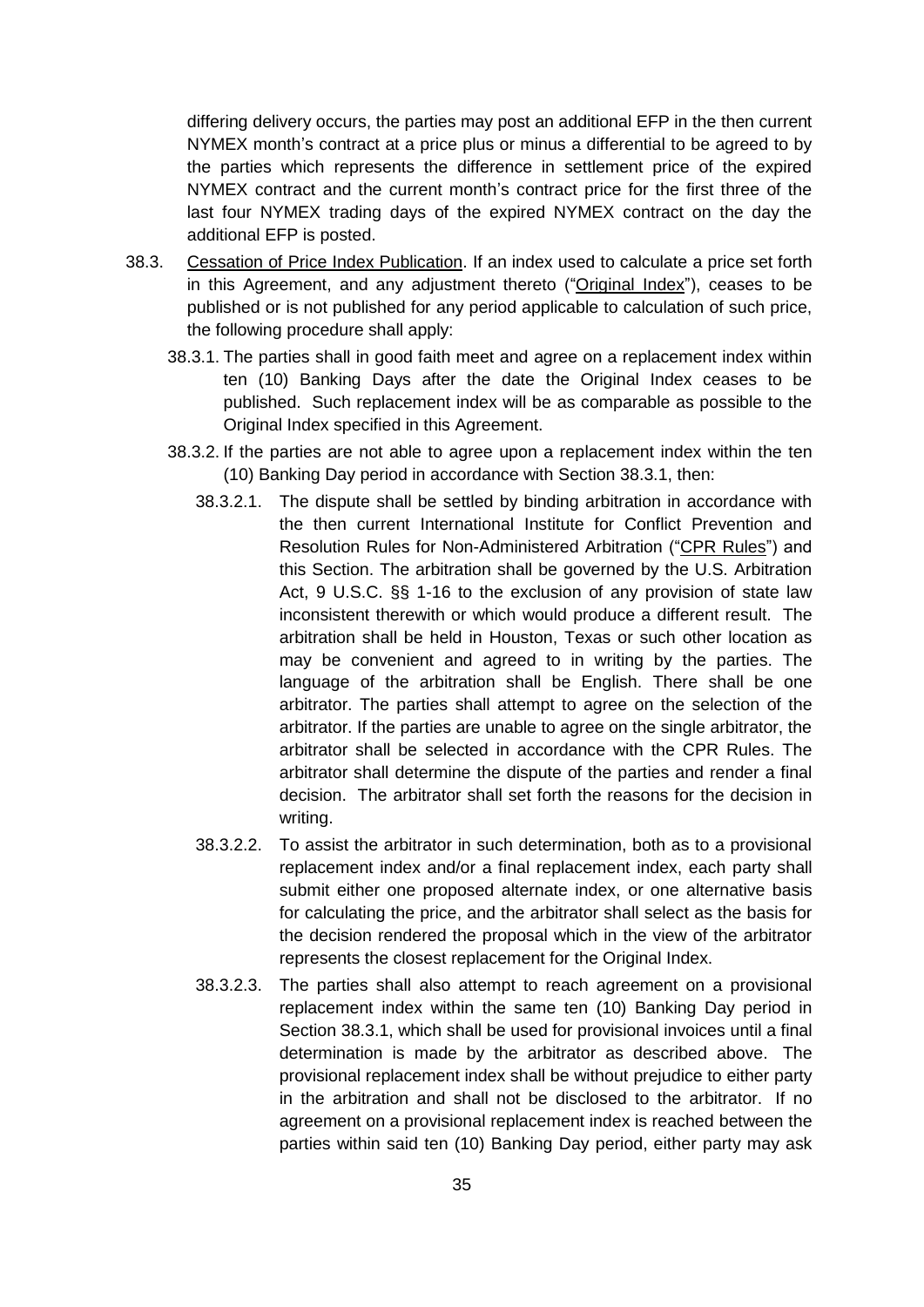differing delivery occurs, the parties may post an additional EFP in the then current NYMEX month's contract at a price plus or minus a differential to be agreed to by the parties which represents the difference in settlement price of the expired NYMEX contract and the current month's contract price for the first three of the last four NYMEX trading days of the expired NYMEX contract on the day the additional EFP is posted.

38.3. Cessation of Price Index Publication. If an index used to calculate a price set forth in this Agreement, and any adjustment thereto ("Original Index"), ceases to be published or is not published for any period applicable to calculation of such price, the following procedure shall apply:

38.3.1. The parties shall in good faith meet and agree on a replacement index within ten (10) Banking Days after the date the Original Index ceases to be published. Such replacement index will be as comparable as possible to the Original Index specified in this Agreement.

38.3.2. If the parties are not able to agree upon a replacement index within the ten (10) Banking Day period in accordance with Section 38.3.1, then:

38.3.2.1. The dispute shall be settled by binding arbitration in accordance with the then current International Institute for Conflict Prevention and Resolution Rules for Non-Administered Arbitration ("CPR Rules") and this Section. The arbitration shall be governed by the U.S. Arbitration Act, 9 U.S.C. §§ 1-16 to the exclusion of any provision of state law inconsistent therewith or which would produce a different result. The arbitration shall be held in Houston, Texas or such other location as may be convenient and agreed to in writing by the parties. The language of the arbitration shall be English. There shall be one arbitrator. The parties shall attempt to agree on the selection of the arbitrator. If the parties are unable to agree on the single arbitrator, the arbitrator shall be selected in accordance with the CPR Rules. The arbitrator shall determine the dispute of the parties and render a final decision. The arbitrator shall set forth the reasons for the decision in writing.

38.3.2.2. To assist the arbitrator in such determination, both as to a provisional replacement index and/or a final replacement index, each party shall submit either one proposed alternate index, or one alternative basis for calculating the price, and the arbitrator shall select as the basis for the decision rendered the proposal which in the view of the arbitrator represents the closest replacement for the Original Index.

38.3.2.3. The parties shall also attempt to reach agreement on a provisional replacement index within the same ten (10) Banking Day period in Section 38.3.1, which shall be used for provisional invoices until a final determination is made by the arbitrator as described above. The provisional replacement index shall be without prejudice to either party in the arbitration and shall not be disclosed to the arbitrator. If no agreement on a provisional replacement index is reached between the parties within said ten (10) Banking Day period, either party may ask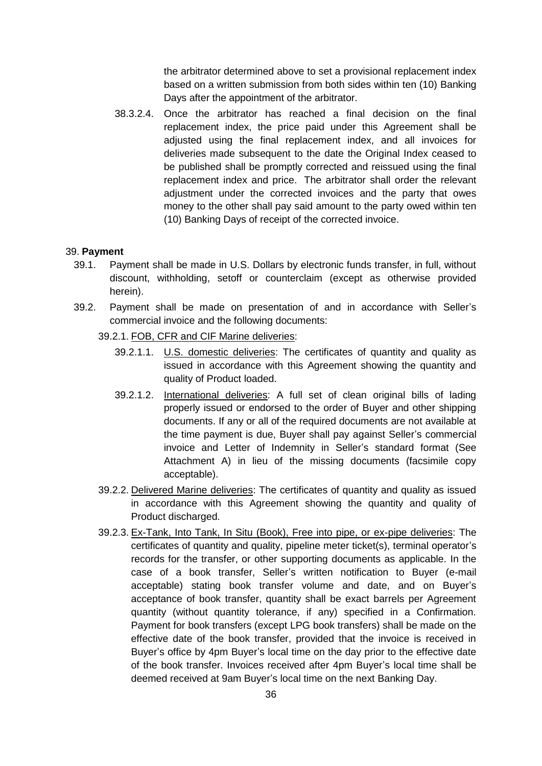the arbitrator determined above to set a provisional replacement index based on a written submission from both sides within ten (10) Banking Days after the appointment of the arbitrator.

38.3.2.4. Once the arbitrator has reached a final decision on the final replacement index, the price paid under this Agreement shall be adjusted using the final replacement index, and all invoices for deliveries made subsequent to the date the Original Index ceased to be published shall be promptly corrected and reissued using the final replacement index and price. The arbitrator shall order the relevant adjustment under the corrected invoices and the party that owes money to the other shall pay said amount to the party owed within ten (10) Banking Days of receipt of the corrected invoice.

39. **Payment**

39.1. Payment shall be made in U.S. Dollars by electronic funds transfer, in full, without discount, withholding, setoff or counterclaim (except as otherwise provided herein).

39.2. Payment shall be made on presentation of and in accordance with Seller's commercial invoice and the following documents:

39.2.1. <u>FOB, CFR and CIF Marine deliveries</u>:

39.2.1.1. <u>U.S. domestic deliveries</u>: The certificates of quantity and quality as issued in accordance with this Agreement showing the quantity and quality of Product loaded.

39.2.1.2. <u>International deliveries</u>: A full set of clean original bills of lading properly issued or endorsed to the order of Buyer and other shipping documents. If any or all of the required documents are not available at the time payment is due, Buyer shall pay against Seller's commercial invoice and Letter of Indemnity in Seller's standard format (See Attachment A) in lieu of the missing documents (facsimile copy acceptable).

39.2.2. <u>Delivered Marine deliveries</u>: The certificates of quantity and quality as issued in accordance with this Agreement showing the quantity and quality of Product discharged.

39.2.3. <u>Ex-Tank, Into Tank, In Situ (Book), Free into pipe, or ex-pipe deliveries</u>: The certificates of quantity and quality, pipeline meter ticket(s), terminal operator's records for the transfer, or other supporting documents as applicable. In the case of a book transfer, Seller's written notification to Buyer (e-mail acceptable) stating book transfer volume and date, and on Buyer's acceptance of book transfer, quantity shall be exact barrels per Agreement quantity (without quantity tolerance, if any) specified in a Confirmation. Payment for book transfers (except LPG book transfers) shall be made on the effective date of the book transfer, provided that the invoice is received in Buyer's office by 4pm Buyer's local time on the day prior to the effective date of the book transfer. Invoices received after 4pm Buyer's local time shall be deemed received at 9am Buyer's local time on the next Banking Day.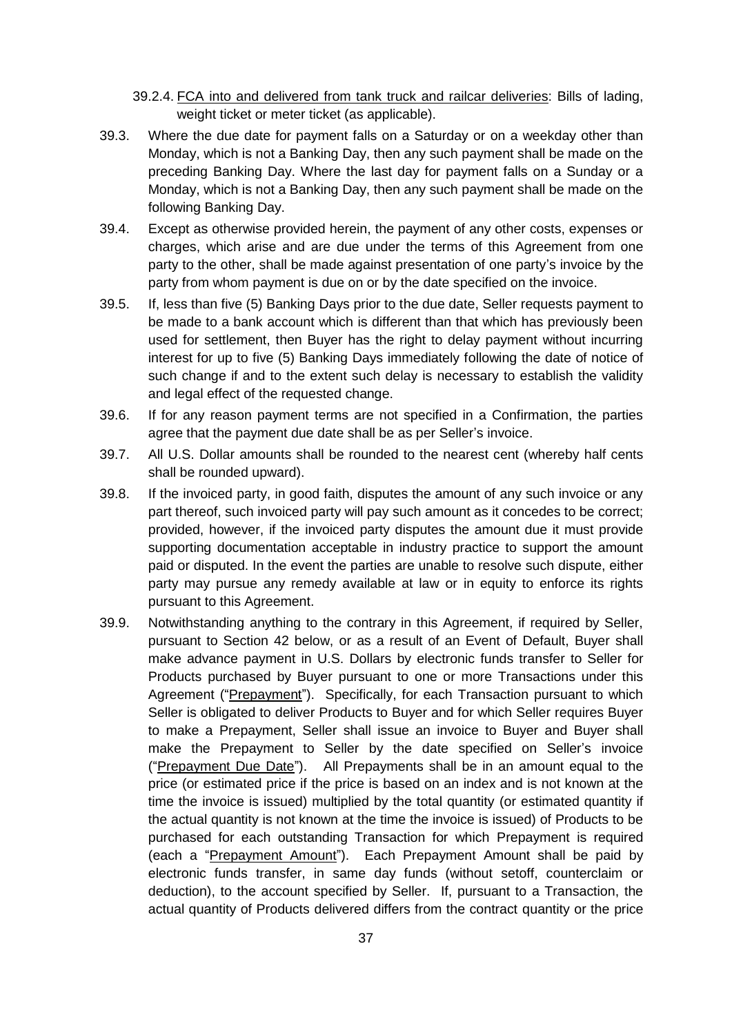39.2.4. <u>FCA into and delivered from tank truck and railcar deliveries</u>: Bills of lading, weight ticket or meter ticket (as applicable).

39.3. Where the due date for payment falls on a Saturday or on a weekday other than Monday, which is not a Banking Day, then any such payment shall be made on the preceding Banking Day. Where the last day for payment falls on a Sunday or a Monday, which is not a Banking Day, then any such payment shall be made on the following Banking Day.

39.4. Except as otherwise provided herein, the payment of any other costs, expenses or charges, which arise and are due under the terms of this Agreement from one party to the other, shall be made against presentation of one party's invoice by the party from whom payment is due on or by the date specified on the invoice.

39.5. If, less than five (5) Banking Days prior to the due date, Seller requests payment to be made to a bank account which is different than that which has previously been used for settlement, then Buyer has the right to delay payment without incurring interest for up to five (5) Banking Days immediately following the date of notice of such change if and to the extent such delay is necessary to establish the validity and legal effect of the requested change.

39.6. If for any reason payment terms are not specified in a Confirmation, the parties agree that the payment due date shall be as per Seller's invoice.

39.7. All U.S. Dollar amounts shall be rounded to the nearest cent (whereby half cents shall be rounded upward).

39.8. If the invoiced party, in good faith, disputes the amount of any such invoice or any part thereof, such invoiced party will pay such amount as it concedes to be correct; provided, however, if the invoiced party disputes the amount due it must provide supporting documentation acceptable in industry practice to support the amount paid or disputed. In the event the parties are unable to resolve such dispute, either party may pursue any remedy available at law or in equity to enforce its rights pursuant to this Agreement.

39.9. Notwithstanding anything to the contrary in this Agreement, if required by Seller, pursuant to Section 42 below, or as a result of an Event of Default, Buyer shall make advance payment in U.S. Dollars by electronic funds transfer to Seller for Products purchased by Buyer pursuant to one or more Transactions under this Agreement ("<u>Prepayment</u>"). Specifically, for each Transaction pursuant to which Seller is obligated to deliver Products to Buyer and for which Seller requires Buyer to make a Prepayment, Seller shall issue an invoice to Buyer and Buyer shall make the Prepayment to Seller by the date specified on Seller's invoice ("<u>Prepayment Due Date</u>"). All Prepayments shall be in an amount equal to the price (or estimated price if the price is based on an index and is not known at the time the invoice is issued) multiplied by the total quantity (or estimated quantity if the actual quantity is not known at the time the invoice is issued) of Products to be purchased for each outstanding Transaction for which Prepayment is required (each a "<u>Prepayment Amount</u>"). Each Prepayment Amount shall be paid by electronic funds transfer, in same day funds (without setoff, counterclaim or deduction), to the account specified by Seller. If, pursuant to a Transaction, the actual quantity of Products delivered differs from the contract quantity or the price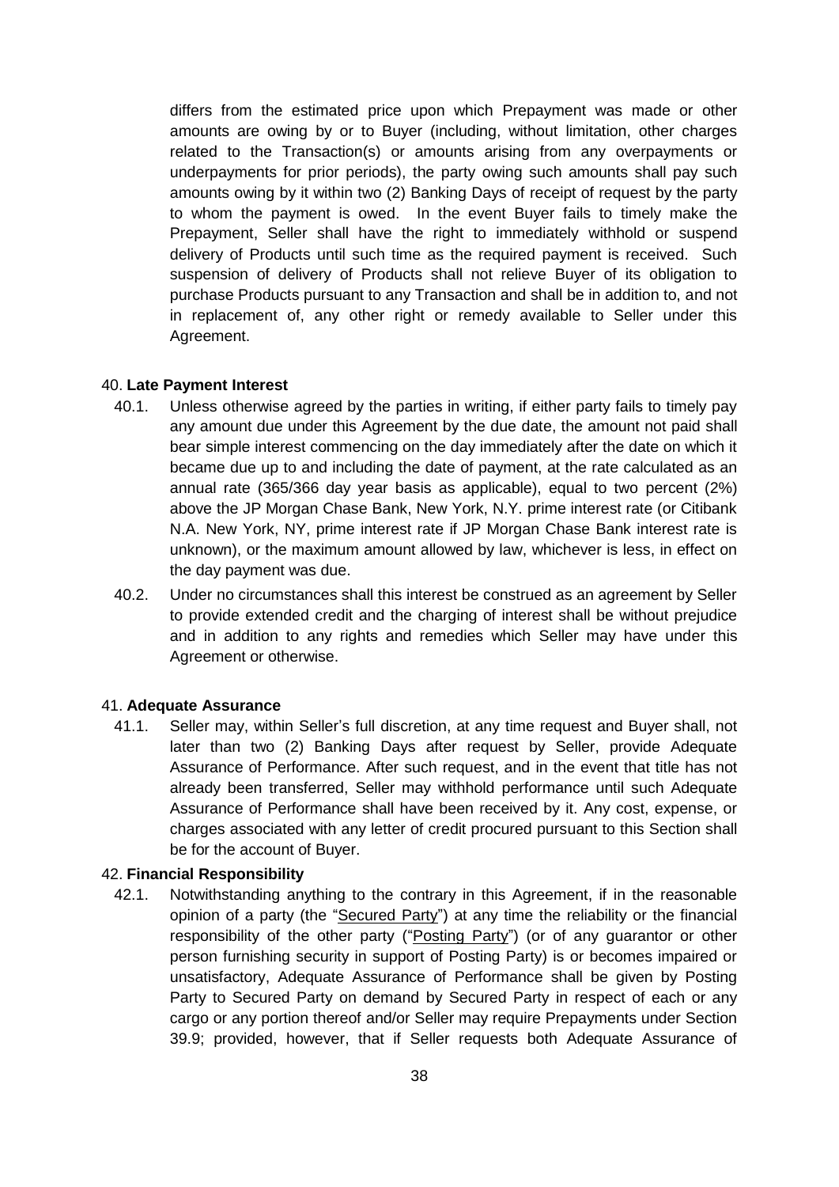differs from the estimated price upon which Prepayment was made or other amounts are owing by or to Buyer (including, without limitation, other charges related to the Transaction(s) or amounts arising from any overpayments or underpayments for prior periods), the party owing such amounts shall pay such amounts owing by it within two (2) Banking Days of receipt of request by the party to whom the payment is owed. In the event Buyer fails to timely make the Prepayment, Seller shall have the right to immediately withhold or suspend delivery of Products until such time as the required payment is received. Such suspension of delivery of Products shall not relieve Buyer of its obligation to purchase Products pursuant to any Transaction and shall be in addition to, and not in replacement of, any other right or remedy available to Seller under this Agreement.

40. **Late Payment Interest**

40.1. Unless otherwise agreed by the parties in writing, if either party fails to timely pay any amount due under this Agreement by the due date, the amount not paid shall bear simple interest commencing on the day immediately after the date on which it became due up to and including the date of payment, at the rate calculated as an annual rate (365/366 day year basis as applicable), equal to two percent (2%) above the JP Morgan Chase Bank, New York, N.Y. prime interest rate (or Citibank N.A. New York, NY, prime interest rate if JP Morgan Chase Bank interest rate is unknown), or the maximum amount allowed by law, whichever is less, in effect on the day payment was due.

40.2. Under no circumstances shall this interest be construed as an agreement by Seller to provide extended credit and the charging of interest shall be without prejudice and in addition to any rights and remedies which Seller may have under this Agreement or otherwise.

41. **Adequate Assurance**

41.1. Seller may, within Seller's full discretion, at any time request and Buyer shall, not later than two (2) Banking Days after request by Seller, provide Adequate Assurance of Performance. After such request, and in the event that title has not already been transferred, Seller may withhold performance until such Adequate Assurance of Performance shall have been received by it. Any cost, expense, or charges associated with any letter of credit procured pursuant to this Section shall be for the account of Buyer.

42. **Financial Responsibility**

42.1. Notwithstanding anything to the contrary in this Agreement, if in the reasonable opinion of a party (the "Secured Party") at any time the reliability or the financial responsibility of the other party ("Posting Party") (or of any guarantor or other person furnishing security in support of Posting Party) is or becomes impaired or unsatisfactory, Adequate Assurance of Performance shall be given by Posting Party to Secured Party on demand by Secured Party in respect of each or any cargo or any portion thereof and/or Seller may require Prepayments under Section 39.9; provided, however, that if Seller requests both Adequate Assurance of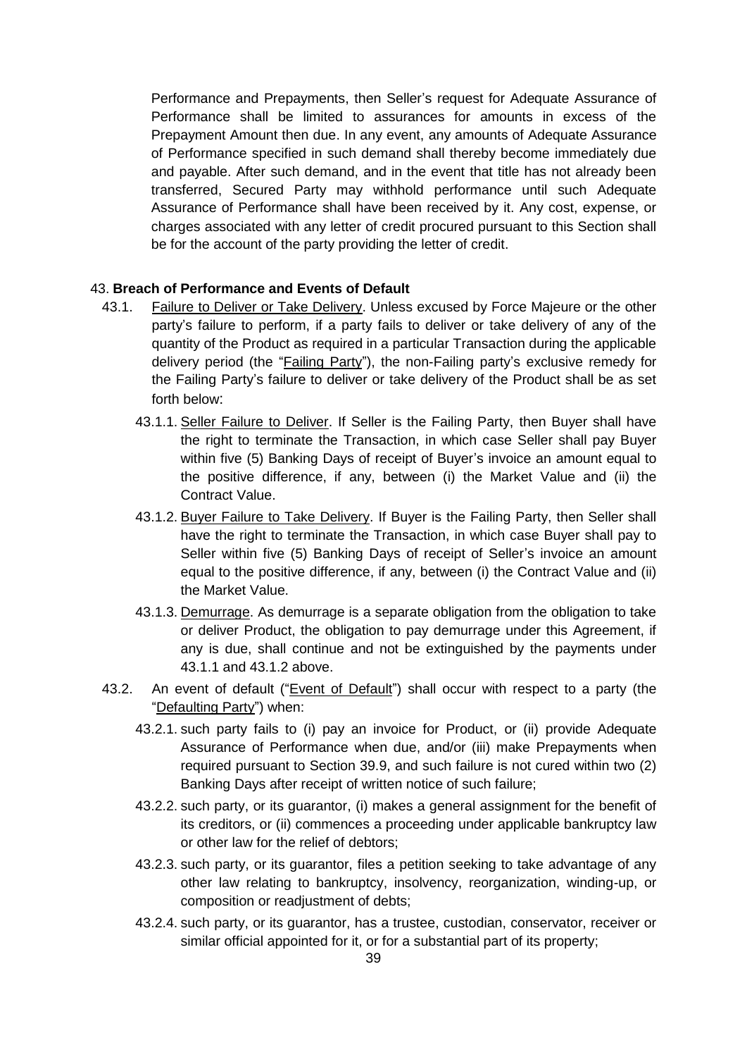Performance and Prepayments, then Seller's request for Adequate Assurance of Performance shall be limited to assurances for amounts in excess of the Prepayment Amount then due. In any event, any amounts of Adequate Assurance of Performance specified in such demand shall thereby become immediately due and payable. After such demand, and in the event that title has not already been transferred, Secured Party may withhold performance until such Adequate Assurance of Performance shall have been received by it. Any cost, expense, or charges associated with any letter of credit procured pursuant to this Section shall be for the account of the party providing the letter of credit.

43. **Breach of Performance and Events of Default**

43.1. Failure to Deliver or Take Delivery. Unless excused by Force Majeure or the other party's failure to perform, if a party fails to deliver or take delivery of any of the quantity of the Product as required in a particular Transaction during the applicable delivery period (the "Failing Party"), the non-Failing party's exclusive remedy for the Failing Party's failure to deliver or take delivery of the Product shall be as set forth below:

43.1.1. Seller Failure to Deliver. If Seller is the Failing Party, then Buyer shall have the right to terminate the Transaction, in which case Seller shall pay Buyer within five (5) Banking Days of receipt of Buyer's invoice an amount equal to the positive difference, if any, between (i) the Market Value and (ii) the Contract Value.

43.1.2. Buyer Failure to Take Delivery. If Buyer is the Failing Party, then Seller shall have the right to terminate the Transaction, in which case Buyer shall pay to Seller within five (5) Banking Days of receipt of Seller's invoice an amount equal to the positive difference, if any, between (i) the Contract Value and (ii) the Market Value.

43.1.3. Demurrage. As demurrage is a separate obligation from the obligation to take or deliver Product, the obligation to pay demurrage under this Agreement, if any is due, shall continue and not be extinguished by the payments under 43.1.1 and 43.1.2 above.

43.2. An event of default ("Event of Default") shall occur with respect to a party (the "Defaulting Party") when:

43.2.1. such party fails to (i) pay an invoice for Product, or (ii) provide Adequate Assurance of Performance when due, and/or (iii) make Prepayments when required pursuant to Section 39.9, and such failure is not cured within two (2) Banking Days after receipt of written notice of such failure;

43.2.2. such party, or its guarantor, (i) makes a general assignment for the benefit of its creditors, or (ii) commences a proceeding under applicable bankruptcy law or other law for the relief of debtors;

43.2.3. such party, or its guarantor, files a petition seeking to take advantage of any other law relating to bankruptcy, insolvency, reorganization, winding-up, or composition or readjustment of debts;

43.2.4. such party, or its guarantor, has a trustee, custodian, conservator, receiver or similar official appointed for it, or for a substantial part of its property;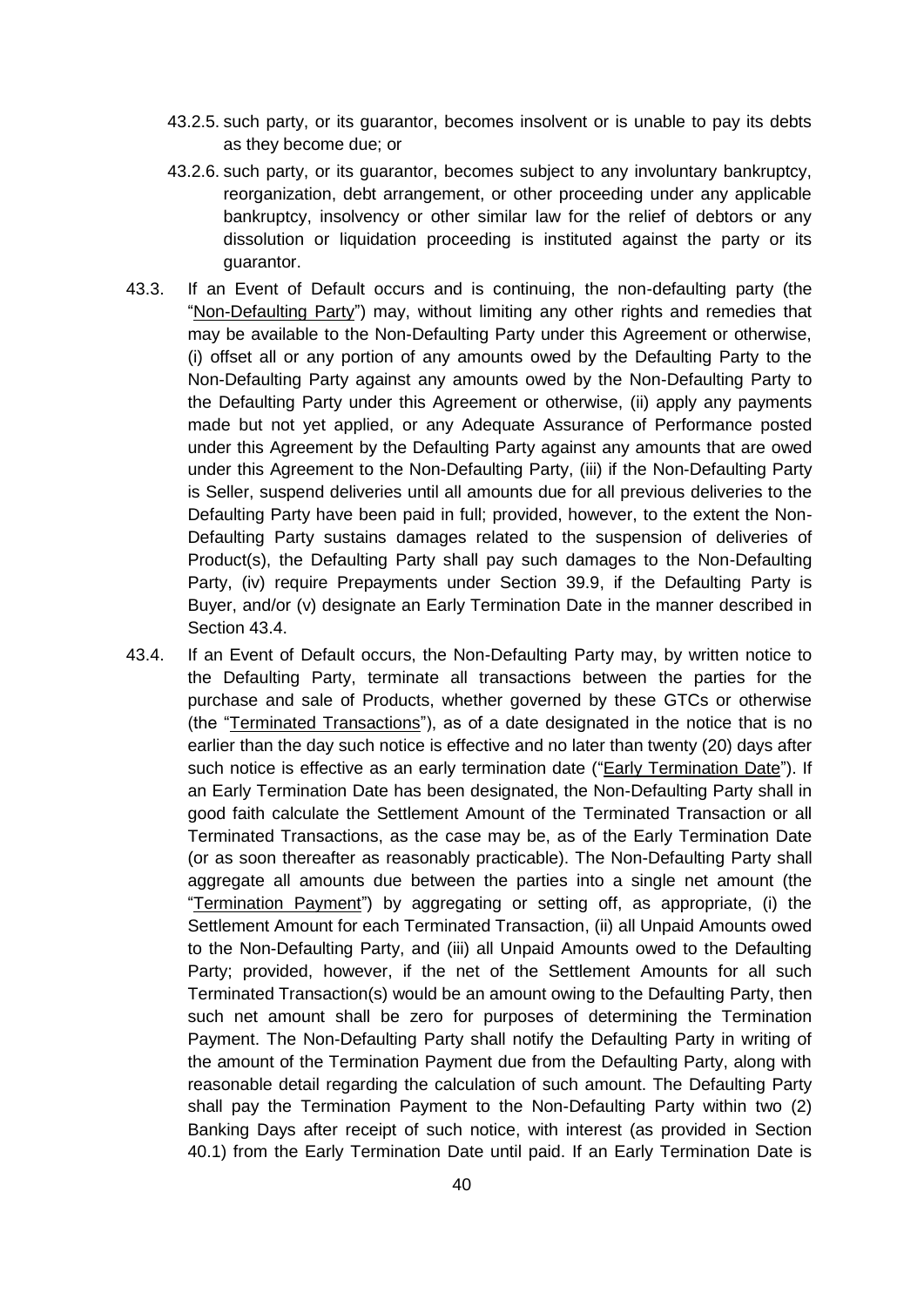43.2.5. such party, or its guarantor, becomes insolvent or is unable to pay its debts as they become due; or

43.2.6. such party, or its guarantor, becomes subject to any involuntary bankruptcy, reorganization, debt arrangement, or other proceeding under any applicable bankruptcy, insolvency or other similar law for the relief of debtors or any dissolution or liquidation proceeding is instituted against the party or its guarantor.

43.3. If an Event of Default occurs and is continuing, the non-defaulting party (the "Non-Defaulting Party") may, without limiting any other rights and remedies that may be available to the Non-Defaulting Party under this Agreement or otherwise, (i) offset all or any portion of any amounts owed by the Defaulting Party to the Non-Defaulting Party against any amounts owed by the Non-Defaulting Party to the Defaulting Party under this Agreement or otherwise, (ii) apply any payments made but not yet applied, or any Adequate Assurance of Performance posted under this Agreement by the Defaulting Party against any amounts that are owed under this Agreement to the Non-Defaulting Party, (iii) if the Non-Defaulting Party is Seller, suspend deliveries until all amounts due for all previous deliveries to the Defaulting Party have been paid in full; provided, however, to the extent the Non-Defaulting Party sustains damages related to the suspension of deliveries of Product(s), the Defaulting Party shall pay such damages to the Non-Defaulting Party, (iv) require Prepayments under Section 39.9, if the Defaulting Party is Buyer, and/or (v) designate an Early Termination Date in the manner described in Section 43.4.

43.4. If an Event of Default occurs, the Non-Defaulting Party may, by written notice to the Defaulting Party, terminate all transactions between the parties for the purchase and sale of Products, whether governed by these GTCs or otherwise (the "Terminated Transactions"), as of a date designated in the notice that is no earlier than the day such notice is effective and no later than twenty (20) days after such notice is effective as an early termination date ("Early Termination Date"). If an Early Termination Date has been designated, the Non-Defaulting Party shall in good faith calculate the Settlement Amount of the Terminated Transaction or all Terminated Transactions, as the case may be, as of the Early Termination Date (or as soon thereafter as reasonably practicable). The Non-Defaulting Party shall aggregate all amounts due between the parties into a single net amount (the "Termination Payment") by aggregating or setting off, as appropriate, (i) the Settlement Amount for each Terminated Transaction, (ii) all Unpaid Amounts owed to the Non-Defaulting Party, and (iii) all Unpaid Amounts owed to the Defaulting Party; provided, however, if the net of the Settlement Amounts for all such Terminated Transaction(s) would be an amount owing to the Defaulting Party, then such net amount shall be zero for purposes of determining the Termination Payment. The Non-Defaulting Party shall notify the Defaulting Party in writing of the amount of the Termination Payment due from the Defaulting Party, along with reasonable detail regarding the calculation of such amount. The Defaulting Party shall pay the Termination Payment to the Non-Defaulting Party within two (2) Banking Days after receipt of such notice, with interest (as provided in Section 40.1) from the Early Termination Date until paid. If an Early Termination Date is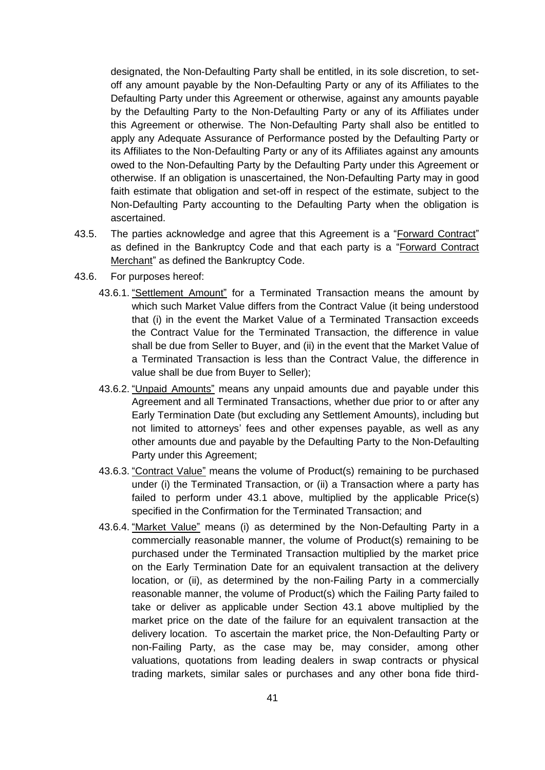designated, the Non-Defaulting Party shall be entitled, in its sole discretion, to set-off any amount payable by the Non-Defaulting Party or any of its Affiliates to the Defaulting Party under this Agreement or otherwise, against any amounts payable by the Defaulting Party to the Non-Defaulting Party or any of its Affiliates under this Agreement or otherwise. The Non-Defaulting Party shall also be entitled to apply any Adequate Assurance of Performance posted by the Defaulting Party or its Affiliates to the Non-Defaulting Party or any of its Affiliates against any amounts owed to the Non-Defaulting Party by the Defaulting Party under this Agreement or otherwise. If an obligation is unascertained, the Non-Defaulting Party may in good faith estimate that obligation and set-off in respect of the estimate, subject to the Non-Defaulting Party accounting to the Defaulting Party when the obligation is ascertained.

43.5. The parties acknowledge and agree that this Agreement is a "Forward Contract" as defined in the Bankruptcy Code and that each party is a "Forward Contract Merchant" as defined the Bankruptcy Code.

43.6. For purposes hereof:

43.6.1. "Settlement Amount" for a Terminated Transaction means the amount by which such Market Value differs from the Contract Value (it being understood that (i) in the event the Market Value of a Terminated Transaction exceeds the Contract Value for the Terminated Transaction, the difference in value shall be due from Seller to Buyer, and (ii) in the event that the Market Value of a Terminated Transaction is less than the Contract Value, the difference in value shall be due from Buyer to Seller);

43.6.2. "Unpaid Amounts" means any unpaid amounts due and payable under this Agreement and all Terminated Transactions, whether due prior to or after any Early Termination Date (but excluding any Settlement Amounts), including but not limited to attorneys' fees and other expenses payable, as well as any other amounts due and payable by the Defaulting Party to the Non-Defaulting Party under this Agreement;

43.6.3. "Contract Value" means the volume of Product(s) remaining to be purchased under (i) the Terminated Transaction, or (ii) a Transaction where a party has failed to perform under 43.1 above, multiplied by the applicable Price(s) specified in the Confirmation for the Terminated Transaction; and

43.6.4. "Market Value" means (i) as determined by the Non-Defaulting Party in a commercially reasonable manner, the volume of Product(s) remaining to be purchased under the Terminated Transaction multiplied by the market price on the Early Termination Date for an equivalent transaction at the delivery location, or (ii), as determined by the non-Failing Party in a commercially reasonable manner, the volume of Product(s) which the Failing Party failed to take or deliver as applicable under Section 43.1 above multiplied by the market price on the date of the failure for an equivalent transaction at the delivery location. To ascertain the market price, the Non-Defaulting Party or non-Failing Party, as the case may be, may consider, among other valuations, quotations from leading dealers in swap contracts or physical trading markets, similar sales or purchases and any other bona fide third-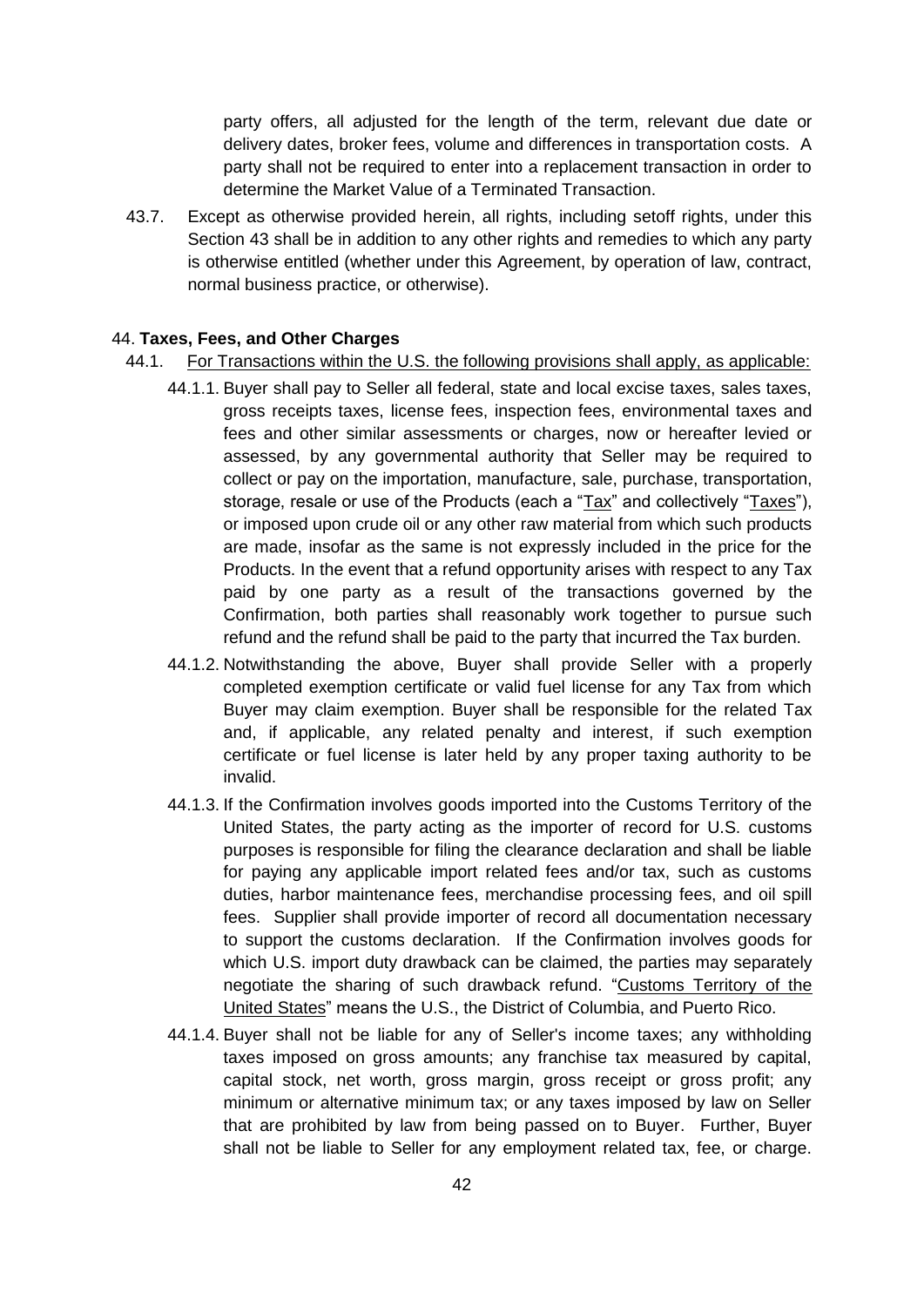party offers, all adjusted for the length of the term, relevant due date or delivery dates, broker fees, volume and differences in transportation costs. A party shall not be required to enter into a replacement transaction in order to determine the Market Value of a Terminated Transaction.

43.7. Except as otherwise provided herein, all rights, including setoff rights, under this Section 43 shall be in addition to any other rights and remedies to which any party is otherwise entitled (whether under this Agreement, by operation of law, contract, normal business practice, or otherwise).

44. **Taxes, Fees, and Other Charges**

44.1. For Transactions within the U.S. the following provisions shall apply, as applicable:

44.1.1. Buyer shall pay to Seller all federal, state and local excise taxes, sales taxes, gross receipts taxes, license fees, inspection fees, environmental taxes and fees and other similar assessments or charges, now or hereafter levied or assessed, by any governmental authority that Seller may be required to collect or pay on the importation, manufacture, sale, purchase, transportation, storage, resale or use of the Products (each a "Tax" and collectively "Taxes"), or imposed upon crude oil or any other raw material from which such products are made, insofar as the same is not expressly included in the price for the Products. In the event that a refund opportunity arises with respect to any Tax paid by one party as a result of the transactions governed by the Confirmation, both parties shall reasonably work together to pursue such refund and the refund shall be paid to the party that incurred the Tax burden.

44.1.2. Notwithstanding the above, Buyer shall provide Seller with a properly completed exemption certificate or valid fuel license for any Tax from which Buyer may claim exemption. Buyer shall be responsible for the related Tax and, if applicable, any related penalty and interest, if such exemption certificate or fuel license is later held by any proper taxing authority to be invalid.

44.1.3. If the Confirmation involves goods imported into the Customs Territory of the United States, the party acting as the importer of record for U.S. customs purposes is responsible for filing the clearance declaration and shall be liable for paying any applicable import related fees and/or tax, such as customs duties, harbor maintenance fees, merchandise processing fees, and oil spill fees. Supplier shall provide importer of record all documentation necessary to support the customs declaration. If the Confirmation involves goods for which U.S. import duty drawback can be claimed, the parties may separately negotiate the sharing of such drawback refund. "Customs Territory of the United States" means the U.S., the District of Columbia, and Puerto Rico.

44.1.4. Buyer shall not be liable for any of Seller's income taxes; any withholding taxes imposed on gross amounts; any franchise tax measured by capital, capital stock, net worth, gross margin, gross receipt or gross profit; any minimum or alternative minimum tax; or any taxes imposed by law on Seller that are prohibited by law from being passed on to Buyer. Further, Buyer shall not be liable to Seller for any employment related tax, fee, or charge.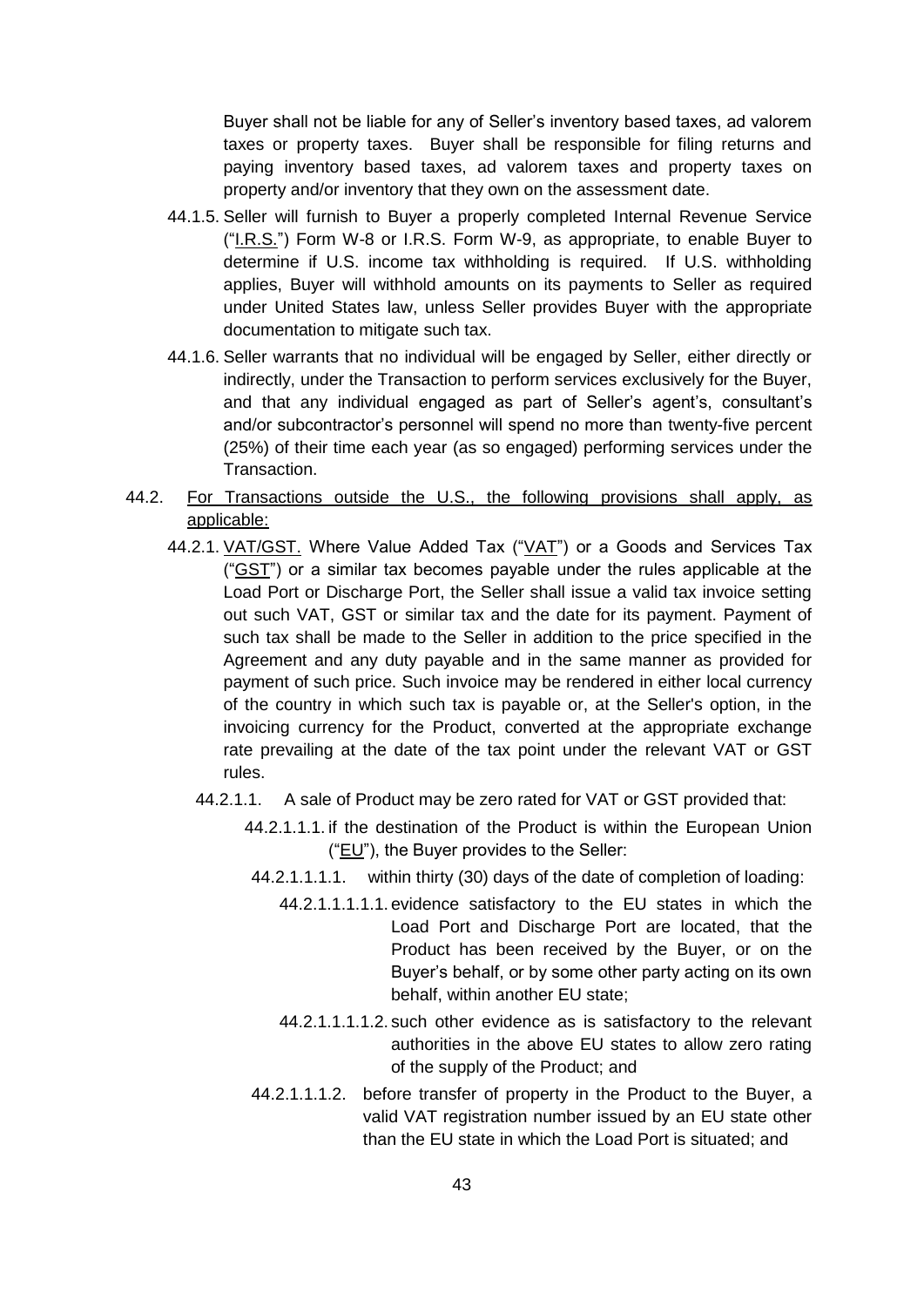Buyer shall not be liable for any of Seller's inventory based taxes, ad valorem taxes or property taxes. Buyer shall be responsible for filing returns and paying inventory based taxes, ad valorem taxes and property taxes on property and/or inventory that they own on the assessment date.

44.1.5. Seller will furnish to Buyer a properly completed Internal Revenue Service ("I.R.S.") Form W-8 or I.R.S. Form W-9, as appropriate, to enable Buyer to determine if U.S. income tax withholding is required. If U.S. withholding applies, Buyer will withhold amounts on its payments to Seller as required under United States law, unless Seller provides Buyer with the appropriate documentation to mitigate such tax.

44.1.6. Seller warrants that no individual will be engaged by Seller, either directly or indirectly, under the Transaction to perform services exclusively for the Buyer, and that any individual engaged as part of Seller's agent's, consultant's and/or subcontractor's personnel will spend no more than twenty-five percent (25%) of their time each year (as so engaged) performing services under the Transaction.

44.2. For Transactions outside the U.S., the following provisions shall apply, as applicable:

44.2.1. VAT/GST. Where Value Added Tax ("VAT") or a Goods and Services Tax ("GST") or a similar tax becomes payable under the rules applicable at the Load Port or Discharge Port, the Seller shall issue a valid tax invoice setting out such VAT, GST or similar tax and the date for its payment. Payment of such tax shall be made to the Seller in addition to the price specified in the Agreement and any duty payable and in the same manner as provided for payment of such price. Such invoice may be rendered in either local currency of the country in which such tax is payable or, at the Seller's option, in the invoicing currency for the Product, converted at the appropriate exchange rate prevailing at the date of the tax point under the relevant VAT or GST rules.

44.2.1.1. A sale of Product may be zero rated for VAT or GST provided that:

44.2.1.1.1. if the destination of the Product is within the European Union ("EU"), the Buyer provides to the Seller:

44.2.1.1.1.1. within thirty (30) days of the date of completion of loading:

44.2.1.1.1.1.1. evidence satisfactory to the EU states in which the Load Port and Discharge Port are located, that the Product has been received by the Buyer, or on the Buyer's behalf, or by some other party acting on its own behalf, within another EU state;

44.2.1.1.1.1.2. such other evidence as is satisfactory to the relevant authorities in the above EU states to allow zero rating of the supply of the Product; and

44.2.1.1.1.2. before transfer of property in the Product to the Buyer, a valid VAT registration number issued by an EU state other than the EU state in which the Load Port is situated; and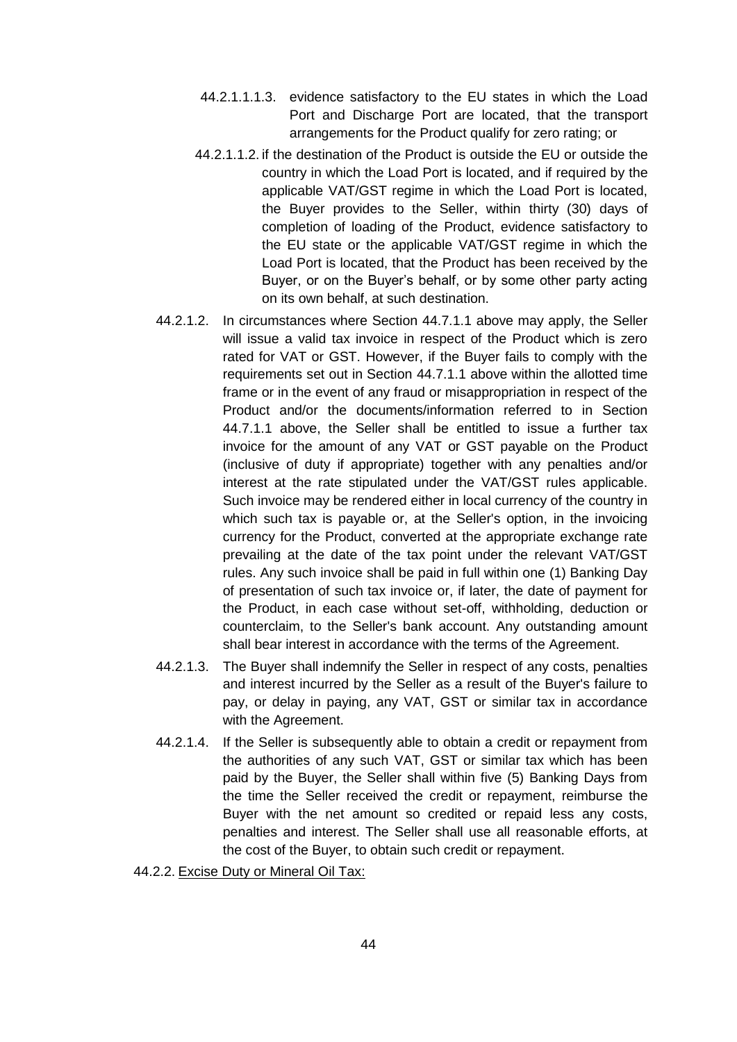44.2.1.1.1.3. evidence satisfactory to the EU states in which the Load Port and Discharge Port are located, that the transport arrangements for the Product qualify for zero rating; or

44.2.1.1.2. if the destination of the Product is outside the EU or outside the country in which the Load Port is located, and if required by the applicable VAT/GST regime in which the Load Port is located, the Buyer provides to the Seller, within thirty (30) days of completion of loading of the Product, evidence satisfactory to the EU state or the applicable VAT/GST regime in which the Load Port is located, that the Product has been received by the Buyer, or on the Buyer's behalf, or by some other party acting on its own behalf, at such destination.

44.2.1.2. In circumstances where Section 44.7.1.1 above may apply, the Seller will issue a valid tax invoice in respect of the Product which is zero rated for VAT or GST. However, if the Buyer fails to comply with the requirements set out in Section 44.7.1.1 above within the allotted time frame or in the event of any fraud or misappropriation in respect of the Product and/or the documents/information referred to in Section 44.7.1.1 above, the Seller shall be entitled to issue a further tax invoice for the amount of any VAT or GST payable on the Product (inclusive of duty if appropriate) together with any penalties and/or interest at the rate stipulated under the VAT/GST rules applicable. Such invoice may be rendered either in local currency of the country in which such tax is payable or, at the Seller's option, in the invoicing currency for the Product, converted at the appropriate exchange rate prevailing at the date of the tax point under the relevant VAT/GST rules. Any such invoice shall be paid in full within one (1) Banking Day of presentation of such tax invoice or, if later, the date of payment for the Product, in each case without set-off, withholding, deduction or counterclaim, to the Seller's bank account. Any outstanding amount shall bear interest in accordance with the terms of the Agreement.

44.2.1.3. The Buyer shall indemnify the Seller in respect of any costs, penalties and interest incurred by the Seller as a result of the Buyer's failure to pay, or delay in paying, any VAT, GST or similar tax in accordance with the Agreement.

44.2.1.4. If the Seller is subsequently able to obtain a credit or repayment from the authorities of any such VAT, GST or similar tax which has been paid by the Buyer, the Seller shall within five (5) Banking Days from the time the Seller received the credit or repayment, reimburse the Buyer with the net amount so credited or repaid less any costs, penalties and interest. The Seller shall use all reasonable efforts, at the cost of the Buyer, to obtain such credit or repayment.

44.2.2. Excise Duty or Mineral Oil Tax: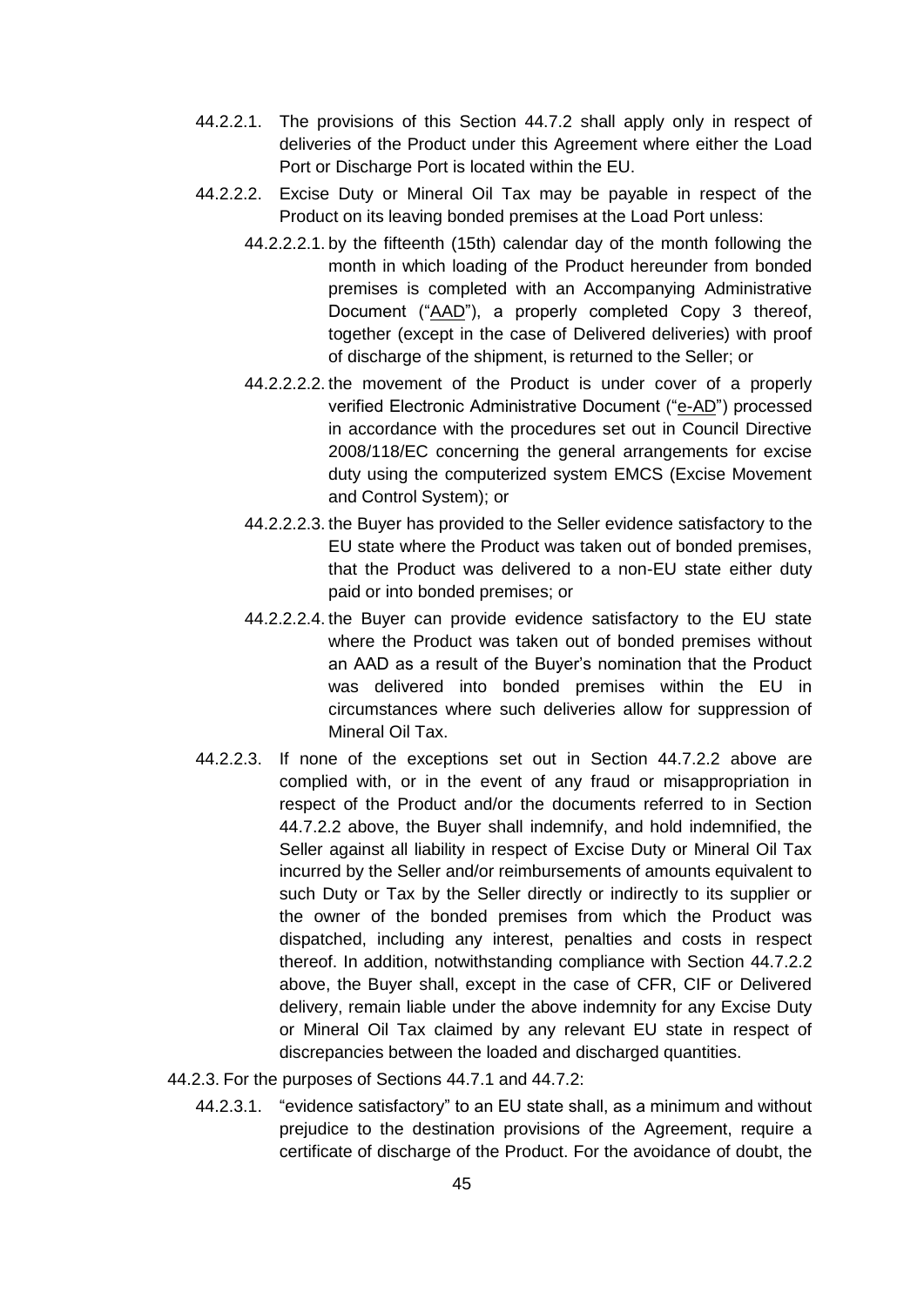44.2.2.1. The provisions of this Section 44.7.2 shall apply only in respect of deliveries of the Product under this Agreement where either the Load Port or Discharge Port is located within the EU.

44.2.2.2. Excise Duty or Mineral Oil Tax may be payable in respect of the Product on its leaving bonded premises at the Load Port unless:

44.2.2.2.1. by the fifteenth (15th) calendar day of the month following the month in which loading of the Product hereunder from bonded premises is completed with an Accompanying Administrative Document ("AAD"), a properly completed Copy 3 thereof, together (except in the case of Delivered deliveries) with proof of discharge of the shipment, is returned to the Seller; or

44.2.2.2.2. the movement of the Product is under cover of a properly verified Electronic Administrative Document ("e-AD") processed in accordance with the procedures set out in Council Directive 2008/118/EC concerning the general arrangements for excise duty using the computerized system EMCS (Excise Movement and Control System); or

44.2.2.2.3. the Buyer has provided to the Seller evidence satisfactory to the EU state where the Product was taken out of bonded premises, that the Product was delivered to a non-EU state either duty paid or into bonded premises; or

44.2.2.2.4. the Buyer can provide evidence satisfactory to the EU state where the Product was taken out of bonded premises without an AAD as a result of the Buyer's nomination that the Product was delivered into bonded premises within the EU in circumstances where such deliveries allow for suppression of Mineral Oil Tax.

44.2.2.3. If none of the exceptions set out in Section 44.7.2.2 above are complied with, or in the event of any fraud or misappropriation in respect of the Product and/or the documents referred to in Section 44.7.2.2 above, the Buyer shall indemnify, and hold indemnified, the Seller against all liability in respect of Excise Duty or Mineral Oil Tax incurred by the Seller and/or reimbursements of amounts equivalent to such Duty or Tax by the Seller directly or indirectly to its supplier or the owner of the bonded premises from which the Product was dispatched, including any interest, penalties and costs in respect thereof. In addition, notwithstanding compliance with Section 44.7.2.2 above, the Buyer shall, except in the case of CFR, CIF or Delivered delivery, remain liable under the above indemnity for any Excise Duty or Mineral Oil Tax claimed by any relevant EU state in respect of discrepancies between the loaded and discharged quantities.

44.2.3. For the purposes of Sections 44.7.1 and 44.7.2:

44.2.3.1. "evidence satisfactory" to an EU state shall, as a minimum and without prejudice to the destination provisions of the Agreement, require a certificate of discharge of the Product. For the avoidance of doubt, the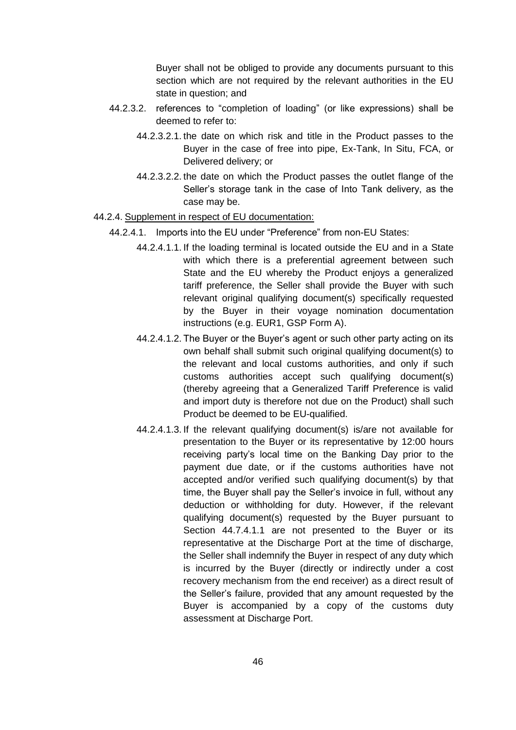Buyer shall not be obliged to provide any documents pursuant to this section which are not required by the relevant authorities in the EU state in question; and

44.2.3.2. references to "completion of loading" (or like expressions) shall be deemed to refer to:

44.2.3.2.1. the date on which risk and title in the Product passes to the Buyer in the case of free into pipe, Ex-Tank, In Situ, FCA, or Delivered delivery; or

44.2.3.2.2. the date on which the Product passes the outlet flange of the Seller's storage tank in the case of Into Tank delivery, as the case may be.

44.2.4. <u>Supplement in respect of EU documentation:</u>

44.2.4.1. Imports into the EU under "Preference" from non-EU States:

44.2.4.1.1. If the loading terminal is located outside the EU and in a State with which there is a preferential agreement between such State and the EU whereby the Product enjoys a generalized tariff preference, the Seller shall provide the Buyer with such relevant original qualifying document(s) specifically requested by the Buyer in their voyage nomination documentation instructions (e.g. EUR1, GSP Form A).

44.2.4.1.2. The Buyer or the Buyer's agent or such other party acting on its own behalf shall submit such original qualifying document(s) to the relevant and local customs authorities, and only if such customs authorities accept such qualifying document(s) (thereby agreeing that a Generalized Tariff Preference is valid and import duty is therefore not due on the Product) shall such Product be deemed to be EU-qualified.

44.2.4.1.3. If the relevant qualifying document(s) is/are not available for presentation to the Buyer or its representative by 12:00 hours receiving party's local time on the Banking Day prior to the payment due date, or if the customs authorities have not accepted and/or verified such qualifying document(s) by that time, the Buyer shall pay the Seller's invoice in full, without any deduction or withholding for duty. However, if the relevant qualifying document(s) requested by the Buyer pursuant to Section 44.7.4.1.1 are not presented to the Buyer or its representative at the Discharge Port at the time of discharge, the Seller shall indemnify the Buyer in respect of any duty which is incurred by the Buyer (directly or indirectly under a cost recovery mechanism from the end receiver) as a direct result of the Seller's failure, provided that any amount requested by the Buyer is accompanied by a copy of the customs duty assessment at Discharge Port.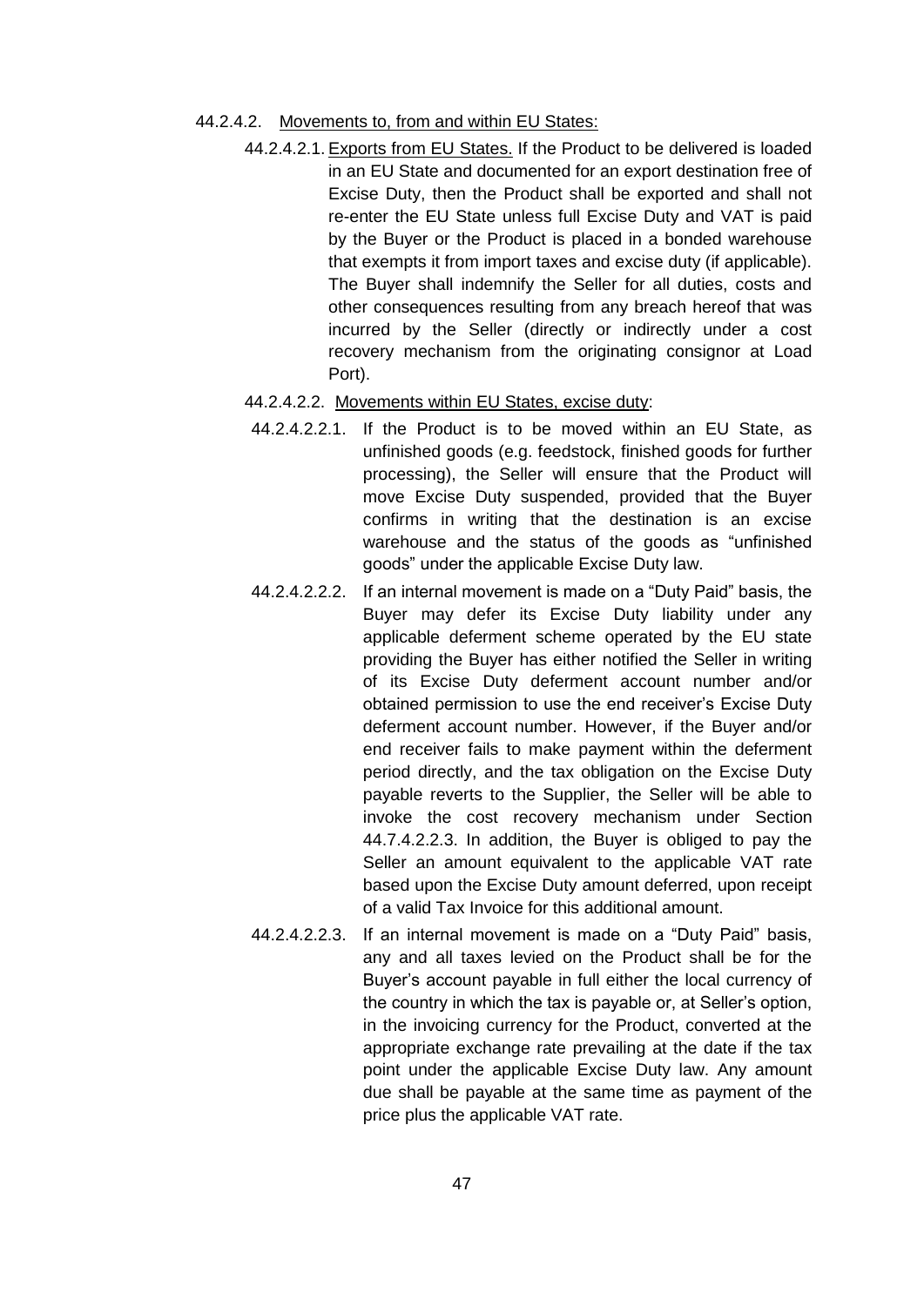44.2.4.2. <u>Movements to, from and within EU States:</u>

44.2.4.2.1. <u>Exports from EU States.</u> If the Product to be delivered is loaded in an EU State and documented for an export destination free of Excise Duty, then the Product shall be exported and shall not re-enter the EU State unless full Excise Duty and VAT is paid by the Buyer or the Product is placed in a bonded warehouse that exempts it from import taxes and excise duty (if applicable). The Buyer shall indemnify the Seller for all duties, costs and other consequences resulting from any breach hereof that was incurred by the Seller (directly or indirectly under a cost recovery mechanism from the originating consignor at Load Port).

44.2.4.2.2. <u>Movements within EU States, excise duty</u>:

44.2.4.2.2.1. If the Product is to be moved within an EU State, as unfinished goods (e.g. feedstock, finished goods for further processing), the Seller will ensure that the Product will move Excise Duty suspended, provided that the Buyer confirms in writing that the destination is an excise warehouse and the status of the goods as "unfinished goods" under the applicable Excise Duty law.

44.2.4.2.2.2. If an internal movement is made on a "Duty Paid" basis, the Buyer may defer its Excise Duty liability under any applicable deferment scheme operated by the EU state providing the Buyer has either notified the Seller in writing of its Excise Duty deferment account number and/or obtained permission to use the end receiver's Excise Duty deferment account number. However, if the Buyer and/or end receiver fails to make payment within the deferment period directly, and the tax obligation on the Excise Duty payable reverts to the Supplier, the Seller will be able to invoke the cost recovery mechanism under Section 44.7.4.2.2.3. In addition, the Buyer is obliged to pay the Seller an amount equivalent to the applicable VAT rate based upon the Excise Duty amount deferred, upon receipt of a valid Tax Invoice for this additional amount.

44.2.4.2.2.3. If an internal movement is made on a "Duty Paid" basis, any and all taxes levied on the Product shall be for the Buyer's account payable in full either the local currency of the country in which the tax is payable or, at Seller's option, in the invoicing currency for the Product, converted at the appropriate exchange rate prevailing at the date if the tax point under the applicable Excise Duty law. Any amount due shall be payable at the same time as payment of the price plus the applicable VAT rate.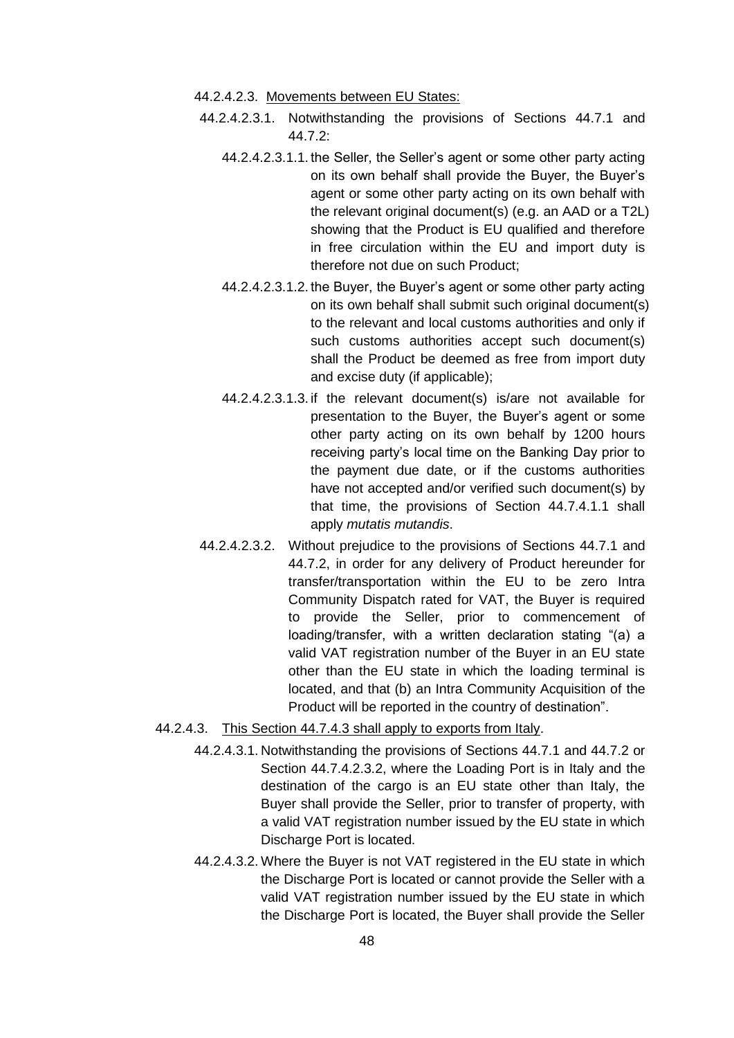44.2.4.2.3. <u>Movements between EU States:</u>

44.2.4.2.3.1. Notwithstanding the provisions of Sections 44.7.1 and 44.7.2:

44.2.4.2.3.1.1. the Seller, the Seller's agent or some other party acting on its own behalf shall provide the Buyer, the Buyer's agent or some other party acting on its own behalf with the relevant original document(s) (e.g. an AAD or a T2L) showing that the Product is EU qualified and therefore in free circulation within the EU and import duty is therefore not due on such Product;

44.2.4.2.3.1.2. the Buyer, the Buyer's agent or some other party acting on its own behalf shall submit such original document(s) to the relevant and local customs authorities and only if such customs authorities accept such document(s) shall the Product be deemed as free from import duty and excise duty (if applicable);

44.2.4.2.3.1.3. if the relevant document(s) is/are not available for presentation to the Buyer, the Buyer's agent or some other party acting on its own behalf by 1200 hours receiving party's local time on the Banking Day prior to the payment due date, or if the customs authorities have not accepted and/or verified such document(s) by that time, the provisions of Section 44.7.4.1.1 shall apply *mutatis mutandis*.

44.2.4.2.3.2. Without prejudice to the provisions of Sections 44.7.1 and 44.7.2, in order for any delivery of Product hereunder for transfer/transportation within the EU to be zero Intra Community Dispatch rated for VAT, the Buyer is required to provide the Seller, prior to commencement of loading/transfer, with a written declaration stating "(a) a valid VAT registration number of the Buyer in an EU state other than the EU state in which the loading terminal is located, and that (b) an Intra Community Acquisition of the Product will be reported in the country of destination".

44.2.4.3. <u>This Section 44.7.4.3 shall apply to exports from Italy</u>.

44.2.4.3.1. Notwithstanding the provisions of Sections 44.7.1 and 44.7.2 or Section 44.7.4.2.3.2, where the Loading Port is in Italy and the destination of the cargo is an EU state other than Italy, the Buyer shall provide the Seller, prior to transfer of property, with a valid VAT registration number issued by the EU state in which Discharge Port is located.

44.2.4.3.2. Where the Buyer is not VAT registered in the EU state in which the Discharge Port is located or cannot provide the Seller with a valid VAT registration number issued by the EU state in which the Discharge Port is located, the Buyer shall provide the Seller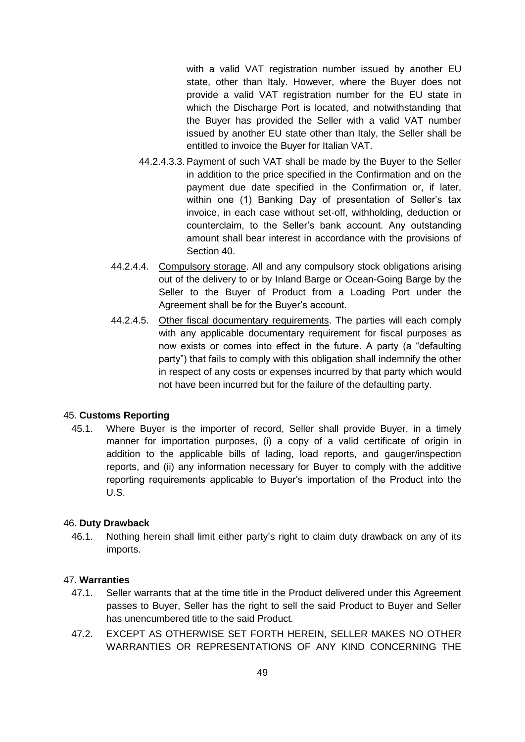with a valid VAT registration number issued by another EU state, other than Italy. However, where the Buyer does not provide a valid VAT registration number for the EU state in which the Discharge Port is located, and notwithstanding that the Buyer has provided the Seller with a valid VAT number issued by another EU state other than Italy, the Seller shall be entitled to invoice the Buyer for Italian VAT.

44.2.4.3.3. Payment of such VAT shall be made by the Buyer to the Seller in addition to the price specified in the Confirmation and on the payment due date specified in the Confirmation or, if later, within one (1) Banking Day of presentation of Seller's tax invoice, in each case without set-off, withholding, deduction or counterclaim, to the Seller's bank account. Any outstanding amount shall bear interest in accordance with the provisions of Section 40.

44.2.4.4. Compulsory storage. All and any compulsory stock obligations arising out of the delivery to or by Inland Barge or Ocean-Going Barge by the Seller to the Buyer of Product from a Loading Port under the Agreement shall be for the Buyer's account.

44.2.4.5. Other fiscal documentary requirements. The parties will each comply with any applicable documentary requirement for fiscal purposes as now exists or comes into effect in the future. A party (a "defaulting party") that fails to comply with this obligation shall indemnify the other in respect of any costs or expenses incurred by that party which would not have been incurred but for the failure of the defaulting party.

## 45. **Customs Reporting**

45.1. Where Buyer is the importer of record, Seller shall provide Buyer, in a timely manner for importation purposes, (i) a copy of a valid certificate of origin in addition to the applicable bills of lading, load reports, and gauger/inspection reports, and (ii) any information necessary for Buyer to comply with the additive reporting requirements applicable to Buyer's importation of the Product into the U.S.

## 46. **Duty Drawback**

46.1. Nothing herein shall limit either party's right to claim duty drawback on any of its imports.

## 47. **Warranties**

47.1. Seller warrants that at the time title in the Product delivered under this Agreement passes to Buyer, Seller has the right to sell the said Product to Buyer and Seller has unencumbered title to the said Product.

47.2. EXCEPT AS OTHERWISE SET FORTH HEREIN, SELLER MAKES NO OTHER WARRANTIES OR REPRESENTATIONS OF ANY KIND CONCERNING THE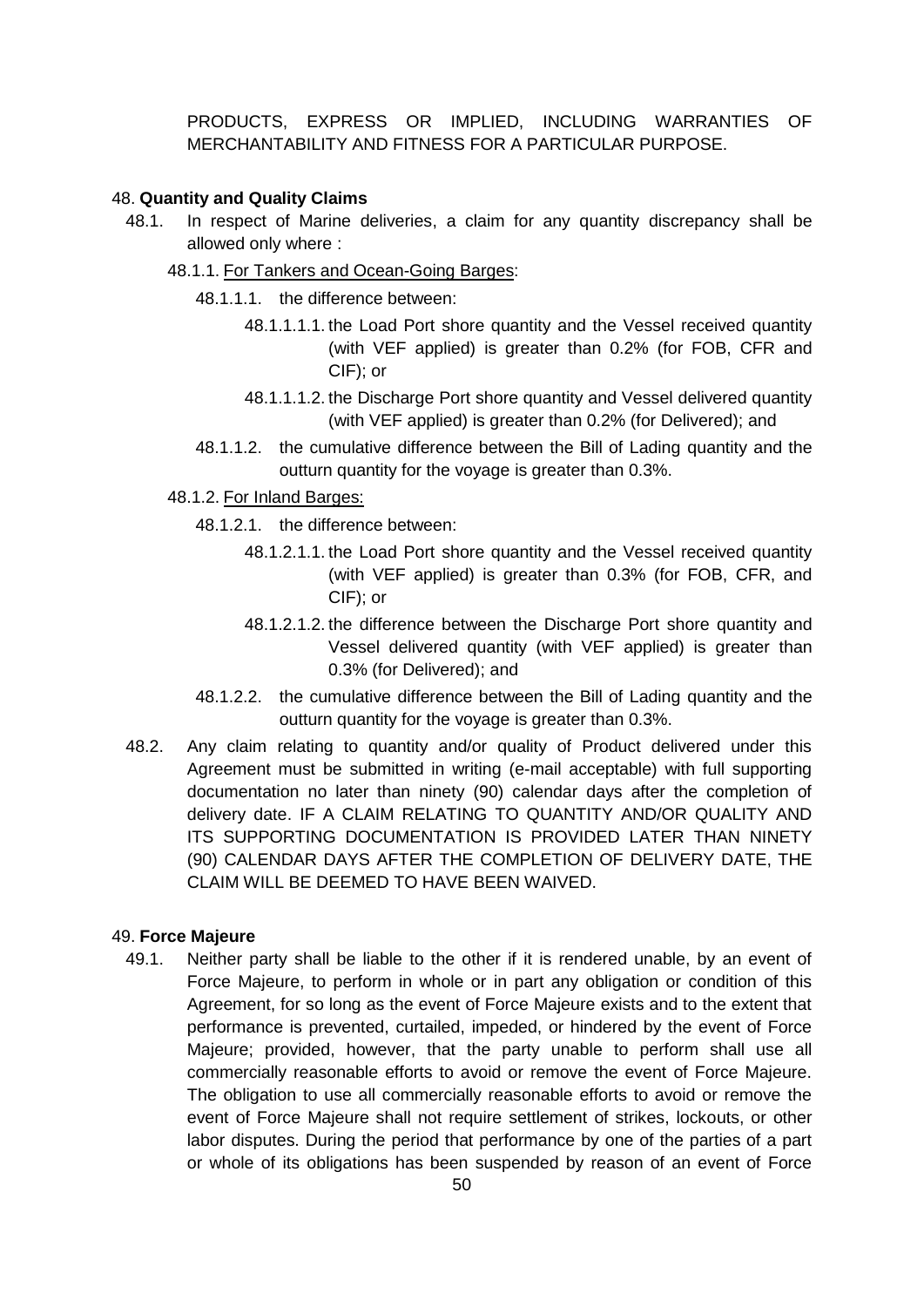PRODUCTS, EXPRESS OR IMPLIED, INCLUDING WARRANTIES OF MERCHANTABILITY AND FITNESS FOR A PARTICULAR PURPOSE.

48. **Quantity and Quality Claims**

48.1. In respect of Marine deliveries, a claim for any quantity discrepancy shall be allowed only where :

48.1.1. For Tankers and Ocean-Going Barges:

48.1.1.1. the difference between:

48.1.1.1.1. the Load Port shore quantity and the Vessel received quantity (with VEF applied) is greater than 0.2% (for FOB, CFR and CIF); or

48.1.1.1.2. the Discharge Port shore quantity and Vessel delivered quantity (with VEF applied) is greater than 0.2% (for Delivered); and

48.1.1.2. the cumulative difference between the Bill of Lading quantity and the outturn quantity for the voyage is greater than 0.3%.

48.1.2. For Inland Barges:

48.1.2.1. the difference between:

48.1.2.1.1. the Load Port shore quantity and the Vessel received quantity (with VEF applied) is greater than 0.3% (for FOB, CFR, and CIF); or

48.1.2.1.2. the difference between the Discharge Port shore quantity and Vessel delivered quantity (with VEF applied) is greater than 0.3% (for Delivered); and

48.1.2.2. the cumulative difference between the Bill of Lading quantity and the outturn quantity for the voyage is greater than 0.3%.

48.2. Any claim relating to quantity and/or quality of Product delivered under this Agreement must be submitted in writing (e-mail acceptable) with full supporting documentation no later than ninety (90) calendar days after the completion of delivery date. IF A CLAIM RELATING TO QUANTITY AND/OR QUALITY AND ITS SUPPORTING DOCUMENTATION IS PROVIDED LATER THAN NINETY (90) CALENDAR DAYS AFTER THE COMPLETION OF DELIVERY DATE, THE CLAIM WILL BE DEEMED TO HAVE BEEN WAIVED.

49. **Force Majeure**

49.1. Neither party shall be liable to the other if it is rendered unable, by an event of Force Majeure, to perform in whole or in part any obligation or condition of this Agreement, for so long as the event of Force Majeure exists and to the extent that performance is prevented, curtailed, impeded, or hindered by the event of Force Majeure; provided, however, that the party unable to perform shall use all commercially reasonable efforts to avoid or remove the event of Force Majeure. The obligation to use all commercially reasonable efforts to avoid or remove the event of Force Majeure shall not require settlement of strikes, lockouts, or other labor disputes. During the period that performance by one of the parties of a part or whole of its obligations has been suspended by reason of an event of Force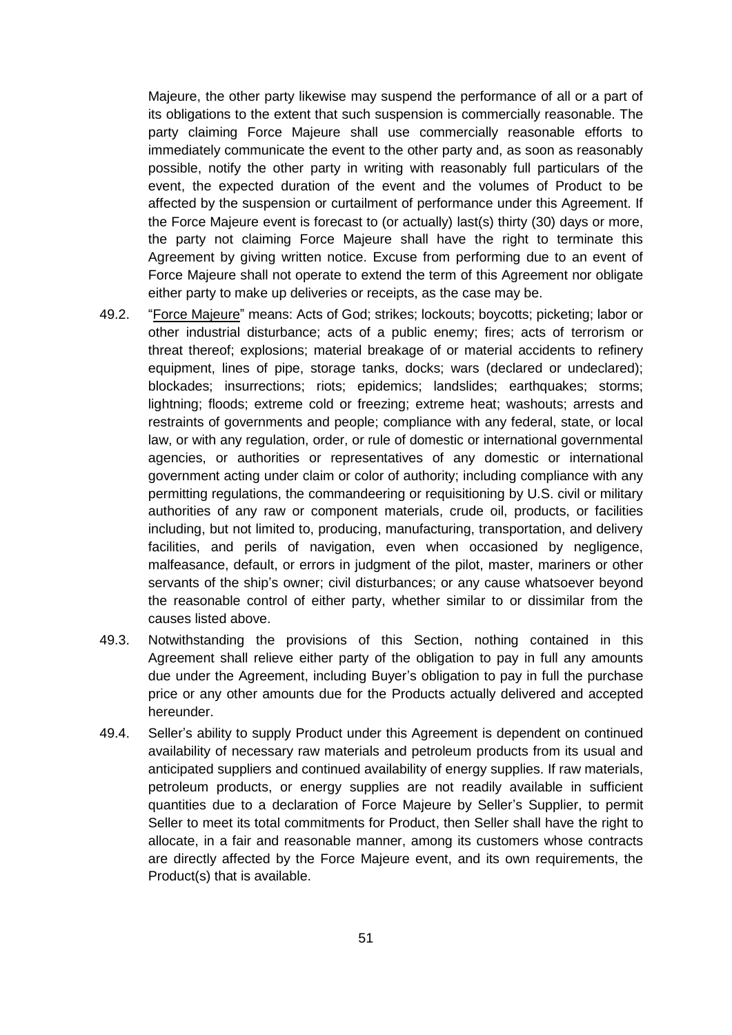Majeure, the other party likewise may suspend the performance of all or a part of its obligations to the extent that such suspension is commercially reasonable. The party claiming Force Majeure shall use commercially reasonable efforts to immediately communicate the event to the other party and, as soon as reasonably possible, notify the other party in writing with reasonably full particulars of the event, the expected duration of the event and the volumes of Product to be affected by the suspension or curtailment of performance under this Agreement. If the Force Majeure event is forecast to (or actually) last(s) thirty (30) days or more, the party not claiming Force Majeure shall have the right to terminate this Agreement by giving written notice. Excuse from performing due to an event of Force Majeure shall not operate to extend the term of this Agreement nor obligate either party to make up deliveries or receipts, as the case may be.

49.2. "Force Majeure" means: Acts of God; strikes; lockouts; boycotts; picketing; labor or other industrial disturbance; acts of a public enemy; fires; acts of terrorism or threat thereof; explosions; material breakage of or material accidents to refinery equipment, lines of pipe, storage tanks, docks; wars (declared or undeclared); blockades; insurrections; riots; epidemics; landslides; earthquakes; storms; lightning; floods; extreme cold or freezing; extreme heat; washouts; arrests and restraints of governments and people; compliance with any federal, state, or local law, or with any regulation, order, or rule of domestic or international governmental agencies, or authorities or representatives of any domestic or international government acting under claim or color of authority; including compliance with any permitting regulations, the commandeering or requisitioning by U.S. civil or military authorities of any raw or component materials, crude oil, products, or facilities including, but not limited to, producing, manufacturing, transportation, and delivery facilities, and perils of navigation, even when occasioned by negligence, malfeasance, default, or errors in judgment of the pilot, master, mariners or other servants of the ship's owner; civil disturbances; or any cause whatsoever beyond the reasonable control of either party, whether similar to or dissimilar from the causes listed above.

49.3. Notwithstanding the provisions of this Section, nothing contained in this Agreement shall relieve either party of the obligation to pay in full any amounts due under the Agreement, including Buyer's obligation to pay in full the purchase price or any other amounts due for the Products actually delivered and accepted hereunder.

49.4. Seller's ability to supply Product under this Agreement is dependent on continued availability of necessary raw materials and petroleum products from its usual and anticipated suppliers and continued availability of energy supplies. If raw materials, petroleum products, or energy supplies are not readily available in sufficient quantities due to a declaration of Force Majeure by Seller's Supplier, to permit Seller to meet its total commitments for Product, then Seller shall have the right to allocate, in a fair and reasonable manner, among its customers whose contracts are directly affected by the Force Majeure event, and its own requirements, the Product(s) that is available.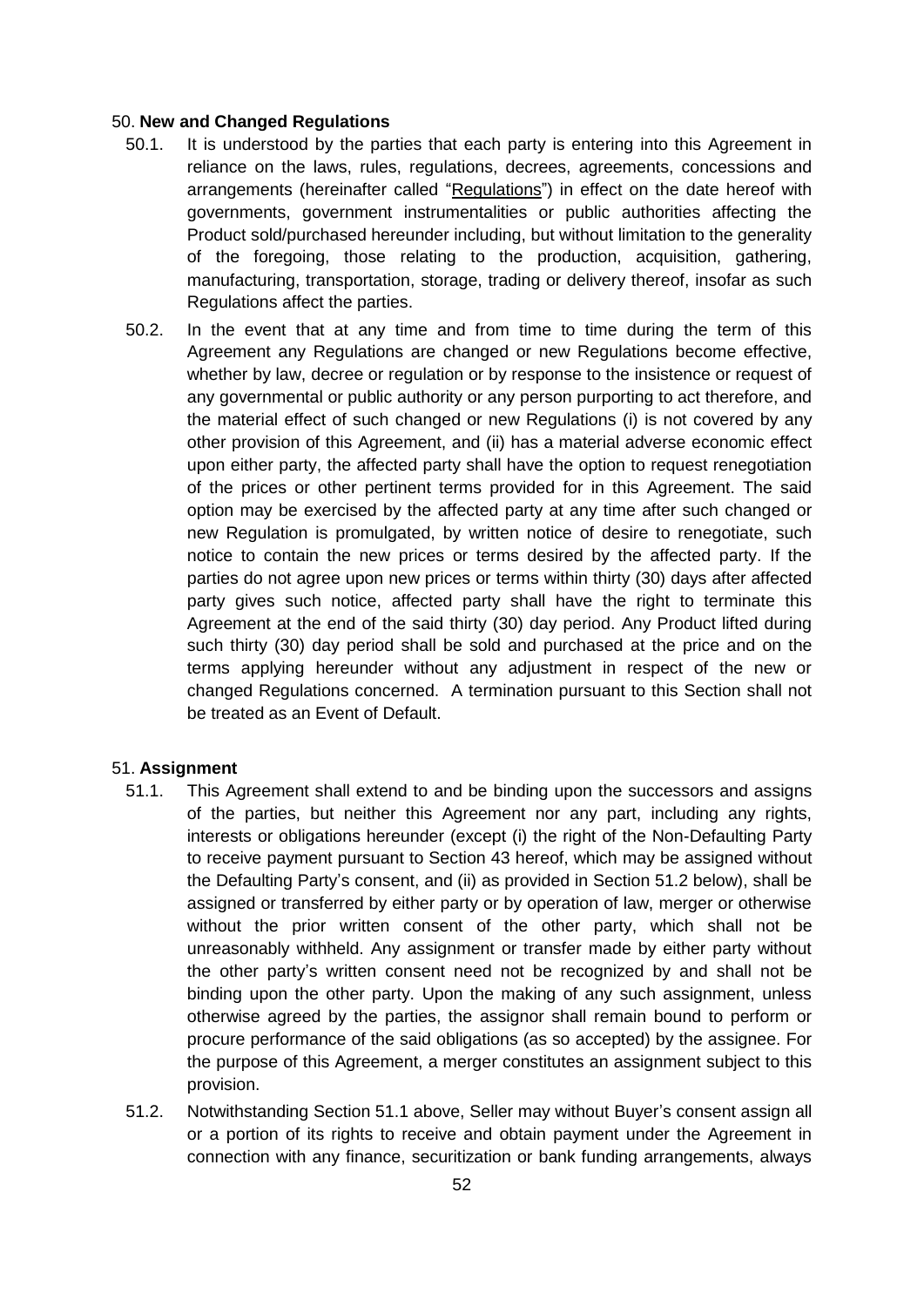50. **New and Changed Regulations**

50.1. It is understood by the parties that each party is entering into this Agreement in reliance on the laws, rules, regulations, decrees, agreements, concessions and arrangements (hereinafter called "Regulations") in effect on the date hereof with governments, government instrumentalities or public authorities affecting the Product sold/purchased hereunder including, but without limitation to the generality of the foregoing, those relating to the production, acquisition, gathering, manufacturing, transportation, storage, trading or delivery thereof, insofar as such Regulations affect the parties.

50.2. In the event that at any time and from time to time during the term of this Agreement any Regulations are changed or new Regulations become effective, whether by law, decree or regulation or by response to the insistence or request of any governmental or public authority or any person purporting to act therefore, and the material effect of such changed or new Regulations (i) is not covered by any other provision of this Agreement, and (ii) has a material adverse economic effect upon either party, the affected party shall have the option to request renegotiation of the prices or other pertinent terms provided for in this Agreement. The said option may be exercised by the affected party at any time after such changed or new Regulation is promulgated, by written notice of desire to renegotiate, such notice to contain the new prices or terms desired by the affected party. If the parties do not agree upon new prices or terms within thirty (30) days after affected party gives such notice, affected party shall have the right to terminate this Agreement at the end of the said thirty (30) day period. Any Product lifted during such thirty (30) day period shall be sold and purchased at the price and on the terms applying hereunder without any adjustment in respect of the new or changed Regulations concerned. A termination pursuant to this Section shall not be treated as an Event of Default.

51. **Assignment**

51.1. This Agreement shall extend to and be binding upon the successors and assigns of the parties, but neither this Agreement nor any part, including any rights, interests or obligations hereunder (except (i) the right of the Non-Defaulting Party to receive payment pursuant to Section 43 hereof, which may be assigned without the Defaulting Party's consent, and (ii) as provided in Section 51.2 below), shall be assigned or transferred by either party or by operation of law, merger or otherwise without the prior written consent of the other party, which shall not be unreasonably withheld. Any assignment or transfer made by either party without the other party's written consent need not be recognized by and shall not be binding upon the other party. Upon the making of any such assignment, unless otherwise agreed by the parties, the assignor shall remain bound to perform or procure performance of the said obligations (as so accepted) by the assignee. For the purpose of this Agreement, a merger constitutes an assignment subject to this provision.

51.2. Notwithstanding Section 51.1 above, Seller may without Buyer's consent assign all or a portion of its rights to receive and obtain payment under the Agreement in connection with any finance, securitization or bank funding arrangements, always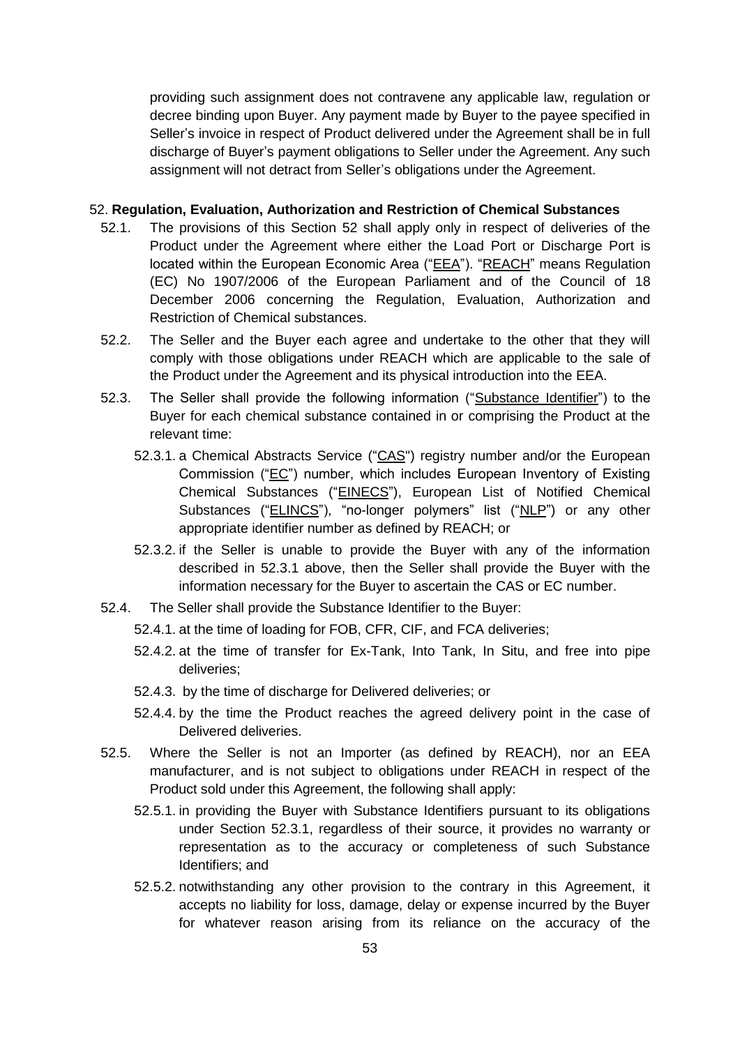providing such assignment does not contravene any applicable law, regulation or decree binding upon Buyer. Any payment made by Buyer to the payee specified in Seller's invoice in respect of Product delivered under the Agreement shall be in full discharge of Buyer's payment obligations to Seller under the Agreement. Any such assignment will not detract from Seller's obligations under the Agreement.

## 52. Regulation, Evaluation, Authorization and Restriction of Chemical Substances

52.1. The provisions of this Section 52 shall apply only in respect of deliveries of the Product under the Agreement where either the Load Port or Discharge Port is located within the European Economic Area ("EEA"). "REACH" means Regulation (EC) No 1907/2006 of the European Parliament and of the Council of 18 December 2006 concerning the Regulation, Evaluation, Authorization and Restriction of Chemical substances.

52.2. The Seller and the Buyer each agree and undertake to the other that they will comply with those obligations under REACH which are applicable to the sale of the Product under the Agreement and its physical introduction into the EEA.

52.3. The Seller shall provide the following information ("Substance Identifier") to the Buyer for each chemical substance contained in or comprising the Product at the relevant time:

52.3.1. a Chemical Abstracts Service ("CAS") registry number and/or the European Commission ("EC") number, which includes European Inventory of Existing Chemical Substances ("EINECS"), European List of Notified Chemical Substances ("ELINCS"), "no-longer polymers" list ("NLP") or any other appropriate identifier number as defined by REACH; or

52.3.2. if the Seller is unable to provide the Buyer with any of the information described in 52.3.1 above, then the Seller shall provide the Buyer with the information necessary for the Buyer to ascertain the CAS or EC number.

52.4. The Seller shall provide the Substance Identifier to the Buyer:

52.4.1. at the time of loading for FOB, CFR, CIF, and FCA deliveries;

52.4.2. at the time of transfer for Ex-Tank, Into Tank, In Situ, and free into pipe deliveries;

52.4.3. by the time of discharge for Delivered deliveries; or

52.4.4. by the time the Product reaches the agreed delivery point in the case of Delivered deliveries.

52.5. Where the Seller is not an Importer (as defined by REACH), nor an EEA manufacturer, and is not subject to obligations under REACH in respect of the Product sold under this Agreement, the following shall apply:

52.5.1. in providing the Buyer with Substance Identifiers pursuant to its obligations under Section 52.3.1, regardless of their source, it provides no warranty or representation as to the accuracy or completeness of such Substance Identifiers; and

52.5.2. notwithstanding any other provision to the contrary in this Agreement, it accepts no liability for loss, damage, delay or expense incurred by the Buyer for whatever reason arising from its reliance on the accuracy of the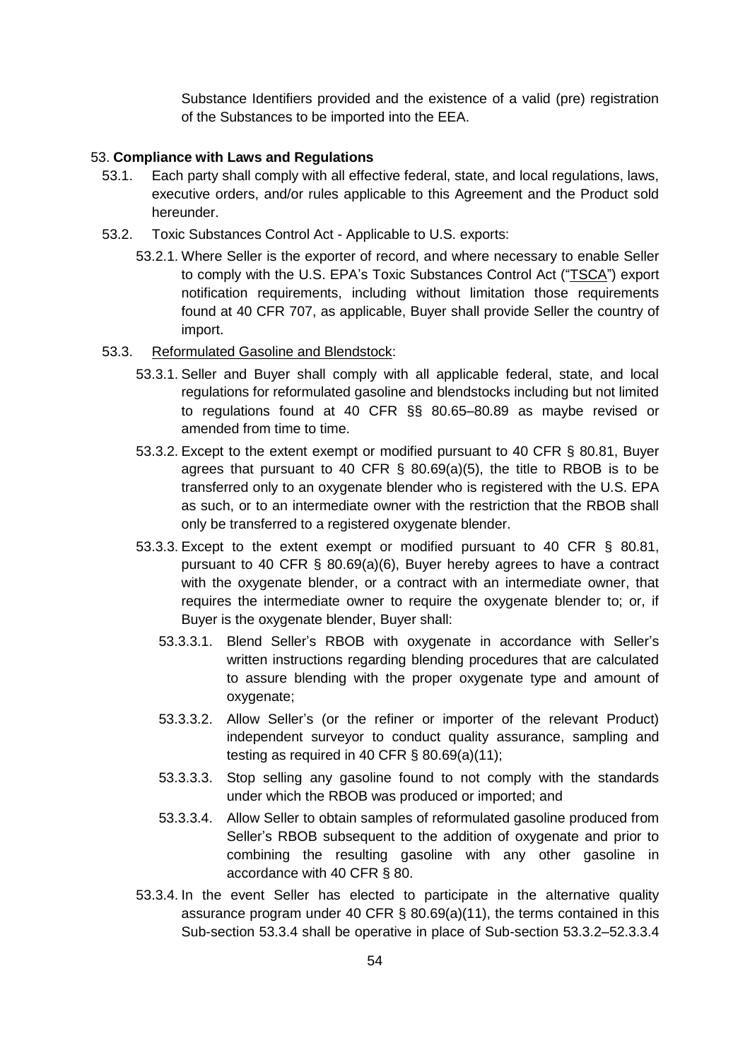Substance Identifiers provided and the existence of a valid (pre) registration of the Substances to be imported into the EEA.

53. **Compliance with Laws and Regulations**

53.1. Each party shall comply with all effective federal, state, and local regulations, laws, executive orders, and/or rules applicable to this Agreement and the Product sold hereunder.

53.2. Toxic Substances Control Act - Applicable to U.S. exports:

53.2.1. Where Seller is the exporter of record, and where necessary to enable Seller to comply with the U.S. EPA's Toxic Substances Control Act ("TSCA") export notification requirements, including without limitation those requirements found at 40 CFR 707, as applicable, Buyer shall provide Seller the country of import.

53.3. Reformulated Gasoline and Blendstock:

53.3.1. Seller and Buyer shall comply with all applicable federal, state, and local regulations for reformulated gasoline and blendstocks including but not limited to regulations found at 40 CFR §§ 80.65–80.89 as maybe revised or amended from time to time.

53.3.2. Except to the extent exempt or modified pursuant to 40 CFR § 80.81, Buyer agrees that pursuant to 40 CFR § 80.69(a)(5), the title to RBOB is to be transferred only to an oxygenate blender who is registered with the U.S. EPA as such, or to an intermediate owner with the restriction that the RBOB shall only be transferred to a registered oxygenate blender.

53.3.3. Except to the extent exempt or modified pursuant to 40 CFR § 80.81, pursuant to 40 CFR § 80.69(a)(6), Buyer hereby agrees to have a contract with the oxygenate blender, or a contract with an intermediate owner, that requires the intermediate owner to require the oxygenate blender to; or, if Buyer is the oxygenate blender, Buyer shall:

53.3.3.1. Blend Seller's RBOB with oxygenate in accordance with Seller's written instructions regarding blending procedures that are calculated to assure blending with the proper oxygenate type and amount of oxygenate;

53.3.3.2. Allow Seller's (or the refiner or importer of the relevant Product) independent surveyor to conduct quality assurance, sampling and testing as required in 40 CFR § 80.69(a)(11);

53.3.3.3. Stop selling any gasoline found to not comply with the standards under which the RBOB was produced or imported; and

53.3.3.4. Allow Seller to obtain samples of reformulated gasoline produced from Seller's RBOB subsequent to the addition of oxygenate and prior to combining the resulting gasoline with any other gasoline in accordance with 40 CFR § 80.

53.3.4. In the event Seller has elected to participate in the alternative quality assurance program under 40 CFR § 80.69(a)(11), the terms contained in this Sub-section 53.3.4 shall be operative in place of Sub-section 53.3.2–52.3.3.4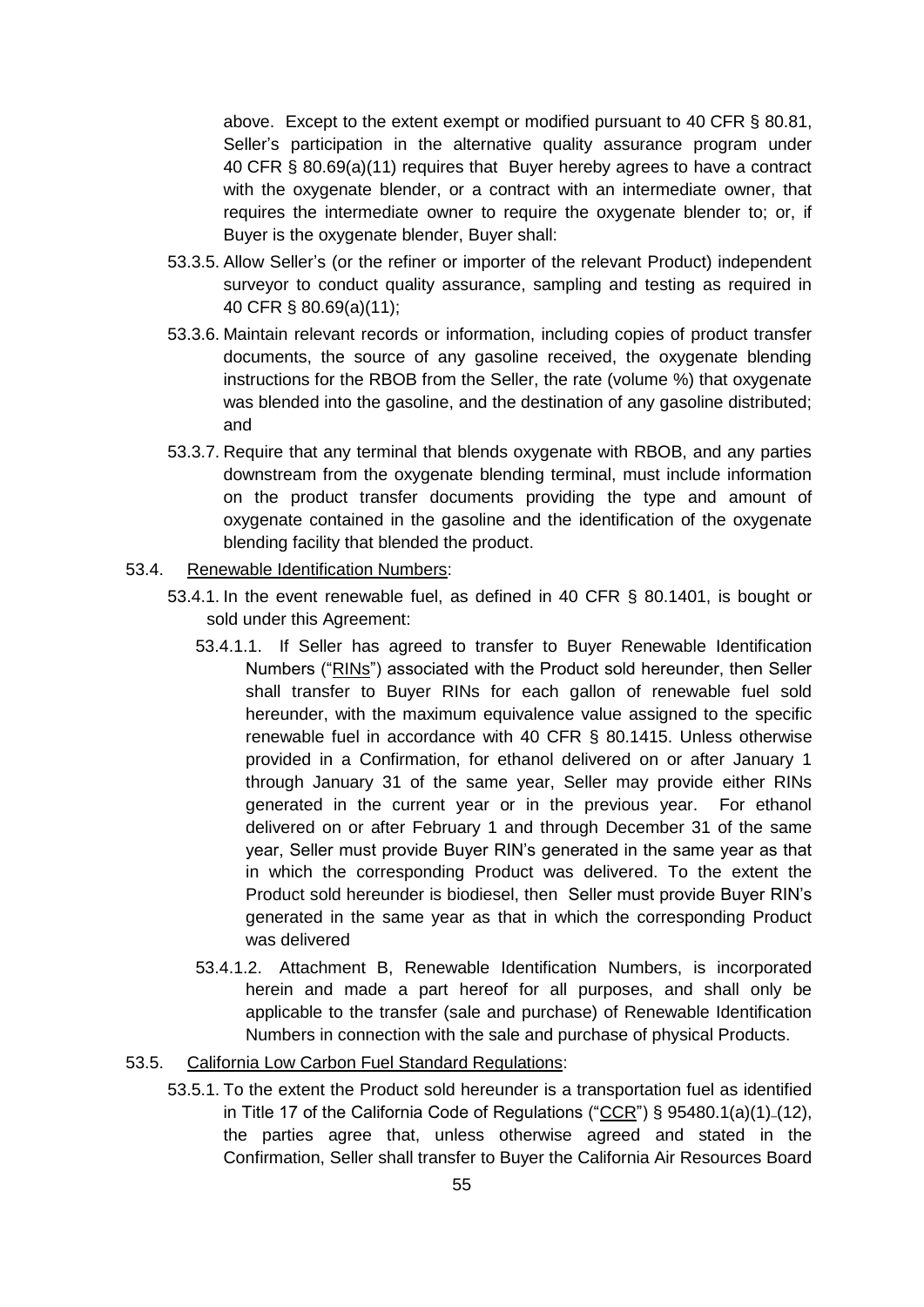above. Except to the extent exempt or modified pursuant to 40 CFR § 80.81, Seller's participation in the alternative quality assurance program under 40 CFR § 80.69(a)(11) requires that Buyer hereby agrees to have a contract with the oxygenate blender, or a contract with an intermediate owner, that requires the intermediate owner to require the oxygenate blender to; or, if Buyer is the oxygenate blender, Buyer shall:

53.3.5. Allow Seller's (or the refiner or importer of the relevant Product) independent surveyor to conduct quality assurance, sampling and testing as required in 40 CFR § 80.69(a)(11);

53.3.6. Maintain relevant records or information, including copies of product transfer documents, the source of any gasoline received, the oxygenate blending instructions for the RBOB from the Seller, the rate (volume %) that oxygenate was blended into the gasoline, and the destination of any gasoline distributed; and

53.3.7. Require that any terminal that blends oxygenate with RBOB, and any parties downstream from the oxygenate blending terminal, must include information on the product transfer documents providing the type and amount of oxygenate contained in the gasoline and the identification of the oxygenate blending facility that blended the product.

53.4. Renewable Identification Numbers:

53.4.1. In the event renewable fuel, as defined in 40 CFR § 80.1401, is bought or sold under this Agreement:

53.4.1.1. If Seller has agreed to transfer to Buyer Renewable Identification Numbers ("RINs") associated with the Product sold hereunder, then Seller shall transfer to Buyer RINs for each gallon of renewable fuel sold hereunder, with the maximum equivalence value assigned to the specific renewable fuel in accordance with 40 CFR § 80.1415. Unless otherwise provided in a Confirmation, for ethanol delivered on or after January 1 through January 31 of the same year, Seller may provide either RINs generated in the current year or in the previous year. For ethanol delivered on or after February 1 and through December 31 of the same year, Seller must provide Buyer RIN's generated in the same year as that in which the corresponding Product was delivered. To the extent the Product sold hereunder is biodiesel, then Seller must provide Buyer RIN's generated in the same year as that in which the corresponding Product was delivered

53.4.1.2. Attachment B, Renewable Identification Numbers, is incorporated herein and made a part hereof for all purposes, and shall only be applicable to the transfer (sale and purchase) of Renewable Identification Numbers in connection with the sale and purchase of physical Products.

53.5. California Low Carbon Fuel Standard Regulations:

53.5.1. To the extent the Product sold hereunder is a transportation fuel as identified in Title 17 of the California Code of Regulations ("CCR") § 95480.1(a)(1)-(12), the parties agree that, unless otherwise agreed and stated in the Confirmation, Seller shall transfer to Buyer the California Air Resources Board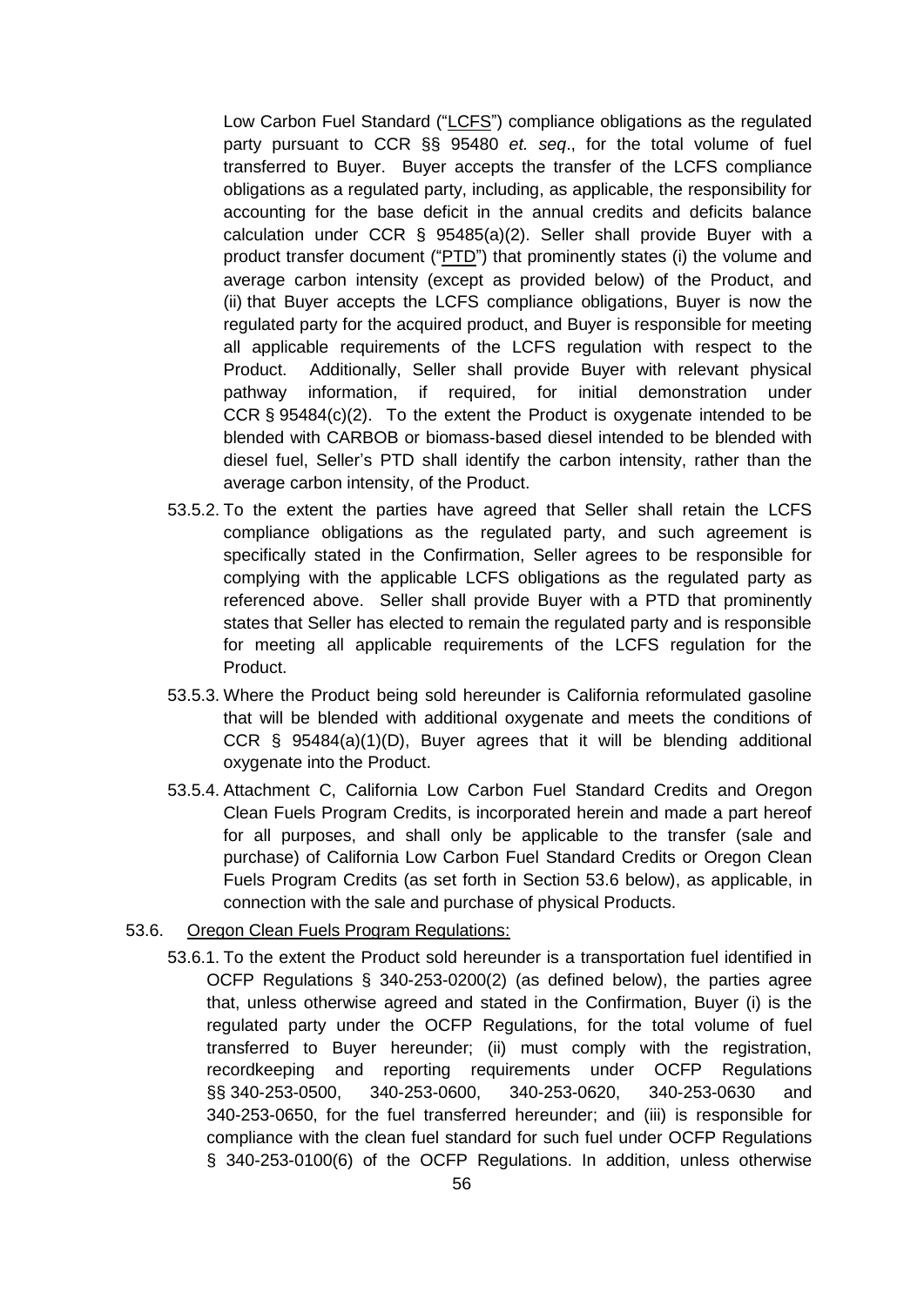Low Carbon Fuel Standard ("LCFS") compliance obligations as the regulated party pursuant to CCR §§ 95480 *et. seq*., for the total volume of fuel transferred to Buyer. Buyer accepts the transfer of the LCFS compliance obligations as a regulated party, including, as applicable, the responsibility for accounting for the base deficit in the annual credits and deficits balance calculation under CCR § 95485(a)(2). Seller shall provide Buyer with a product transfer document ("PTD") that prominently states (i) the volume and average carbon intensity (except as provided below) of the Product, and (ii) that Buyer accepts the LCFS compliance obligations, Buyer is now the regulated party for the acquired product, and Buyer is responsible for meeting all applicable requirements of the LCFS regulation with respect to the Product. Additionally, Seller shall provide Buyer with relevant physical pathway information, if required, for initial demonstration under CCR § 95484(c)(2). To the extent the Product is oxygenate intended to be blended with CARBOB or biomass-based diesel intended to be blended with diesel fuel, Seller's PTD shall identify the carbon intensity, rather than the average carbon intensity, of the Product.

53.5.2. To the extent the parties have agreed that Seller shall retain the LCFS compliance obligations as the regulated party, and such agreement is specifically stated in the Confirmation, Seller agrees to be responsible for complying with the applicable LCFS obligations as the regulated party as referenced above. Seller shall provide Buyer with a PTD that prominently states that Seller has elected to remain the regulated party and is responsible for meeting all applicable requirements of the LCFS regulation for the Product.

53.5.3. Where the Product being sold hereunder is California reformulated gasoline that will be blended with additional oxygenate and meets the conditions of CCR § 95484(a)(1)(D), Buyer agrees that it will be blending additional oxygenate into the Product.

53.5.4. Attachment C, California Low Carbon Fuel Standard Credits and Oregon Clean Fuels Program Credits, is incorporated herein and made a part hereof for all purposes, and shall only be applicable to the transfer (sale and purchase) of California Low Carbon Fuel Standard Credits or Oregon Clean Fuels Program Credits (as set forth in Section 53.6 below), as applicable, in connection with the sale and purchase of physical Products.

53.6. Oregon Clean Fuels Program Regulations:

53.6.1. To the extent the Product sold hereunder is a transportation fuel identified in OCFP Regulations § 340-253-0200(2) (as defined below), the parties agree that, unless otherwise agreed and stated in the Confirmation, Buyer (i) is the regulated party under the OCFP Regulations, for the total volume of fuel transferred to Buyer hereunder; (ii) must comply with the registration, recordkeeping and reporting requirements under OCFP Regulations §§ 340-253-0500, 340-253-0600, 340-253-0620, 340-253-0630 and 340-253-0650, for the fuel transferred hereunder; and (iii) is responsible for compliance with the clean fuel standard for such fuel under OCFP Regulations § 340-253-0100(6) of the OCFP Regulations. In addition, unless otherwise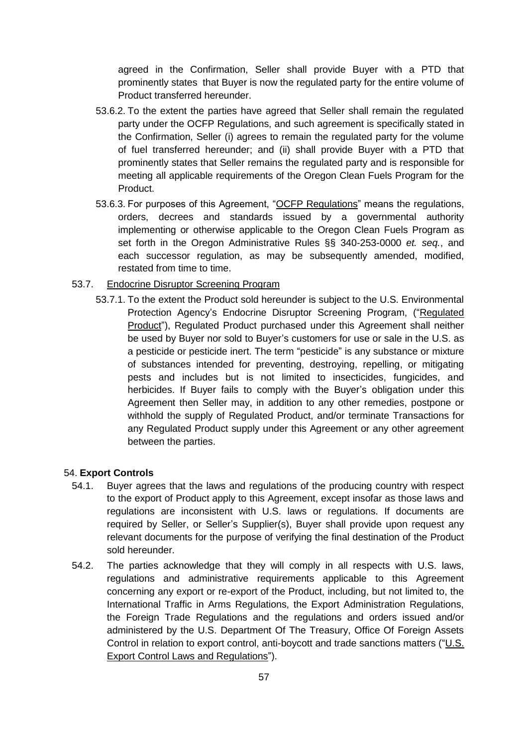agreed in the Confirmation, Seller shall provide Buyer with a PTD that prominently states that Buyer is now the regulated party for the entire volume of Product transferred hereunder.

53.6.2. To the extent the parties have agreed that Seller shall remain the regulated party under the OCFP Regulations, and such agreement is specifically stated in the Confirmation, Seller (i) agrees to remain the regulated party for the volume of fuel transferred hereunder; and (ii) shall provide Buyer with a PTD that prominently states that Seller remains the regulated party and is responsible for meeting all applicable requirements of the Oregon Clean Fuels Program for the Product.

53.6.3. For purposes of this Agreement, "OCFP Regulations" means the regulations, orders, decrees and standards issued by a governmental authority implementing or otherwise applicable to the Oregon Clean Fuels Program as set forth in the Oregon Administrative Rules §§ 340-253-0000 *et. seq.*, and each successor regulation, as may be subsequently amended, modified, restated from time to time.

53.7. Endocrine Disruptor Screening Program

53.7.1. To the extent the Product sold hereunder is subject to the U.S. Environmental Protection Agency's Endocrine Disruptor Screening Program, ("Regulated Product"), Regulated Product purchased under this Agreement shall neither be used by Buyer nor sold to Buyer's customers for use or sale in the U.S. as a pesticide or pesticide inert. The term "pesticide" is any substance or mixture of substances intended for preventing, destroying, repelling, or mitigating pests and includes but is not limited to insecticides, fungicides, and herbicides. If Buyer fails to comply with the Buyer's obligation under this Agreement then Seller may, in addition to any other remedies, postpone or withhold the supply of Regulated Product, and/or terminate Transactions for any Regulated Product supply under this Agreement or any other agreement between the parties.

## 54. **Export Controls**

54.1. Buyer agrees that the laws and regulations of the producing country with respect to the export of Product apply to this Agreement, except insofar as those laws and regulations are inconsistent with U.S. laws or regulations. If documents are required by Seller, or Seller's Supplier(s), Buyer shall provide upon request any relevant documents for the purpose of verifying the final destination of the Product sold hereunder.

54.2. The parties acknowledge that they will comply in all respects with U.S. laws, regulations and administrative requirements applicable to this Agreement concerning any export or re-export of the Product, including, but not limited to, the International Traffic in Arms Regulations, the Export Administration Regulations, the Foreign Trade Regulations and the regulations and orders issued and/or administered by the U.S. Department Of The Treasury, Office Of Foreign Assets Control in relation to export control, anti-boycott and trade sanctions matters ("U.S. Export Control Laws and Regulations").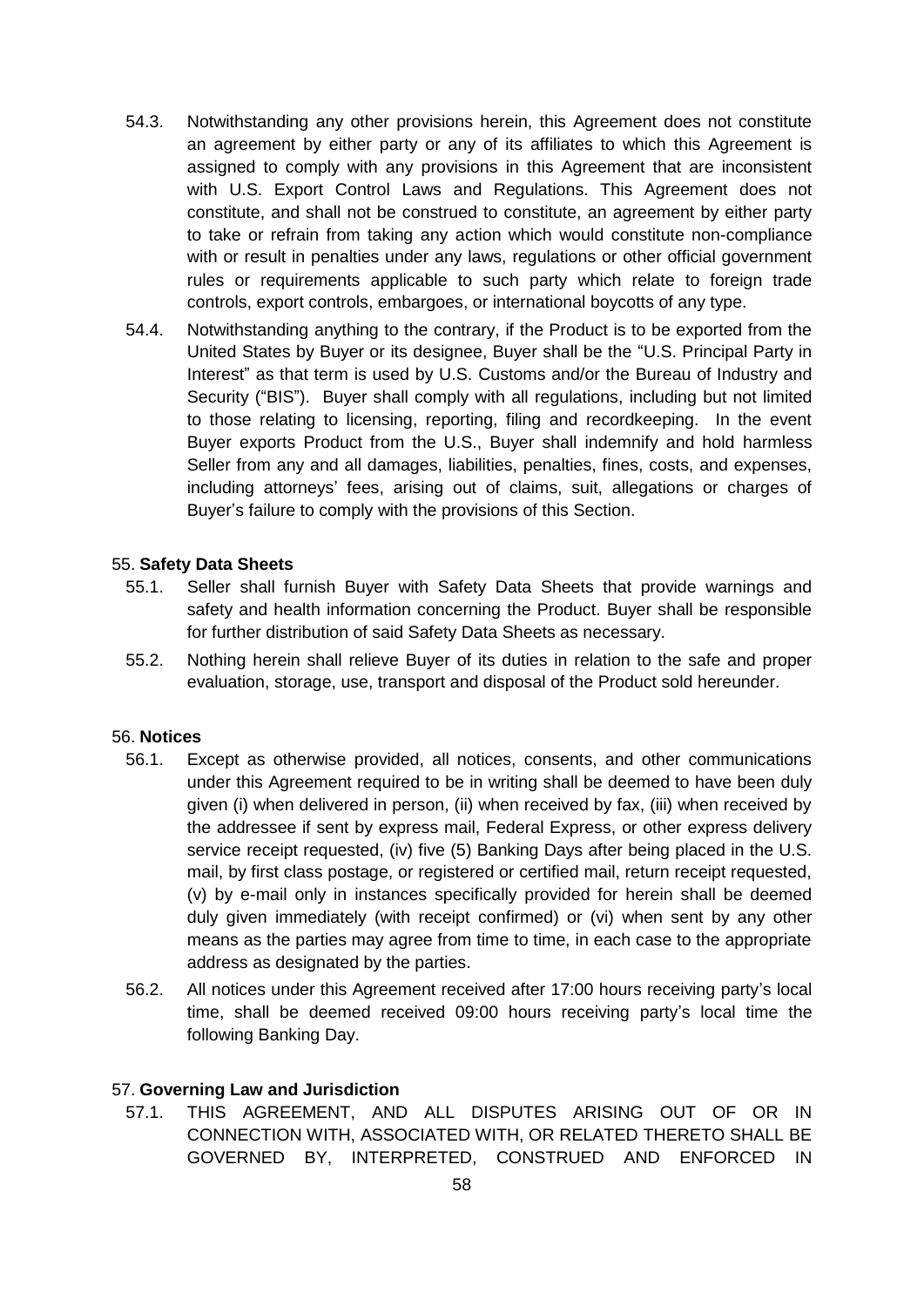54.3. Notwithstanding any other provisions herein, this Agreement does not constitute an agreement by either party or any of its affiliates to which this Agreement is assigned to comply with any provisions in this Agreement that are inconsistent with U.S. Export Control Laws and Regulations. This Agreement does not constitute, and shall not be construed to constitute, an agreement by either party to take or refrain from taking any action which would constitute non-compliance with or result in penalties under any laws, regulations or other official government rules or requirements applicable to such party which relate to foreign trade controls, export controls, embargoes, or international boycotts of any type.

54.4. Notwithstanding anything to the contrary, if the Product is to be exported from the United States by Buyer or its designee, Buyer shall be the "U.S. Principal Party in Interest" as that term is used by U.S. Customs and/or the Bureau of Industry and Security ("BIS"). Buyer shall comply with all regulations, including but not limited to those relating to licensing, reporting, filing and recordkeeping. In the event Buyer exports Product from the U.S., Buyer shall indemnify and hold harmless Seller from any and all damages, liabilities, penalties, fines, costs, and expenses, including attorneys' fees, arising out of claims, suit, allegations or charges of Buyer's failure to comply with the provisions of this Section.

55. **Safety Data Sheets**

55.1. Seller shall furnish Buyer with Safety Data Sheets that provide warnings and safety and health information concerning the Product. Buyer shall be responsible for further distribution of said Safety Data Sheets as necessary.

55.2. Nothing herein shall relieve Buyer of its duties in relation to the safe and proper evaluation, storage, use, transport and disposal of the Product sold hereunder.

56. **Notices**

56.1. Except as otherwise provided, all notices, consents, and other communications under this Agreement required to be in writing shall be deemed to have been duly given (i) when delivered in person, (ii) when received by fax, (iii) when received by the addressee if sent by express mail, Federal Express, or other express delivery service receipt requested, (iv) five (5) Banking Days after being placed in the U.S. mail, by first class postage, or registered or certified mail, return receipt requested, (v) by e-mail only in instances specifically provided for herein shall be deemed duly given immediately (with receipt confirmed) or (vi) when sent by any other means as the parties may agree from time to time, in each case to the appropriate address as designated by the parties.

56.2. All notices under this Agreement received after 17:00 hours receiving party's local time, shall be deemed received 09:00 hours receiving party's local time the following Banking Day.

57. **Governing Law and Jurisdiction**

57.1. THIS AGREEMENT, AND ALL DISPUTES ARISING OUT OF OR IN CONNECTION WITH, ASSOCIATED WITH, OR RELATED THERETO SHALL BE GOVERNED BY, INTERPRETED, CONSTRUED AND ENFORCED IN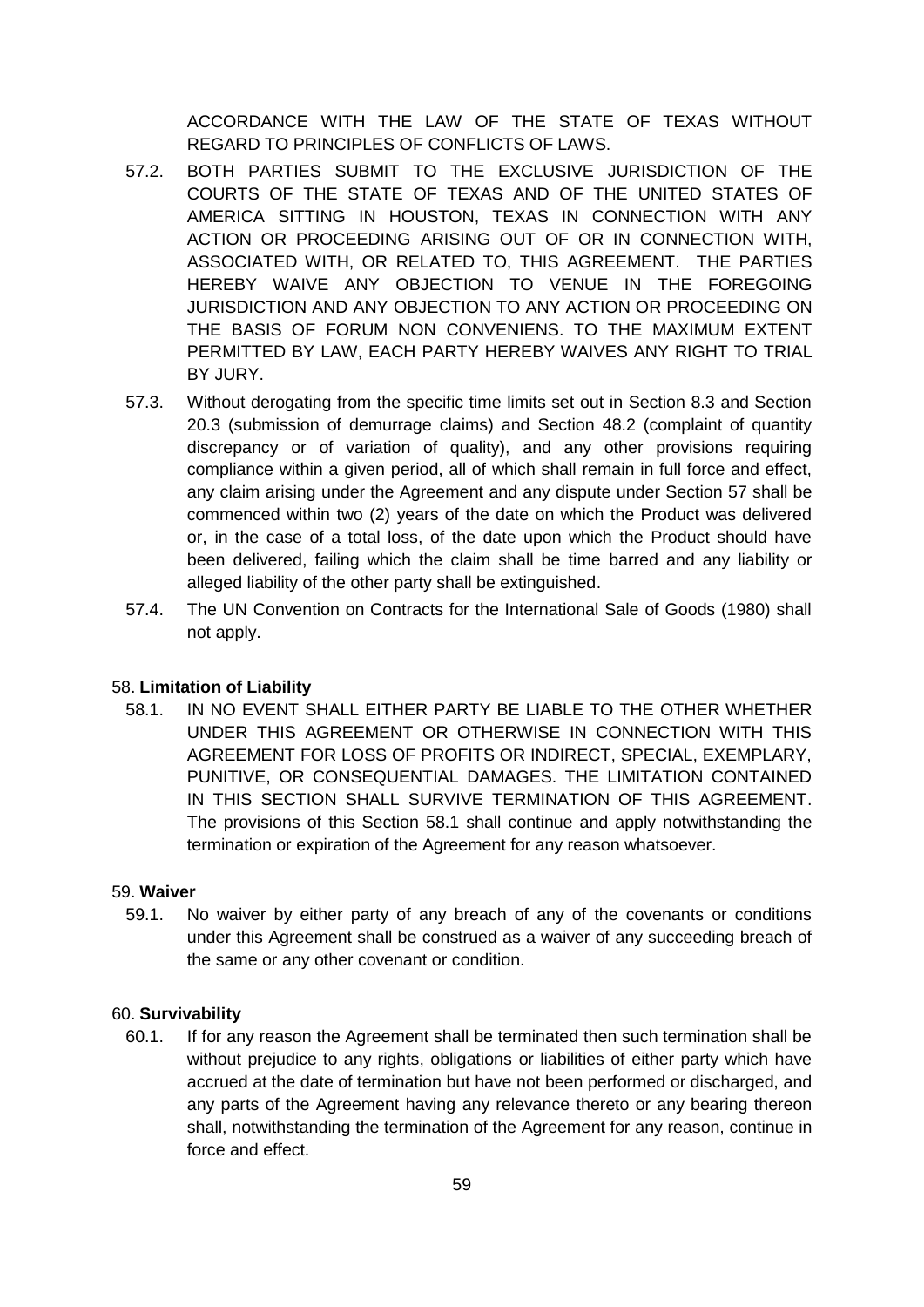ACCORDANCE WITH THE LAW OF THE STATE OF TEXAS WITHOUT REGARD TO PRINCIPLES OF CONFLICTS OF LAWS.

57.2. BOTH PARTIES SUBMIT TO THE EXCLUSIVE JURISDICTION OF THE COURTS OF THE STATE OF TEXAS AND OF THE UNITED STATES OF AMERICA SITTING IN HOUSTON, TEXAS IN CONNECTION WITH ANY ACTION OR PROCEEDING ARISING OUT OF OR IN CONNECTION WITH, ASSOCIATED WITH, OR RELATED TO, THIS AGREEMENT. THE PARTIES HEREBY WAIVE ANY OBJECTION TO VENUE IN THE FOREGOING JURISDICTION AND ANY OBJECTION TO ANY ACTION OR PROCEEDING ON THE BASIS OF FORUM NON CONVENIENS. TO THE MAXIMUM EXTENT PERMITTED BY LAW, EACH PARTY HEREBY WAIVES ANY RIGHT TO TRIAL BY JURY.

57.3. Without derogating from the specific time limits set out in Section 8.3 and Section 20.3 (submission of demurrage claims) and Section 48.2 (complaint of quantity discrepancy or of variation of quality), and any other provisions requiring compliance within a given period, all of which shall remain in full force and effect, any claim arising under the Agreement and any dispute under Section 57 shall be commenced within two (2) years of the date on which the Product was delivered or, in the case of a total loss, of the date upon which the Product should have been delivered, failing which the claim shall be time barred and any liability or alleged liability of the other party shall be extinguished.

57.4. The UN Convention on Contracts for the International Sale of Goods (1980) shall not apply.

58. **Limitation of Liability**

58.1. IN NO EVENT SHALL EITHER PARTY BE LIABLE TO THE OTHER WHETHER UNDER THIS AGREEMENT OR OTHERWISE IN CONNECTION WITH THIS AGREEMENT FOR LOSS OF PROFITS OR INDIRECT, SPECIAL, EXEMPLARY, PUNITIVE, OR CONSEQUENTIAL DAMAGES. THE LIMITATION CONTAINED IN THIS SECTION SHALL SURVIVE TERMINATION OF THIS AGREEMENT. The provisions of this Section 58.1 shall continue and apply notwithstanding the termination or expiration of the Agreement for any reason whatsoever.

59. **Waiver**

59.1. No waiver by either party of any breach of any of the covenants or conditions under this Agreement shall be construed as a waiver of any succeeding breach of the same or any other covenant or condition.

60. **Survivability**

60.1. If for any reason the Agreement shall be terminated then such termination shall be without prejudice to any rights, obligations or liabilities of either party which have accrued at the date of termination but have not been performed or discharged, and any parts of the Agreement having any relevance thereto or any bearing thereon shall, notwithstanding the termination of the Agreement for any reason, continue in force and effect.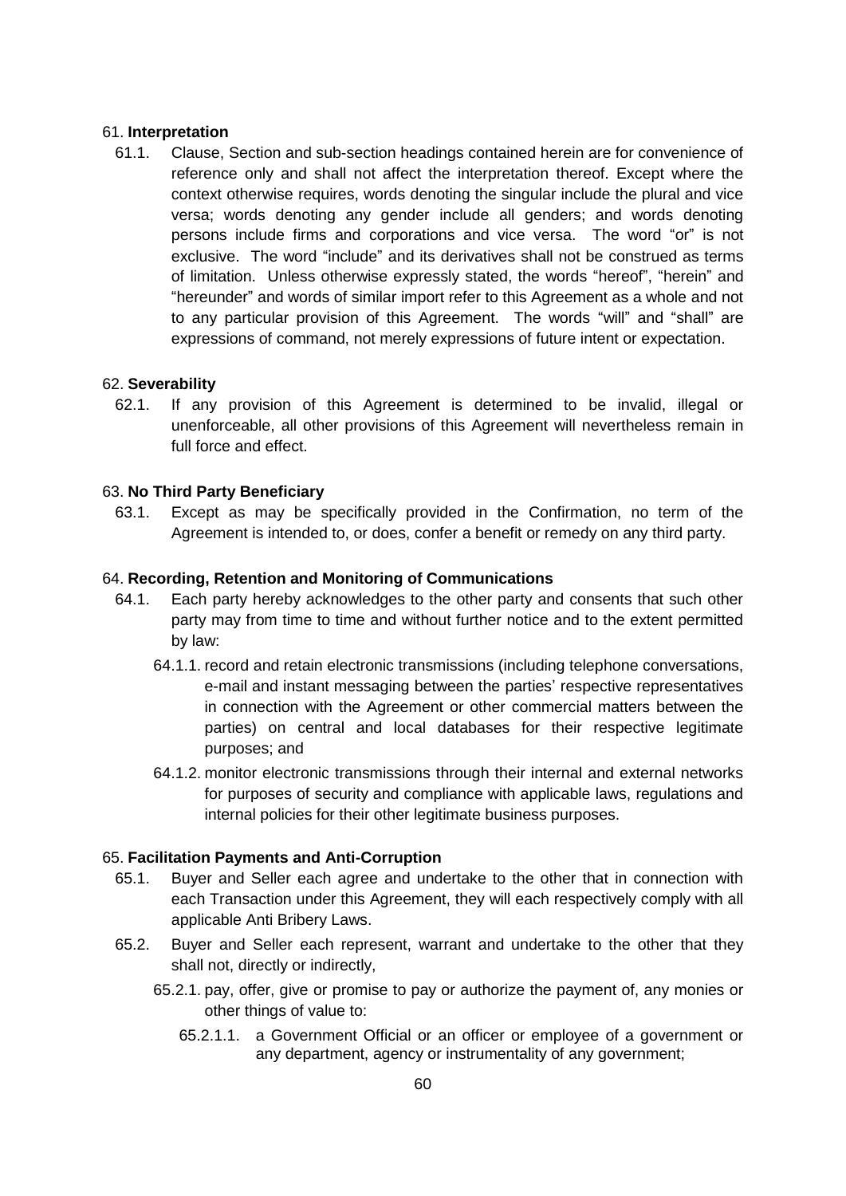## 61. **Interpretation**

61.1. Clause, Section and sub-section headings contained herein are for convenience of reference only and shall not affect the interpretation thereof. Except where the context otherwise requires, words denoting the singular include the plural and vice versa; words denoting any gender include all genders; and words denoting persons include firms and corporations and vice versa. The word "or" is not exclusive. The word "include" and its derivatives shall not be construed as terms of limitation. Unless otherwise expressly stated, the words "hereof", "herein" and "hereunder" and words of similar import refer to this Agreement as a whole and not to any particular provision of this Agreement. The words "will" and "shall" are expressions of command, not merely expressions of future intent or expectation.

## 62. **Severability**

62.1. If any provision of this Agreement is determined to be invalid, illegal or unenforceable, all other provisions of this Agreement will nevertheless remain in full force and effect.

## 63. **No Third Party Beneficiary**

63.1. Except as may be specifically provided in the Confirmation, no term of the Agreement is intended to, or does, confer a benefit or remedy on any third party.

## 64. **Recording, Retention and Monitoring of Communications**

64.1. Each party hereby acknowledges to the other party and consents that such other party may from time to time and without further notice and to the extent permitted by law:

64.1.1. record and retain electronic transmissions (including telephone conversations, e-mail and instant messaging between the parties' respective representatives in connection with the Agreement or other commercial matters between the parties) on central and local databases for their respective legitimate purposes; and

64.1.2. monitor electronic transmissions through their internal and external networks for purposes of security and compliance with applicable laws, regulations and internal policies for their other legitimate business purposes.

## 65. **Facilitation Payments and Anti-Corruption**

65.1. Buyer and Seller each agree and undertake to the other that in connection with each Transaction under this Agreement, they will each respectively comply with all applicable Anti Bribery Laws.

65.2. Buyer and Seller each represent, warrant and undertake to the other that they shall not, directly or indirectly,

65.2.1. pay, offer, give or promise to pay or authorize the payment of, any monies or other things of value to:

65.2.1.1. a Government Official or an officer or employee of a government or any department, agency or instrumentality of any government;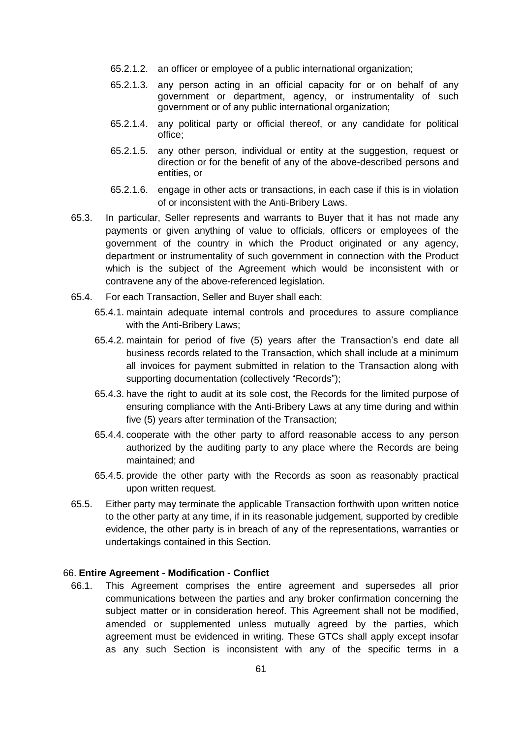65.2.1.2. an officer or employee of a public international organization;

65.2.1.3. any person acting in an official capacity for or on behalf of any government or department, agency, or instrumentality of such government or of any public international organization;

65.2.1.4. any political party or official thereof, or any candidate for political office;

65.2.1.5. any other person, individual or entity at the suggestion, request or direction or for the benefit of any of the above-described persons and entities, or

65.2.1.6. engage in other acts or transactions, in each case if this is in violation of or inconsistent with the Anti-Bribery Laws.

65.3. In particular, Seller represents and warrants to Buyer that it has not made any payments or given anything of value to officials, officers or employees of the government of the country in which the Product originated or any agency, department or instrumentality of such government in connection with the Product which is the subject of the Agreement which would be inconsistent with or contravene any of the above-referenced legislation.

65.4. For each Transaction, Seller and Buyer shall each:

65.4.1. maintain adequate internal controls and procedures to assure compliance with the Anti-Bribery Laws;

65.4.2. maintain for period of five (5) years after the Transaction's end date all business records related to the Transaction, which shall include at a minimum all invoices for payment submitted in relation to the Transaction along with supporting documentation (collectively "Records");

65.4.3. have the right to audit at its sole cost, the Records for the limited purpose of ensuring compliance with the Anti-Bribery Laws at any time during and within five (5) years after termination of the Transaction;

65.4.4. cooperate with the other party to afford reasonable access to any person authorized by the auditing party to any place where the Records are being maintained; and

65.4.5. provide the other party with the Records as soon as reasonably practical upon written request.

65.5. Either party may terminate the applicable Transaction forthwith upon written notice to the other party at any time, if in its reasonable judgement, supported by credible evidence, the other party is in breach of any of the representations, warranties or undertakings contained in this Section.

66. **Entire Agreement - Modification - Conflict**

66.1. This Agreement comprises the entire agreement and supersedes all prior communications between the parties and any broker confirmation concerning the subject matter or in consideration hereof. This Agreement shall not be modified, amended or supplemented unless mutually agreed by the parties, which agreement must be evidenced in writing. These GTCs shall apply except insofar as any such Section is inconsistent with any of the specific terms in a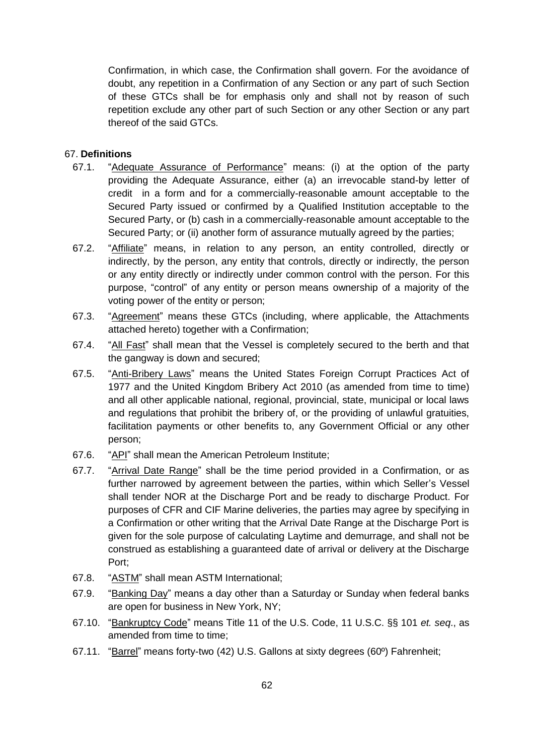Confirmation, in which case, the Confirmation shall govern. For the avoidance of doubt, any repetition in a Confirmation of any Section or any part of such Section of these GTCs shall be for emphasis only and shall not by reason of such repetition exclude any other part of such Section or any other Section or any part thereof of the said GTCs.

67. **Definitions**

67.1. "Adequate Assurance of Performance" means: (i) at the option of the party providing the Adequate Assurance, either (a) an irrevocable stand-by letter of credit in a form and for a commercially-reasonable amount acceptable to the Secured Party issued or confirmed by a Qualified Institution acceptable to the Secured Party, or (b) cash in a commercially-reasonable amount acceptable to the Secured Party; or (ii) another form of assurance mutually agreed by the parties;

67.2. "Affiliate" means, in relation to any person, an entity controlled, directly or indirectly, by the person, any entity that controls, directly or indirectly, the person or any entity directly or indirectly under common control with the person. For this purpose, "control" of any entity or person means ownership of a majority of the voting power of the entity or person;

67.3. "Agreement" means these GTCs (including, where applicable, the Attachments attached hereto) together with a Confirmation;

67.4. "All Fast" shall mean that the Vessel is completely secured to the berth and that the gangway is down and secured;

67.5. "Anti-Bribery Laws" means the United States Foreign Corrupt Practices Act of 1977 and the United Kingdom Bribery Act 2010 (as amended from time to time) and all other applicable national, regional, provincial, state, municipal or local laws and regulations that prohibit the bribery of, or the providing of unlawful gratuities, facilitation payments or other benefits to, any Government Official or any other person;

67.6. "API" shall mean the American Petroleum Institute;

67.7. "Arrival Date Range" shall be the time period provided in a Confirmation, or as further narrowed by agreement between the parties, within which Seller's Vessel shall tender NOR at the Discharge Port and be ready to discharge Product. For purposes of CFR and CIF Marine deliveries, the parties may agree by specifying in a Confirmation or other writing that the Arrival Date Range at the Discharge Port is given for the sole purpose of calculating Laytime and demurrage, and shall not be construed as establishing a guaranteed date of arrival or delivery at the Discharge Port;

67.8. "ASTM" shall mean ASTM International;

67.9. "Banking Day" means a day other than a Saturday or Sunday when federal banks are open for business in New York, NY;

67.10. "Bankruptcy Code" means Title 11 of the U.S. Code, 11 U.S.C. §§ 101 *et. seq*., as amended from time to time;

67.11. "Barrel" means forty-two (42) U.S. Gallons at sixty degrees (60º) Fahrenheit;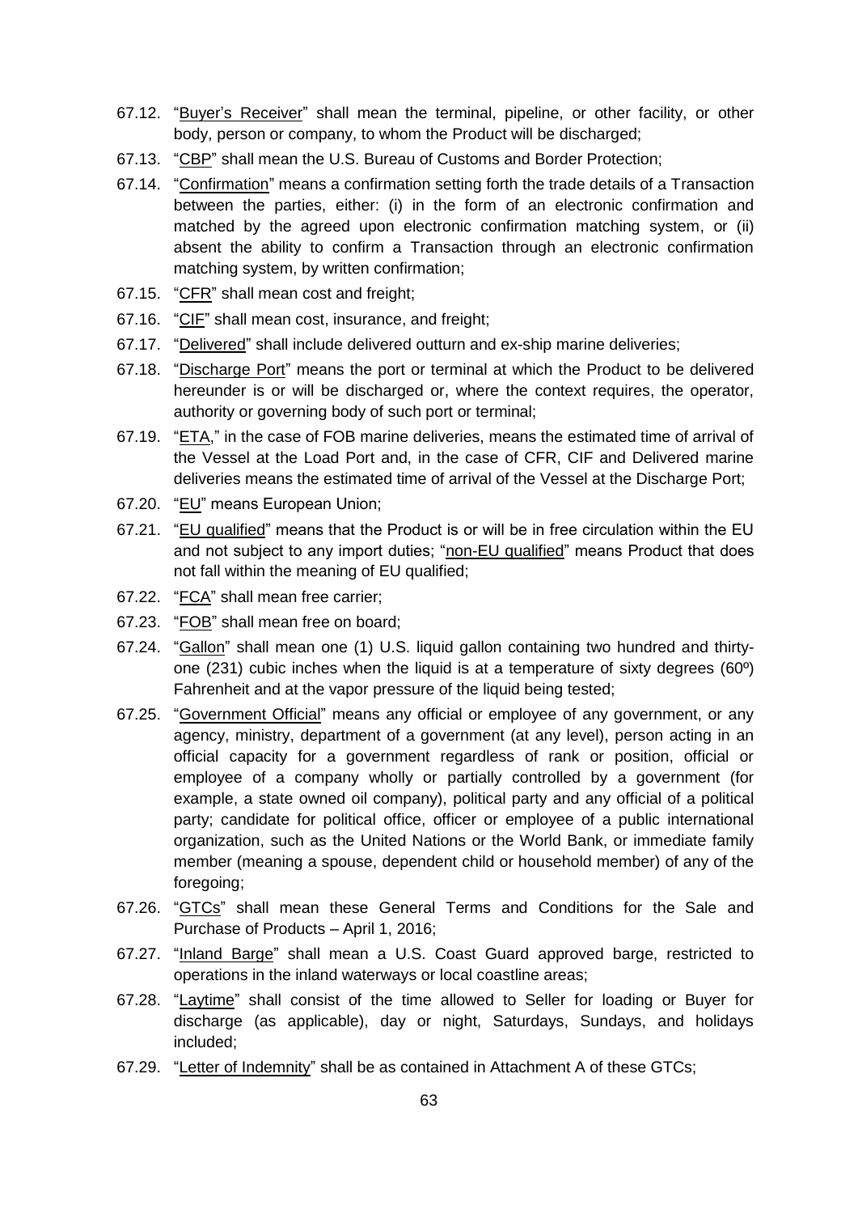67.12. "Buyer's Receiver" shall mean the terminal, pipeline, or other facility, or other body, person or company, to whom the Product will be discharged;

67.13. "CBP" shall mean the U.S. Bureau of Customs and Border Protection;

67.14. "Confirmation" means a confirmation setting forth the trade details of a Transaction between the parties, either: (i) in the form of an electronic confirmation and matched by the agreed upon electronic confirmation matching system, or (ii) absent the ability to confirm a Transaction through an electronic confirmation matching system, by written confirmation;

67.15. "CFR" shall mean cost and freight;

67.16. "CIF" shall mean cost, insurance, and freight;

67.17. "Delivered" shall include delivered outturn and ex-ship marine deliveries;

67.18. "Discharge Port" means the port or terminal at which the Product to be delivered hereunder is or will be discharged or, where the context requires, the operator, authority or governing body of such port or terminal;

67.19. "ETA," in the case of FOB marine deliveries, means the estimated time of arrival of the Vessel at the Load Port and, in the case of CFR, CIF and Delivered marine deliveries means the estimated time of arrival of the Vessel at the Discharge Port;

67.20. "EU" means European Union;

67.21. "EU qualified" means that the Product is or will be in free circulation within the EU and not subject to any import duties; "non-EU qualified" means Product that does not fall within the meaning of EU qualified;

67.22. "FCA" shall mean free carrier;

67.23. "FOB" shall mean free on board;

67.24. "Gallon" shall mean one (1) U.S. liquid gallon containing two hundred and thirty-one (231) cubic inches when the liquid is at a temperature of sixty degrees (60º) Fahrenheit and at the vapor pressure of the liquid being tested;

67.25. "Government Official" means any official or employee of any government, or any agency, ministry, department of a government (at any level), person acting in an official capacity for a government regardless of rank or position, official or employee of a company wholly or partially controlled by a government (for example, a state owned oil company), political party and any official of a political party; candidate for political office, officer or employee of a public international organization, such as the United Nations or the World Bank, or immediate family member (meaning a spouse, dependent child or household member) of any of the foregoing;

67.26. "GTCs" shall mean these General Terms and Conditions for the Sale and Purchase of Products – April 1, 2016;

67.27. "Inland Barge" shall mean a U.S. Coast Guard approved barge, restricted to operations in the inland waterways or local coastline areas;

67.28. "Laytime" shall consist of the time allowed to Seller for loading or Buyer for discharge (as applicable), day or night, Saturdays, Sundays, and holidays included;

67.29. "Letter of Indemnity" shall be as contained in Attachment A of these GTCs;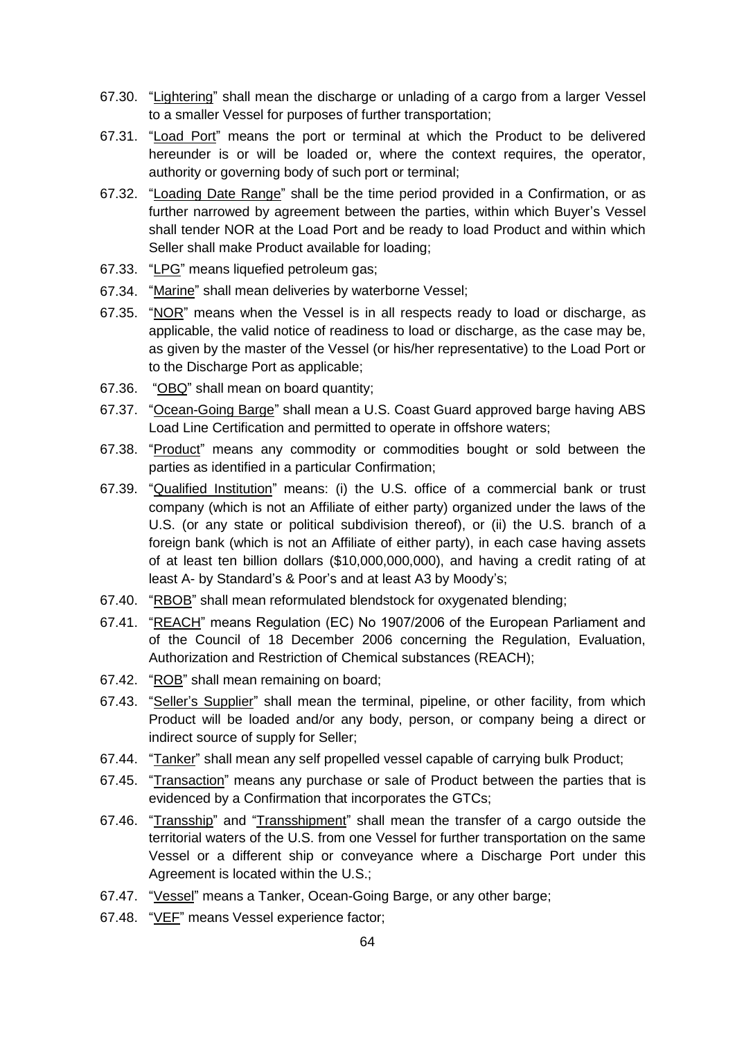67.30. "Lightering" shall mean the discharge or unlading of a cargo from a larger Vessel to a smaller Vessel for purposes of further transportation;

67.31. "Load Port" means the port or terminal at which the Product to be delivered hereunder is or will be loaded or, where the context requires, the operator, authority or governing body of such port or terminal;

67.32. "Loading Date Range" shall be the time period provided in a Confirmation, or as further narrowed by agreement between the parties, within which Buyer's Vessel shall tender NOR at the Load Port and be ready to load Product and within which Seller shall make Product available for loading;

67.33. "LPG" means liquefied petroleum gas;

67.34. "Marine" shall mean deliveries by waterborne Vessel;

67.35. "NOR" means when the Vessel is in all respects ready to load or discharge, as applicable, the valid notice of readiness to load or discharge, as the case may be, as given by the master of the Vessel (or his/her representative) to the Load Port or to the Discharge Port as applicable;

67.36. "OBQ" shall mean on board quantity;

67.37. "Ocean-Going Barge" shall mean a U.S. Coast Guard approved barge having ABS Load Line Certification and permitted to operate in offshore waters;

67.38. "Product" means any commodity or commodities bought or sold between the parties as identified in a particular Confirmation;

67.39. "Qualified Institution" means: (i) the U.S. office of a commercial bank or trust company (which is not an Affiliate of either party) organized under the laws of the U.S. (or any state or political subdivision thereof), or (ii) the U.S. branch of a foreign bank (which is not an Affiliate of either party), in each case having assets of at least ten billion dollars ($10,000,000,000), and having a credit rating of at least A- by Standard's & Poor's and at least A3 by Moody's;

67.40. "RBOB" shall mean reformulated blendstock for oxygenated blending;

67.41. "REACH" means Regulation (EC) No 1907/2006 of the European Parliament and of the Council of 18 December 2006 concerning the Regulation, Evaluation, Authorization and Restriction of Chemical substances (REACH);

67.42. "ROB" shall mean remaining on board;

67.43. "Seller's Supplier" shall mean the terminal, pipeline, or other facility, from which Product will be loaded and/or any body, person, or company being a direct or indirect source of supply for Seller;

67.44. "Tanker" shall mean any self propelled vessel capable of carrying bulk Product;

67.45. "Transaction" means any purchase or sale of Product between the parties that is evidenced by a Confirmation that incorporates the GTCs;

67.46. "Transship" and "Transshipment" shall mean the transfer of a cargo outside the territorial waters of the U.S. from one Vessel for further transportation on the same Vessel or a different ship or conveyance where a Discharge Port under this Agreement is located within the U.S.;

67.47. "Vessel" means a Tanker, Ocean-Going Barge, or any other barge;

67.48. "VEF" means Vessel experience factor;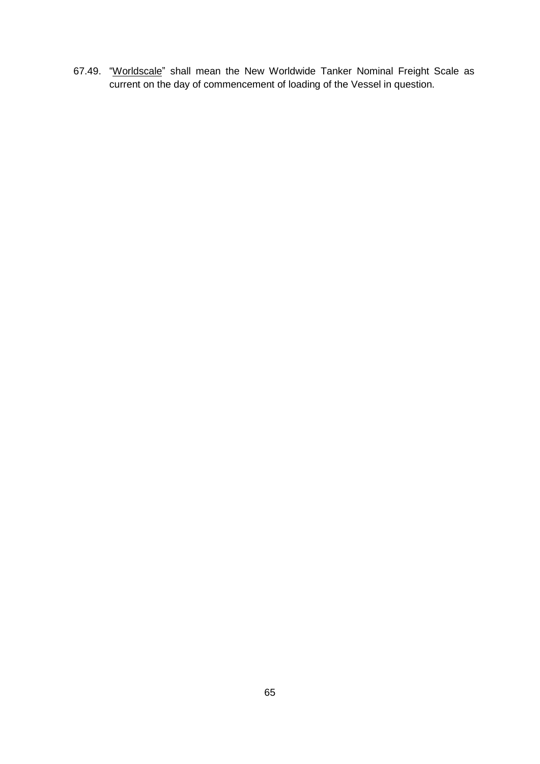67.49. "<u>Worldscale</u>" shall mean the New Worldwide Tanker Nominal Freight Scale as current on the day of commencement of loading of the Vessel in question.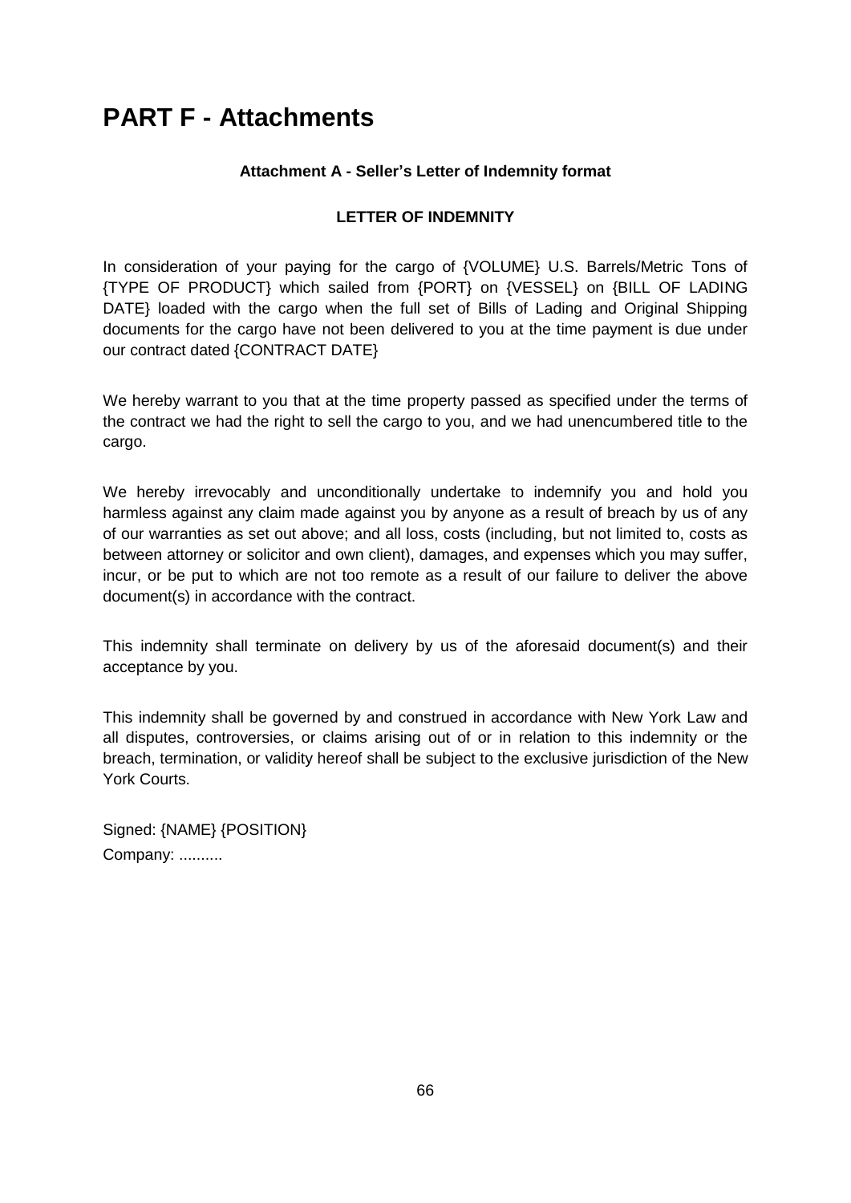# PART F - Attachments

**Attachment A - Seller's Letter of Indemnity format**

**LETTER OF INDEMNITY**

In consideration of your paying for the cargo of {VOLUME} U.S. Barrels/Metric Tons of {TYPE OF PRODUCT} which sailed from {PORT} on {VESSEL} on {BILL OF LADING DATE} loaded with the cargo when the full set of Bills of Lading and Original Shipping documents for the cargo have not been delivered to you at the time payment is due under our contract dated {CONTRACT DATE}

We hereby warrant to you that at the time property passed as specified under the terms of the contract we had the right to sell the cargo to you, and we had unencumbered title to the cargo.

We hereby irrevocably and unconditionally undertake to indemnify you and hold you harmless against any claim made against you by anyone as a result of breach by us of any of our warranties as set out above; and all loss, costs (including, but not limited to, costs as between attorney or solicitor and own client), damages, and expenses which you may suffer, incur, or be put to which are not too remote as a result of our failure to deliver the above document(s) in accordance with the contract.

This indemnity shall terminate on delivery by us of the aforesaid document(s) and their acceptance by you.

This indemnity shall be governed by and construed in accordance with New York Law and all disputes, controversies, or claims arising out of or in relation to this indemnity or the breach, termination, or validity hereof shall be subject to the exclusive jurisdiction of the New York Courts.

Signed: {NAME} {POSITION}
Company: ..........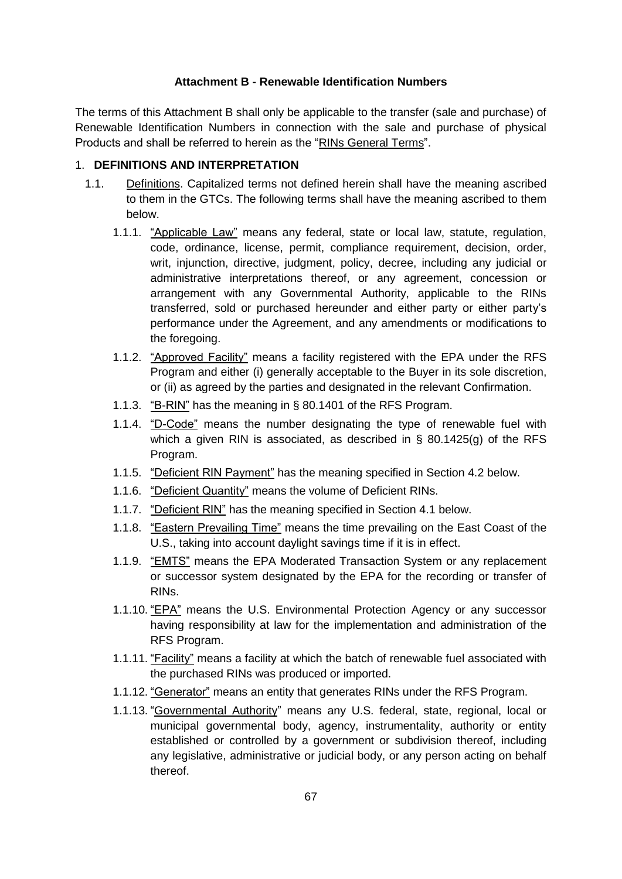**Attachment B - Renewable Identification Numbers**

The terms of this Attachment B shall only be applicable to the transfer (sale and purchase) of Renewable Identification Numbers in connection with the sale and purchase of physical Products and shall be referred to herein as the "RINs General Terms".

1. **DEFINITIONS AND INTERPRETATION**

1.1. Definitions. Capitalized terms not defined herein shall have the meaning ascribed to them in the GTCs. The following terms shall have the meaning ascribed to them below.

1.1.1. "Applicable Law" means any federal, state or local law, statute, regulation, code, ordinance, license, permit, compliance requirement, decision, order, writ, injunction, directive, judgment, policy, decree, including any judicial or administrative interpretations thereof, or any agreement, concession or arrangement with any Governmental Authority, applicable to the RINs transferred, sold or purchased hereunder and either party or either party's performance under the Agreement, and any amendments or modifications to the foregoing.

1.1.2. "Approved Facility" means a facility registered with the EPA under the RFS Program and either (i) generally acceptable to the Buyer in its sole discretion, or (ii) as agreed by the parties and designated in the relevant Confirmation.

1.1.3. "B-RIN" has the meaning in § 80.1401 of the RFS Program.

1.1.4. "D-Code" means the number designating the type of renewable fuel with which a given RIN is associated, as described in § 80.1425(g) of the RFS Program.

1.1.5. "Deficient RIN Payment" has the meaning specified in Section 4.2 below.

1.1.6. "Deficient Quantity" means the volume of Deficient RINs.

1.1.7. "Deficient RIN" has the meaning specified in Section 4.1 below.

1.1.8. "Eastern Prevailing Time" means the time prevailing on the East Coast of the U.S., taking into account daylight savings time if it is in effect.

1.1.9. "EMTS" means the EPA Moderated Transaction System or any replacement or successor system designated by the EPA for the recording or transfer of RINs.

1.1.10. "EPA" means the U.S. Environmental Protection Agency or any successor having responsibility at law for the implementation and administration of the RFS Program.

1.1.11. "Facility" means a facility at which the batch of renewable fuel associated with the purchased RINs was produced or imported.

1.1.12. "Generator" means an entity that generates RINs under the RFS Program.

1.1.13. "Governmental Authority" means any U.S. federal, state, regional, local or municipal governmental body, agency, instrumentality, authority or entity established or controlled by a government or subdivision thereof, including any legislative, administrative or judicial body, or any person acting on behalf thereof.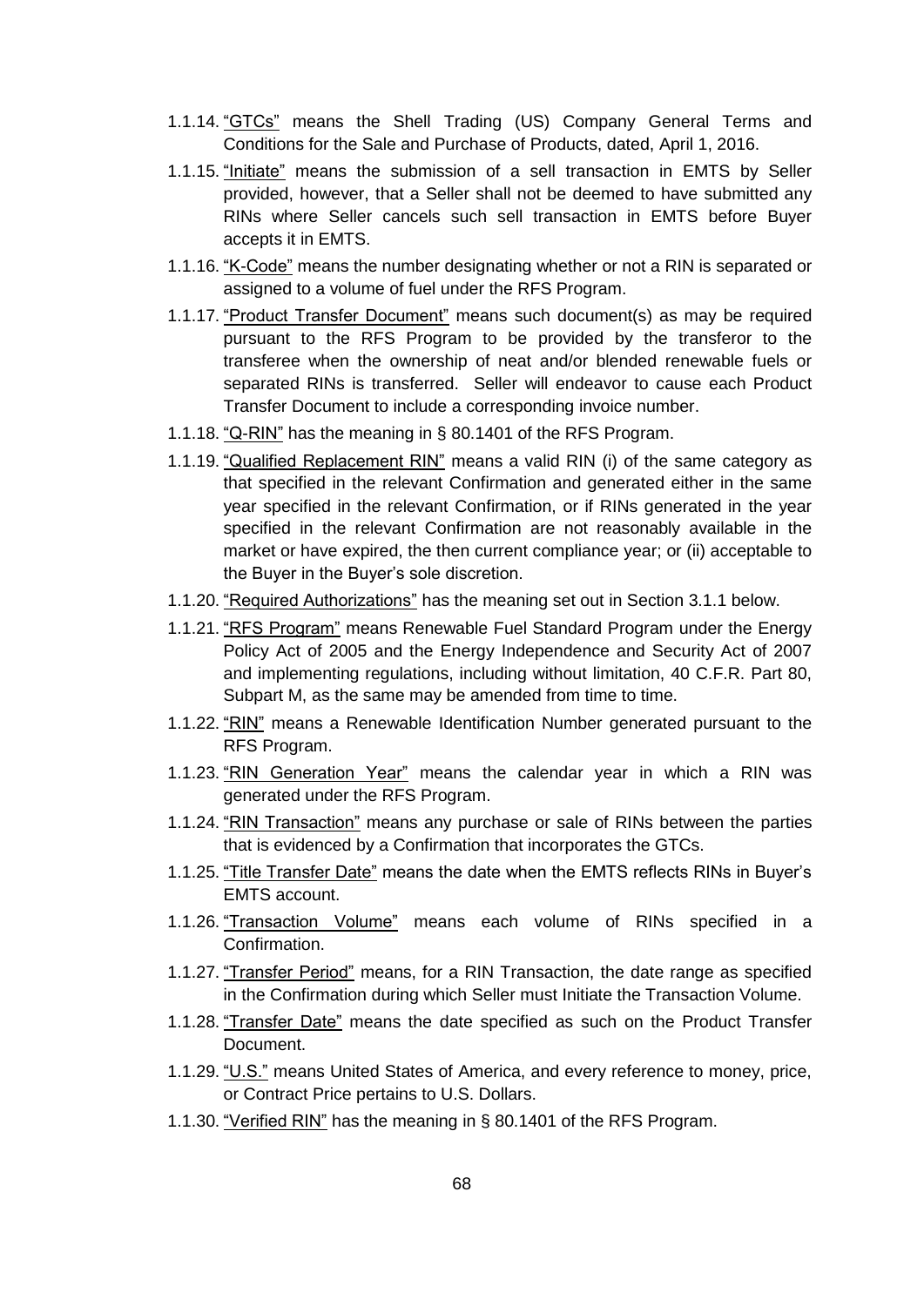1.1.14. "GTCs" means the Shell Trading (US) Company General Terms and Conditions for the Sale and Purchase of Products, dated, April 1, 2016.

1.1.15. "Initiate" means the submission of a sell transaction in EMTS by Seller provided, however, that a Seller shall not be deemed to have submitted any RINs where Seller cancels such sell transaction in EMTS before Buyer accepts it in EMTS.

1.1.16. "K-Code" means the number designating whether or not a RIN is separated or assigned to a volume of fuel under the RFS Program.

1.1.17. "Product Transfer Document" means such document(s) as may be required pursuant to the RFS Program to be provided by the transferor to the transferee when the ownership of neat and/or blended renewable fuels or separated RINs is transferred. Seller will endeavor to cause each Product Transfer Document to include a corresponding invoice number.

1.1.18. "Q-RIN" has the meaning in § 80.1401 of the RFS Program.

1.1.19. "Qualified Replacement RIN" means a valid RIN (i) of the same category as that specified in the relevant Confirmation and generated either in the same year specified in the relevant Confirmation, or if RINs generated in the year specified in the relevant Confirmation are not reasonably available in the market or have expired, the then current compliance year; or (ii) acceptable to the Buyer in the Buyer's sole discretion.

1.1.20. "Required Authorizations" has the meaning set out in Section 3.1.1 below.

1.1.21. "RFS Program" means Renewable Fuel Standard Program under the Energy Policy Act of 2005 and the Energy Independence and Security Act of 2007 and implementing regulations, including without limitation, 40 C.F.R. Part 80, Subpart M, as the same may be amended from time to time.

1.1.22. "RIN" means a Renewable Identification Number generated pursuant to the RFS Program.

1.1.23. "RIN Generation Year" means the calendar year in which a RIN was generated under the RFS Program.

1.1.24. "RIN Transaction" means any purchase or sale of RINs between the parties that is evidenced by a Confirmation that incorporates the GTCs.

1.1.25. "Title Transfer Date" means the date when the EMTS reflects RINs in Buyer's EMTS account.

1.1.26. "Transaction Volume" means each volume of RINs specified in a Confirmation.

1.1.27. "Transfer Period" means, for a RIN Transaction, the date range as specified in the Confirmation during which Seller must Initiate the Transaction Volume.

1.1.28. "Transfer Date" means the date specified as such on the Product Transfer Document.

1.1.29. "U.S." means United States of America, and every reference to money, price, or Contract Price pertains to U.S. Dollars.

1.1.30. "Verified RIN" has the meaning in § 80.1401 of the RFS Program.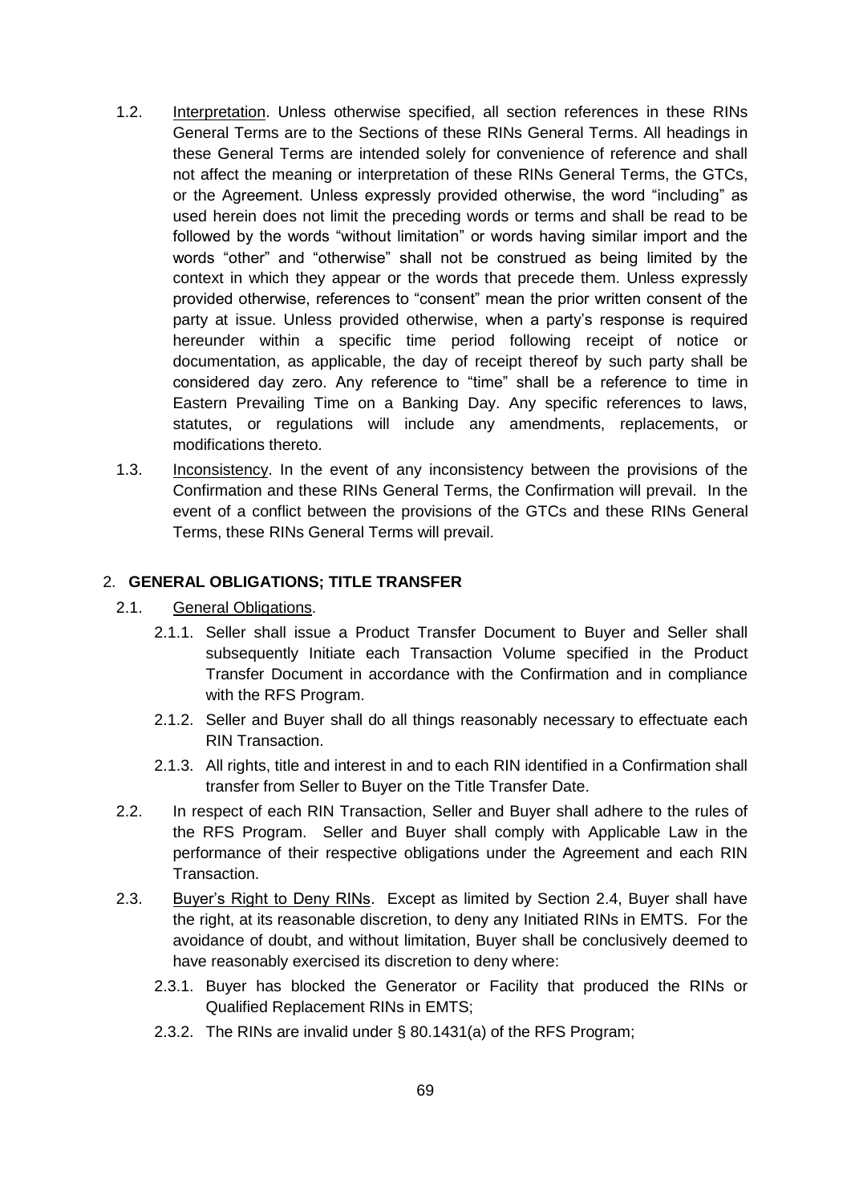1.2. Interpretation. Unless otherwise specified, all section references in these RINs General Terms are to the Sections of these RINs General Terms. All headings in these General Terms are intended solely for convenience of reference and shall not affect the meaning or interpretation of these RINs General Terms, the GTCs, or the Agreement. Unless expressly provided otherwise, the word "including" as used herein does not limit the preceding words or terms and shall be read to be followed by the words "without limitation" or words having similar import and the words "other" and "otherwise" shall not be construed as being limited by the context in which they appear or the words that precede them. Unless expressly provided otherwise, references to "consent" mean the prior written consent of the party at issue. Unless provided otherwise, when a party's response is required hereunder within a specific time period following receipt of notice or documentation, as applicable, the day of receipt thereof by such party shall be considered day zero. Any reference to "time" shall be a reference to time in Eastern Prevailing Time on a Banking Day. Any specific references to laws, statutes, or regulations will include any amendments, replacements, or modifications thereto.

1.3. Inconsistency. In the event of any inconsistency between the provisions of the Confirmation and these RINs General Terms, the Confirmation will prevail. In the event of a conflict between the provisions of the GTCs and these RINs General Terms, these RINs General Terms will prevail.

## 2. GENERAL OBLIGATIONS; TITLE TRANSFER

2.1. General Obligations.

2.1.1. Seller shall issue a Product Transfer Document to Buyer and Seller shall subsequently Initiate each Transaction Volume specified in the Product Transfer Document in accordance with the Confirmation and in compliance with the RFS Program.

2.1.2. Seller and Buyer shall do all things reasonably necessary to effectuate each RIN Transaction.

2.1.3. All rights, title and interest in and to each RIN identified in a Confirmation shall transfer from Seller to Buyer on the Title Transfer Date.

2.2. In respect of each RIN Transaction, Seller and Buyer shall adhere to the rules of the RFS Program. Seller and Buyer shall comply with Applicable Law in the performance of their respective obligations under the Agreement and each RIN Transaction.

2.3. Buyer's Right to Deny RINs. Except as limited by Section 2.4, Buyer shall have the right, at its reasonable discretion, to deny any Initiated RINs in EMTS. For the avoidance of doubt, and without limitation, Buyer shall be conclusively deemed to have reasonably exercised its discretion to deny where:

2.3.1. Buyer has blocked the Generator or Facility that produced the RINs or Qualified Replacement RINs in EMTS;

2.3.2. The RINs are invalid under § 80.1431(a) of the RFS Program;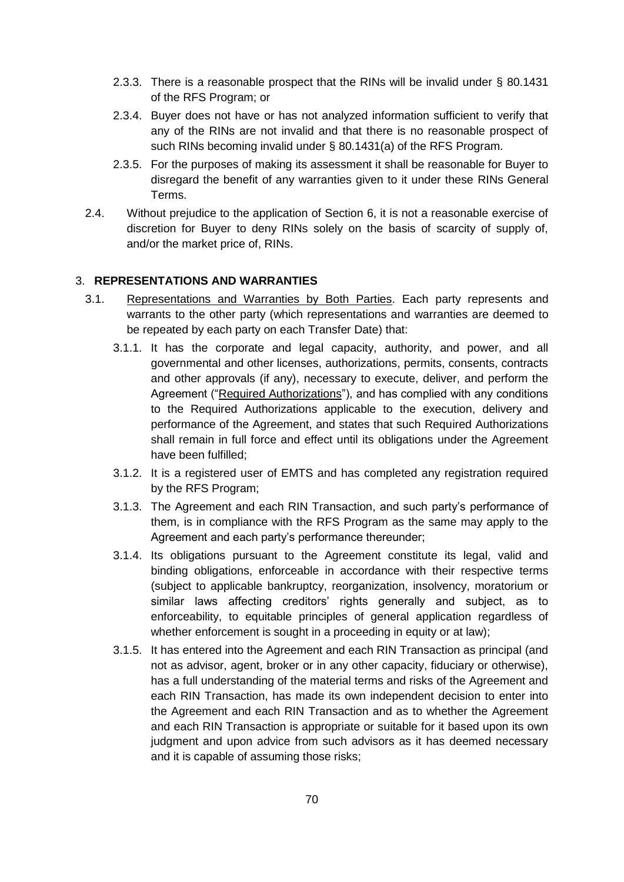2.3.3. There is a reasonable prospect that the RINs will be invalid under § 80.1431 of the RFS Program; or

2.3.4. Buyer does not have or has not analyzed information sufficient to verify that any of the RINs are not invalid and that there is no reasonable prospect of such RINs becoming invalid under § 80.1431(a) of the RFS Program.

2.3.5. For the purposes of making its assessment it shall be reasonable for Buyer to disregard the benefit of any warranties given to it under these RINs General Terms.

2.4. Without prejudice to the application of Section 6, it is not a reasonable exercise of discretion for Buyer to deny RINs solely on the basis of scarcity of supply of, and/or the market price of, RINs.

## 3. REPRESENTATIONS AND WARRANTIES

3.1. Representations and Warranties by Both Parties. Each party represents and warrants to the other party (which representations and warranties are deemed to be repeated by each party on each Transfer Date) that:

3.1.1. It has the corporate and legal capacity, authority, and power, and all governmental and other licenses, authorizations, permits, consents, contracts and other approvals (if any), necessary to execute, deliver, and perform the Agreement ("Required Authorizations"), and has complied with any conditions to the Required Authorizations applicable to the execution, delivery and performance of the Agreement, and states that such Required Authorizations shall remain in full force and effect until its obligations under the Agreement have been fulfilled;

3.1.2. It is a registered user of EMTS and has completed any registration required by the RFS Program;

3.1.3. The Agreement and each RIN Transaction, and such party's performance of them, is in compliance with the RFS Program as the same may apply to the Agreement and each party's performance thereunder;

3.1.4. Its obligations pursuant to the Agreement constitute its legal, valid and binding obligations, enforceable in accordance with their respective terms (subject to applicable bankruptcy, reorganization, insolvency, moratorium or similar laws affecting creditors' rights generally and subject, as to enforceability, to equitable principles of general application regardless of whether enforcement is sought in a proceeding in equity or at law);

3.1.5. It has entered into the Agreement and each RIN Transaction as principal (and not as advisor, agent, broker or in any other capacity, fiduciary or otherwise), has a full understanding of the material terms and risks of the Agreement and each RIN Transaction, has made its own independent decision to enter into the Agreement and each RIN Transaction and as to whether the Agreement and each RIN Transaction is appropriate or suitable for it based upon its own judgment and upon advice from such advisors as it has deemed necessary and it is capable of assuming those risks;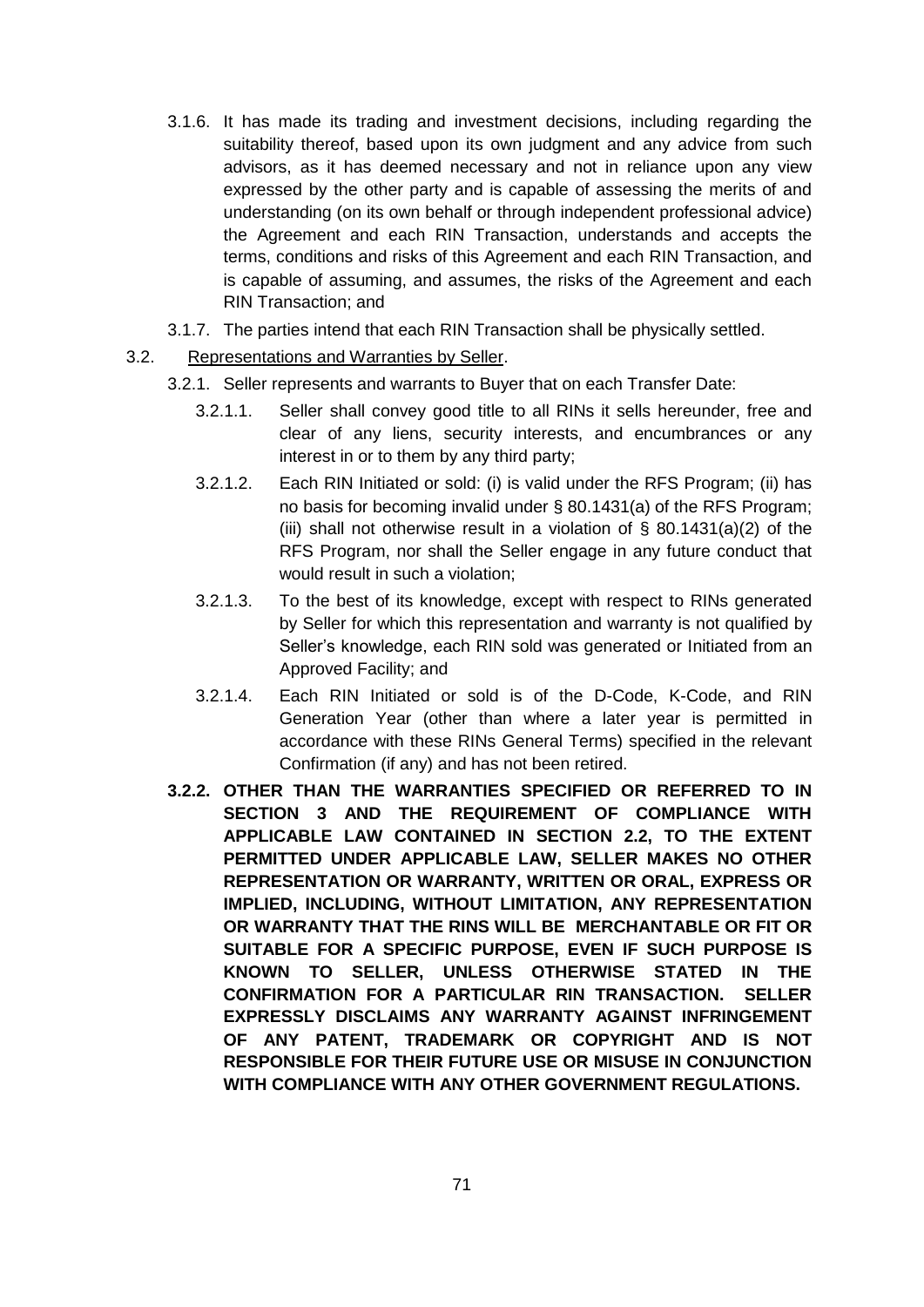3.1.6. It has made its trading and investment decisions, including regarding the suitability thereof, based upon its own judgment and any advice from such advisors, as it has deemed necessary and not in reliance upon any view expressed by the other party and is capable of assessing the merits of and understanding (on its own behalf or through independent professional advice) the Agreement and each RIN Transaction, understands and accepts the terms, conditions and risks of this Agreement and each RIN Transaction, and is capable of assuming, and assumes, the risks of the Agreement and each RIN Transaction; and

3.1.7. The parties intend that each RIN Transaction shall be physically settled.

3.2. Representations and Warranties by Seller.

3.2.1. Seller represents and warrants to Buyer that on each Transfer Date:

3.2.1.1. Seller shall convey good title to all RINs it sells hereunder, free and clear of any liens, security interests, and encumbrances or any interest in or to them by any third party;

3.2.1.2. Each RIN Initiated or sold: (i) is valid under the RFS Program; (ii) has no basis for becoming invalid under § 80.1431(a) of the RFS Program; (iii) shall not otherwise result in a violation of § 80.1431(a)(2) of the RFS Program, nor shall the Seller engage in any future conduct that would result in such a violation;

3.2.1.3. To the best of its knowledge, except with respect to RINs generated by Seller for which this representation and warranty is not qualified by Seller's knowledge, each RIN sold was generated or Initiated from an Approved Facility; and

3.2.1.4. Each RIN Initiated or sold is of the D-Code, K-Code, and RIN Generation Year (other than where a later year is permitted in accordance with these RINs General Terms) specified in the relevant Confirmation (if any) and has not been retired.

**3.2.2. OTHER THAN THE WARRANTIES SPECIFIED OR REFERRED TO IN SECTION 3 AND THE REQUIREMENT OF COMPLIANCE WITH APPLICABLE LAW CONTAINED IN SECTION 2.2, TO THE EXTENT PERMITTED UNDER APPLICABLE LAW, SELLER MAKES NO OTHER REPRESENTATION OR WARRANTY, WRITTEN OR ORAL, EXPRESS OR IMPLIED, INCLUDING, WITHOUT LIMITATION, ANY REPRESENTATION OR WARRANTY THAT THE RINS WILL BE MERCHANTABLE OR FIT OR SUITABLE FOR A SPECIFIC PURPOSE, EVEN IF SUCH PURPOSE IS KNOWN TO SELLER, UNLESS OTHERWISE STATED IN THE CONFIRMATION FOR A PARTICULAR RIN TRANSACTION. SELLER EXPRESSLY DISCLAIMS ANY WARRANTY AGAINST INFRINGEMENT OF ANY PATENT, TRADEMARK OR COPYRIGHT AND IS NOT RESPONSIBLE FOR THEIR FUTURE USE OR MISUSE IN CONJUNCTION WITH COMPLIANCE WITH ANY OTHER GOVERNMENT REGULATIONS.**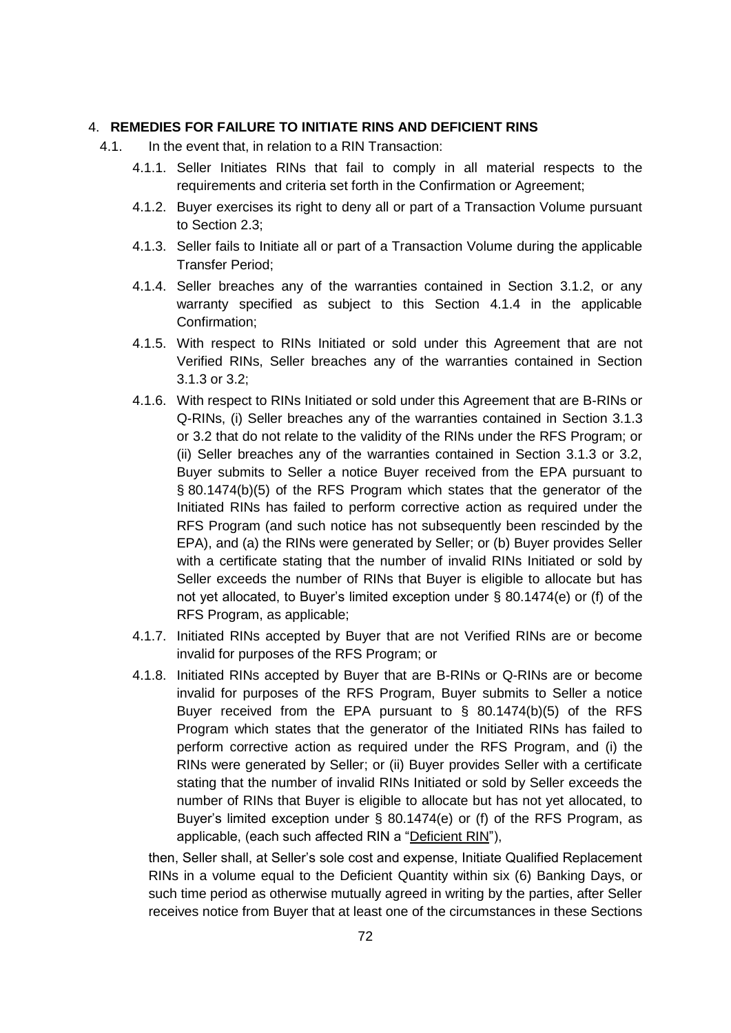4. **REMEDIES FOR FAILURE TO INITIATE RINS AND DEFICIENT RINS**

4.1. In the event that, in relation to a RIN Transaction:

4.1.1. Seller Initiates RINs that fail to comply in all material respects to the requirements and criteria set forth in the Confirmation or Agreement;

4.1.2. Buyer exercises its right to deny all or part of a Transaction Volume pursuant to Section 2.3;

4.1.3. Seller fails to Initiate all or part of a Transaction Volume during the applicable Transfer Period;

4.1.4. Seller breaches any of the warranties contained in Section 3.1.2, or any warranty specified as subject to this Section 4.1.4 in the applicable Confirmation;

4.1.5. With respect to RINs Initiated or sold under this Agreement that are not Verified RINs, Seller breaches any of the warranties contained in Section 3.1.3 or 3.2;

4.1.6. With respect to RINs Initiated or sold under this Agreement that are B-RINs or Q-RINs, (i) Seller breaches any of the warranties contained in Section 3.1.3 or 3.2 that do not relate to the validity of the RINs under the RFS Program; or (ii) Seller breaches any of the warranties contained in Section 3.1.3 or 3.2, Buyer submits to Seller a notice Buyer received from the EPA pursuant to § 80.1474(b)(5) of the RFS Program which states that the generator of the Initiated RINs has failed to perform corrective action as required under the RFS Program (and such notice has not subsequently been rescinded by the EPA), and (a) the RINs were generated by Seller; or (b) Buyer provides Seller with a certificate stating that the number of invalid RINs Initiated or sold by Seller exceeds the number of RINs that Buyer is eligible to allocate but has not yet allocated, to Buyer's limited exception under § 80.1474(e) or (f) of the RFS Program, as applicable;

4.1.7. Initiated RINs accepted by Buyer that are not Verified RINs are or become invalid for purposes of the RFS Program; or

4.1.8. Initiated RINs accepted by Buyer that are B-RINs or Q-RINs are or become invalid for purposes of the RFS Program, Buyer submits to Seller a notice Buyer received from the EPA pursuant to § 80.1474(b)(5) of the RFS Program which states that the generator of the Initiated RINs has failed to perform corrective action as required under the RFS Program, and (i) the RINs were generated by Seller; or (ii) Buyer provides Seller with a certificate stating that the number of invalid RINs Initiated or sold by Seller exceeds the number of RINs that Buyer is eligible to allocate but has not yet allocated, to Buyer's limited exception under § 80.1474(e) or (f) of the RFS Program, as applicable, (each such affected RIN a "Deficient RIN"),

then, Seller shall, at Seller's sole cost and expense, Initiate Qualified Replacement RINs in a volume equal to the Deficient Quantity within six (6) Banking Days, or such time period as otherwise mutually agreed in writing by the parties, after Seller receives notice from Buyer that at least one of the circumstances in these Sections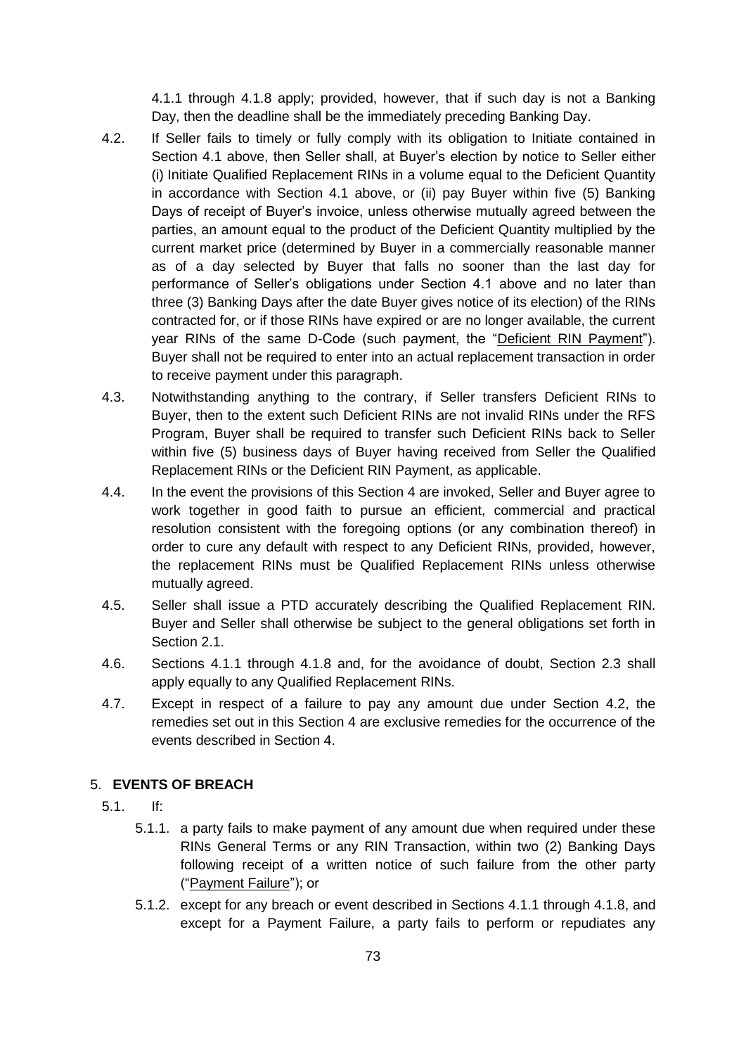4.1.1 through 4.1.8 apply; provided, however, that if such day is not a Banking Day, then the deadline shall be the immediately preceding Banking Day.

4.2. If Seller fails to timely or fully comply with its obligation to Initiate contained in Section 4.1 above, then Seller shall, at Buyer's election by notice to Seller either (i) Initiate Qualified Replacement RINs in a volume equal to the Deficient Quantity in accordance with Section 4.1 above, or (ii) pay Buyer within five (5) Banking Days of receipt of Buyer's invoice, unless otherwise mutually agreed between the parties, an amount equal to the product of the Deficient Quantity multiplied by the current market price (determined by Buyer in a commercially reasonable manner as of a day selected by Buyer that falls no sooner than the last day for performance of Seller's obligations under Section 4.1 above and no later than three (3) Banking Days after the date Buyer gives notice of its election) of the RINs contracted for, or if those RINs have expired or are no longer available, the current year RINs of the same D-Code (such payment, the "Deficient RIN Payment"). Buyer shall not be required to enter into an actual replacement transaction in order to receive payment under this paragraph.

4.3. Notwithstanding anything to the contrary, if Seller transfers Deficient RINs to Buyer, then to the extent such Deficient RINs are not invalid RINs under the RFS Program, Buyer shall be required to transfer such Deficient RINs back to Seller within five (5) business days of Buyer having received from Seller the Qualified Replacement RINs or the Deficient RIN Payment, as applicable.

4.4. In the event the provisions of this Section 4 are invoked, Seller and Buyer agree to work together in good faith to pursue an efficient, commercial and practical resolution consistent with the foregoing options (or any combination thereof) in order to cure any default with respect to any Deficient RINs, provided, however, the replacement RINs must be Qualified Replacement RINs unless otherwise mutually agreed.

4.5. Seller shall issue a PTD accurately describing the Qualified Replacement RIN. Buyer and Seller shall otherwise be subject to the general obligations set forth in Section 2.1.

4.6. Sections 4.1.1 through 4.1.8 and, for the avoidance of doubt, Section 2.3 shall apply equally to any Qualified Replacement RINs.

4.7. Except in respect of a failure to pay any amount due under Section 4.2, the remedies set out in this Section 4 are exclusive remedies for the occurrence of the events described in Section 4.

## 5. EVENTS OF BREACH

5.1. If:

5.1.1. a party fails to make payment of any amount due when required under these RINs General Terms or any RIN Transaction, within two (2) Banking Days following receipt of a written notice of such failure from the other party ("Payment Failure"); or

5.1.2. except for any breach or event described in Sections 4.1.1 through 4.1.8, and except for a Payment Failure, a party fails to perform or repudiates any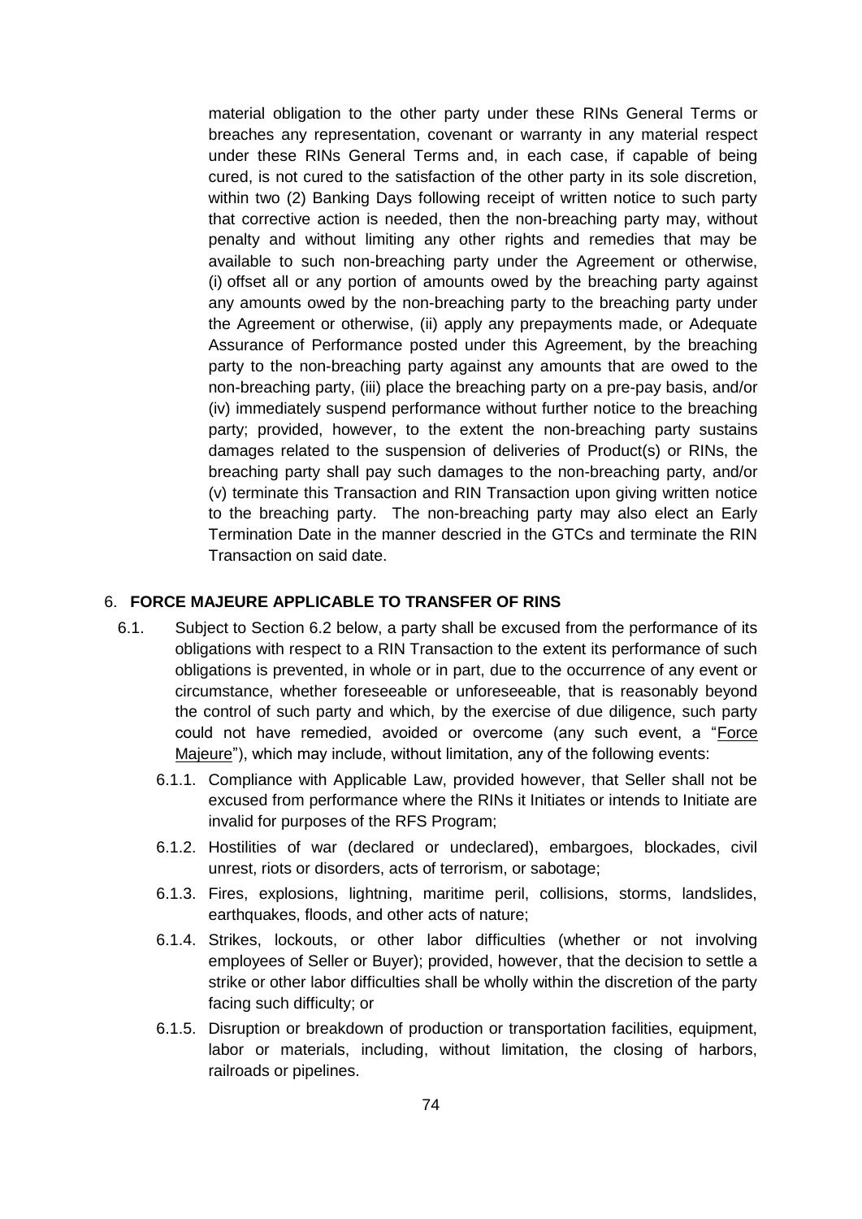material obligation to the other party under these RINs General Terms or breaches any representation, covenant or warranty in any material respect under these RINs General Terms and, in each case, if capable of being cured, is not cured to the satisfaction of the other party in its sole discretion, within two (2) Banking Days following receipt of written notice to such party that corrective action is needed, then the non-breaching party may, without penalty and without limiting any other rights and remedies that may be available to such non-breaching party under the Agreement or otherwise, (i) offset all or any portion of amounts owed by the breaching party against any amounts owed by the non-breaching party to the breaching party under the Agreement or otherwise, (ii) apply any prepayments made, or Adequate Assurance of Performance posted under this Agreement, by the breaching party to the non-breaching party against any amounts that are owed to the non-breaching party, (iii) place the breaching party on a pre-pay basis, and/or (iv) immediately suspend performance without further notice to the breaching party; provided, however, to the extent the non-breaching party sustains damages related to the suspension of deliveries of Product(s) or RINs, the breaching party shall pay such damages to the non-breaching party, and/or (v) terminate this Transaction and RIN Transaction upon giving written notice to the breaching party. The non-breaching party may also elect an Early Termination Date in the manner descried in the GTCs and terminate the RIN Transaction on said date.

## 6. **FORCE MAJEURE APPLICABLE TO TRANSFER OF RINS**

6.1. Subject to Section 6.2 below, a party shall be excused from the performance of its obligations with respect to a RIN Transaction to the extent its performance of such obligations is prevented, in whole or in part, due to the occurrence of any event or circumstance, whether foreseeable or unforeseeable, that is reasonably beyond the control of such party and which, by the exercise of due diligence, such party could not have remedied, avoided or overcome (any such event, a "Force Majeure"), which may include, without limitation, any of the following events:

6.1.1. Compliance with Applicable Law, provided however, that Seller shall not be excused from performance where the RINs it Initiates or intends to Initiate are invalid for purposes of the RFS Program;

6.1.2. Hostilities of war (declared or undeclared), embargoes, blockades, civil unrest, riots or disorders, acts of terrorism, or sabotage;

6.1.3. Fires, explosions, lightning, maritime peril, collisions, storms, landslides, earthquakes, floods, and other acts of nature;

6.1.4. Strikes, lockouts, or other labor difficulties (whether or not involving employees of Seller or Buyer); provided, however, that the decision to settle a strike or other labor difficulties shall be wholly within the discretion of the party facing such difficulty; or

6.1.5. Disruption or breakdown of production or transportation facilities, equipment, labor or materials, including, without limitation, the closing of harbors, railroads or pipelines.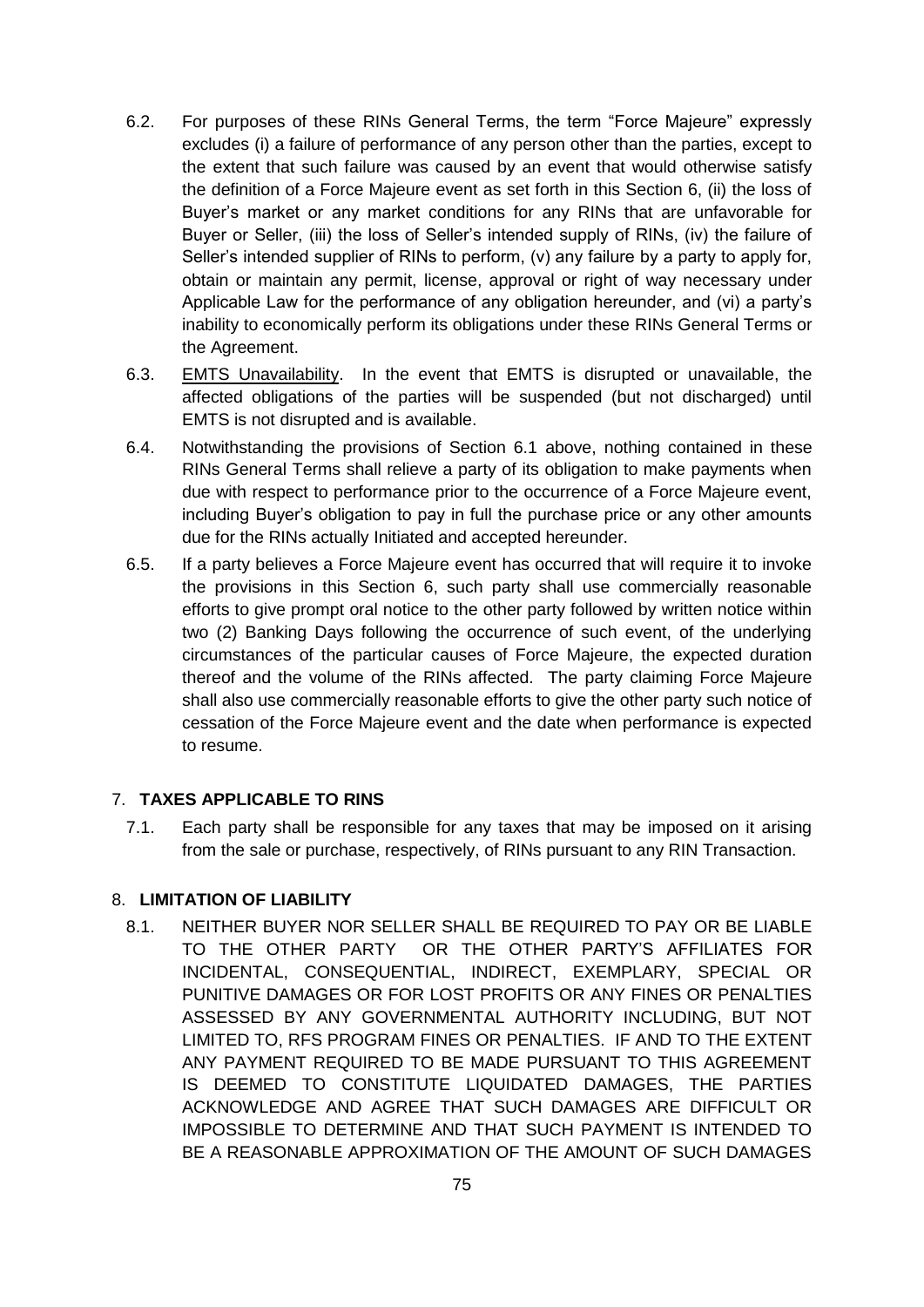6.2. For purposes of these RINs General Terms, the term "Force Majeure" expressly excludes (i) a failure of performance of any person other than the parties, except to the extent that such failure was caused by an event that would otherwise satisfy the definition of a Force Majeure event as set forth in this Section 6, (ii) the loss of Buyer's market or any market conditions for any RINs that are unfavorable for Buyer or Seller, (iii) the loss of Seller's intended supply of RINs, (iv) the failure of Seller's intended supplier of RINs to perform, (v) any failure by a party to apply for, obtain or maintain any permit, license, approval or right of way necessary under Applicable Law for the performance of any obligation hereunder, and (vi) a party's inability to economically perform its obligations under these RINs General Terms or the Agreement.

6.3. <u>EMTS Unavailability</u>. In the event that EMTS is disrupted or unavailable, the affected obligations of the parties will be suspended (but not discharged) until EMTS is not disrupted and is available.

6.4. Notwithstanding the provisions of Section 6.1 above, nothing contained in these RINs General Terms shall relieve a party of its obligation to make payments when due with respect to performance prior to the occurrence of a Force Majeure event, including Buyer's obligation to pay in full the purchase price or any other amounts due for the RINs actually Initiated and accepted hereunder.

6.5. If a party believes a Force Majeure event has occurred that will require it to invoke the provisions in this Section 6, such party shall use commercially reasonable efforts to give prompt oral notice to the other party followed by written notice within two (2) Banking Days following the occurrence of such event, of the underlying circumstances of the particular causes of Force Majeure, the expected duration thereof and the volume of the RINs affected. The party claiming Force Majeure shall also use commercially reasonable efforts to give the other party such notice of cessation of the Force Majeure event and the date when performance is expected to resume.

## 7. **TAXES APPLICABLE TO RINS**

7.1. Each party shall be responsible for any taxes that may be imposed on it arising from the sale or purchase, respectively, of RINs pursuant to any RIN Transaction.

## 8. **LIMITATION OF LIABILITY**

8.1. NEITHER BUYER NOR SELLER SHALL BE REQUIRED TO PAY OR BE LIABLE TO THE OTHER PARTY OR THE OTHER PARTY'S AFFILIATES FOR INCIDENTAL, CONSEQUENTIAL, INDIRECT, EXEMPLARY, SPECIAL OR PUNITIVE DAMAGES OR FOR LOST PROFITS OR ANY FINES OR PENALTIES ASSESSED BY ANY GOVERNMENTAL AUTHORITY INCLUDING, BUT NOT LIMITED TO, RFS PROGRAM FINES OR PENALTIES. IF AND TO THE EXTENT ANY PAYMENT REQUIRED TO BE MADE PURSUANT TO THIS AGREEMENT IS DEEMED TO CONSTITUTE LIQUIDATED DAMAGES, THE PARTIES ACKNOWLEDGE AND AGREE THAT SUCH DAMAGES ARE DIFFICULT OR IMPOSSIBLE TO DETERMINE AND THAT SUCH PAYMENT IS INTENDED TO BE A REASONABLE APPROXIMATION OF THE AMOUNT OF SUCH DAMAGES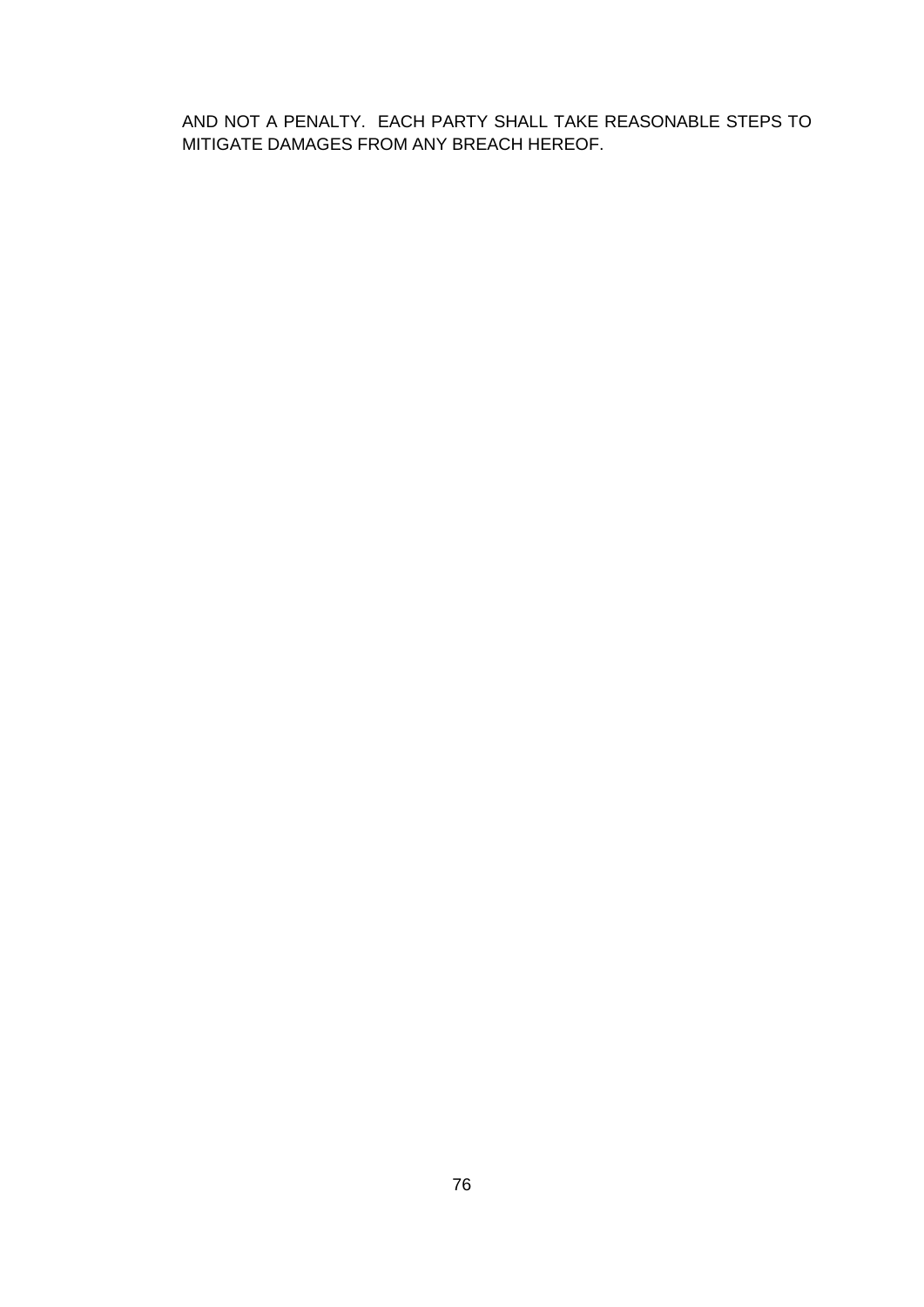AND NOT A PENALTY. EACH PARTY SHALL TAKE REASONABLE STEPS TO MITIGATE DAMAGES FROM ANY BREACH HEREOF.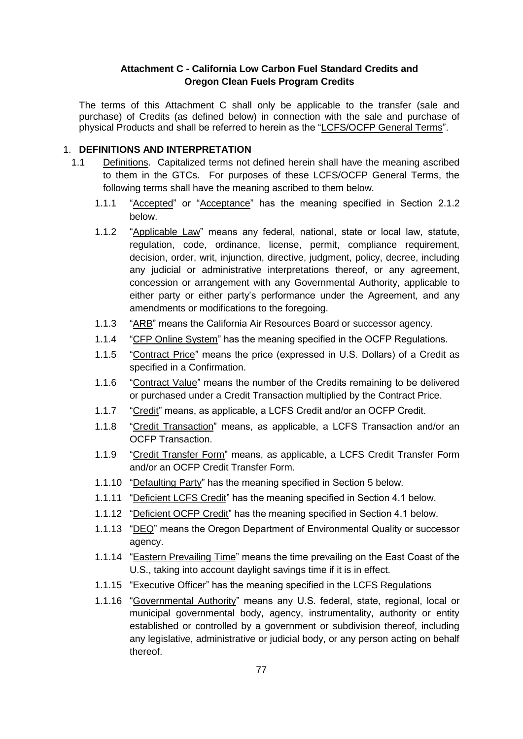**Attachment C - California Low Carbon Fuel Standard Credits and Oregon Clean Fuels Program Credits**

The terms of this Attachment C shall only be applicable to the transfer (sale and purchase) of Credits (as defined below) in connection with the sale and purchase of physical Products and shall be referred to herein as the "LCFS/OCFP General Terms".

1. **DEFINITIONS AND INTERPRETATION**

1.1 Definitions. Capitalized terms not defined herein shall have the meaning ascribed to them in the GTCs. For purposes of these LCFS/OCFP General Terms, the following terms shall have the meaning ascribed to them below.

1.1.1 "Accepted" or "Acceptance" has the meaning specified in Section 2.1.2 below.

1.1.2 "Applicable Law" means any federal, national, state or local law, statute, regulation, code, ordinance, license, permit, compliance requirement, decision, order, writ, injunction, directive, judgment, policy, decree, including any judicial or administrative interpretations thereof, or any agreement, concession or arrangement with any Governmental Authority, applicable to either party or either party's performance under the Agreement, and any amendments or modifications to the foregoing.

1.1.3 "ARB" means the California Air Resources Board or successor agency.

1.1.4 "CFP Online System" has the meaning specified in the OCFP Regulations.

1.1.5 "Contract Price" means the price (expressed in U.S. Dollars) of a Credit as specified in a Confirmation.

1.1.6 "Contract Value" means the number of the Credits remaining to be delivered or purchased under a Credit Transaction multiplied by the Contract Price.

1.1.7 "Credit" means, as applicable, a LCFS Credit and/or an OCFP Credit.

1.1.8 "Credit Transaction" means, as applicable, a LCFS Transaction and/or an OCFP Transaction.

1.1.9 "Credit Transfer Form" means, as applicable, a LCFS Credit Transfer Form and/or an OCFP Credit Transfer Form.

1.1.10 "Defaulting Party" has the meaning specified in Section 5 below.

1.1.11 "Deficient LCFS Credit" has the meaning specified in Section 4.1 below.

1.1.12 "Deficient OCFP Credit" has the meaning specified in Section 4.1 below.

1.1.13 "DEQ" means the Oregon Department of Environmental Quality or successor agency.

1.1.14 "Eastern Prevailing Time" means the time prevailing on the East Coast of the U.S., taking into account daylight savings time if it is in effect.

1.1.15 "Executive Officer" has the meaning specified in the LCFS Regulations

1.1.16 "Governmental Authority" means any U.S. federal, state, regional, local or municipal governmental body, agency, instrumentality, authority or entity established or controlled by a government or subdivision thereof, including any legislative, administrative or judicial body, or any person acting on behalf thereof.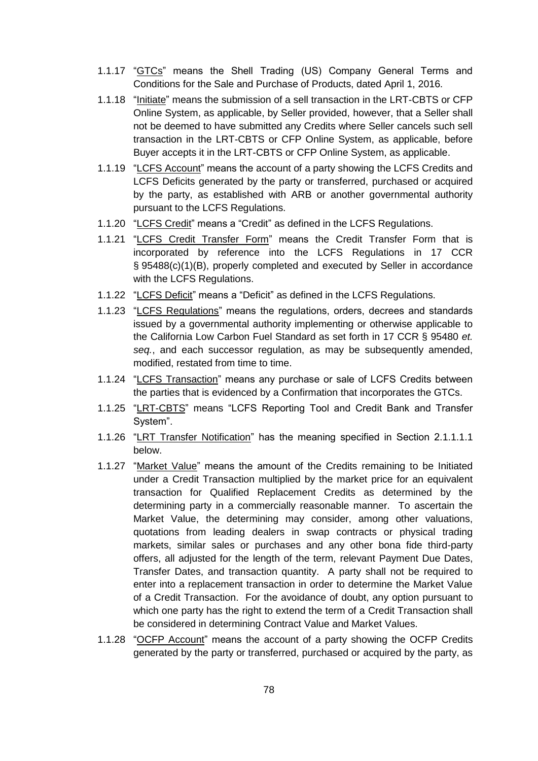1.1.17 "GTCs" means the Shell Trading (US) Company General Terms and Conditions for the Sale and Purchase of Products, dated April 1, 2016.

1.1.18 "Initiate" means the submission of a sell transaction in the LRT-CBTS or CFP Online System, as applicable, by Seller provided, however, that a Seller shall not be deemed to have submitted any Credits where Seller cancels such sell transaction in the LRT-CBTS or CFP Online System, as applicable, before Buyer accepts it in the LRT-CBTS or CFP Online System, as applicable.

1.1.19 "LCFS Account" means the account of a party showing the LCFS Credits and LCFS Deficits generated by the party or transferred, purchased or acquired by the party, as established with ARB or another governmental authority pursuant to the LCFS Regulations.

1.1.20 "LCFS Credit" means a "Credit" as defined in the LCFS Regulations.

1.1.21 "LCFS Credit Transfer Form" means the Credit Transfer Form that is incorporated by reference into the LCFS Regulations in 17 CCR § 95488(c)(1)(B), properly completed and executed by Seller in accordance with the LCFS Regulations.

1.1.22 "LCFS Deficit" means a "Deficit" as defined in the LCFS Regulations.

1.1.23 "LCFS Regulations" means the regulations, orders, decrees and standards issued by a governmental authority implementing or otherwise applicable to the California Low Carbon Fuel Standard as set forth in 17 CCR § 95480 *et. seq.*, and each successor regulation, as may be subsequently amended, modified, restated from time to time.

1.1.24 "LCFS Transaction" means any purchase or sale of LCFS Credits between the parties that is evidenced by a Confirmation that incorporates the GTCs.

1.1.25 "LRT-CBTS" means "LCFS Reporting Tool and Credit Bank and Transfer System".

1.1.26 "LRT Transfer Notification" has the meaning specified in Section 2.1.1.1.1 below.

1.1.27 "Market Value" means the amount of the Credits remaining to be Initiated under a Credit Transaction multiplied by the market price for an equivalent transaction for Qualified Replacement Credits as determined by the determining party in a commercially reasonable manner. To ascertain the Market Value, the determining may consider, among other valuations, quotations from leading dealers in swap contracts or physical trading markets, similar sales or purchases and any other bona fide third-party offers, all adjusted for the length of the term, relevant Payment Due Dates, Transfer Dates, and transaction quantity. A party shall not be required to enter into a replacement transaction in order to determine the Market Value of a Credit Transaction. For the avoidance of doubt, any option pursuant to which one party has the right to extend the term of a Credit Transaction shall be considered in determining Contract Value and Market Values.

1.1.28 "OCFP Account" means the account of a party showing the OCFP Credits generated by the party or transferred, purchased or acquired by the party, as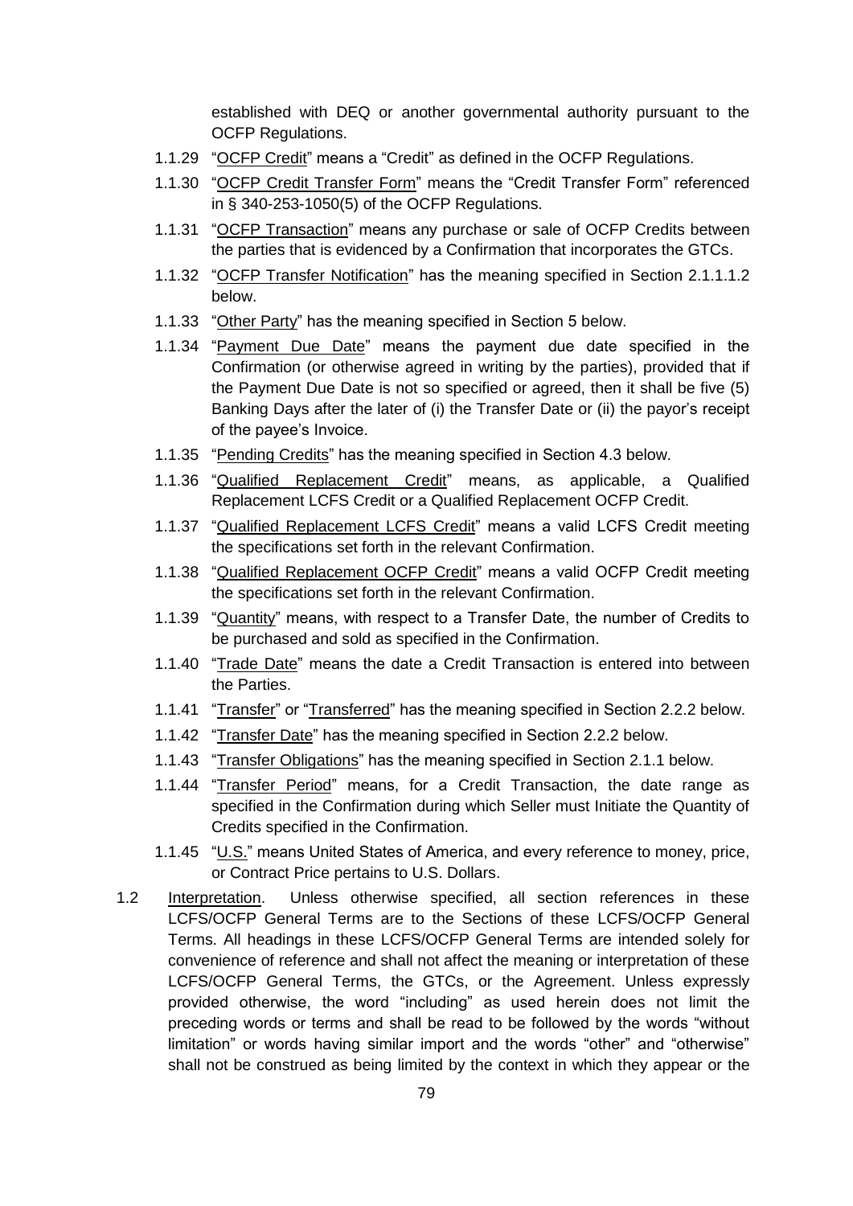established with DEQ or another governmental authority pursuant to the OCFP Regulations.

1.1.29 "OCFP Credit" means a "Credit" as defined in the OCFP Regulations.

1.1.30 "OCFP Credit Transfer Form" means the "Credit Transfer Form" referenced in § 340-253-1050(5) of the OCFP Regulations.

1.1.31 "OCFP Transaction" means any purchase or sale of OCFP Credits between the parties that is evidenced by a Confirmation that incorporates the GTCs.

1.1.32 "OCFP Transfer Notification" has the meaning specified in Section 2.1.1.1.2 below.

1.1.33 "Other Party" has the meaning specified in Section 5 below.

1.1.34 "Payment Due Date" means the payment due date specified in the Confirmation (or otherwise agreed in writing by the parties), provided that if the Payment Due Date is not so specified or agreed, then it shall be five (5) Banking Days after the later of (i) the Transfer Date or (ii) the payor's receipt of the payee's Invoice.

1.1.35 "Pending Credits" has the meaning specified in Section 4.3 below.

1.1.36 "Qualified Replacement Credit" means, as applicable, a Qualified Replacement LCFS Credit or a Qualified Replacement OCFP Credit.

1.1.37 "Qualified Replacement LCFS Credit" means a valid LCFS Credit meeting the specifications set forth in the relevant Confirmation.

1.1.38 "Qualified Replacement OCFP Credit" means a valid OCFP Credit meeting the specifications set forth in the relevant Confirmation.

1.1.39 "Quantity" means, with respect to a Transfer Date, the number of Credits to be purchased and sold as specified in the Confirmation.

1.1.40 "Trade Date" means the date a Credit Transaction is entered into between the Parties.

1.1.41 "Transfer" or "Transferred" has the meaning specified in Section 2.2.2 below.

1.1.42 "Transfer Date" has the meaning specified in Section 2.2.2 below.

1.1.43 "Transfer Obligations" has the meaning specified in Section 2.1.1 below.

1.1.44 "Transfer Period" means, for a Credit Transaction, the date range as specified in the Confirmation during which Seller must Initiate the Quantity of Credits specified in the Confirmation.

1.1.45 "U.S." means United States of America, and every reference to money, price, or Contract Price pertains to U.S. Dollars.

1.2 Interpretation. Unless otherwise specified, all section references in these LCFS/OCFP General Terms are to the Sections of these LCFS/OCFP General Terms. All headings in these LCFS/OCFP General Terms are intended solely for convenience of reference and shall not affect the meaning or interpretation of these LCFS/OCFP General Terms, the GTCs, or the Agreement. Unless expressly provided otherwise, the word "including" as used herein does not limit the preceding words or terms and shall be read to be followed by the words "without limitation" or words having similar import and the words "other" and "otherwise" shall not be construed as being limited by the context in which they appear or the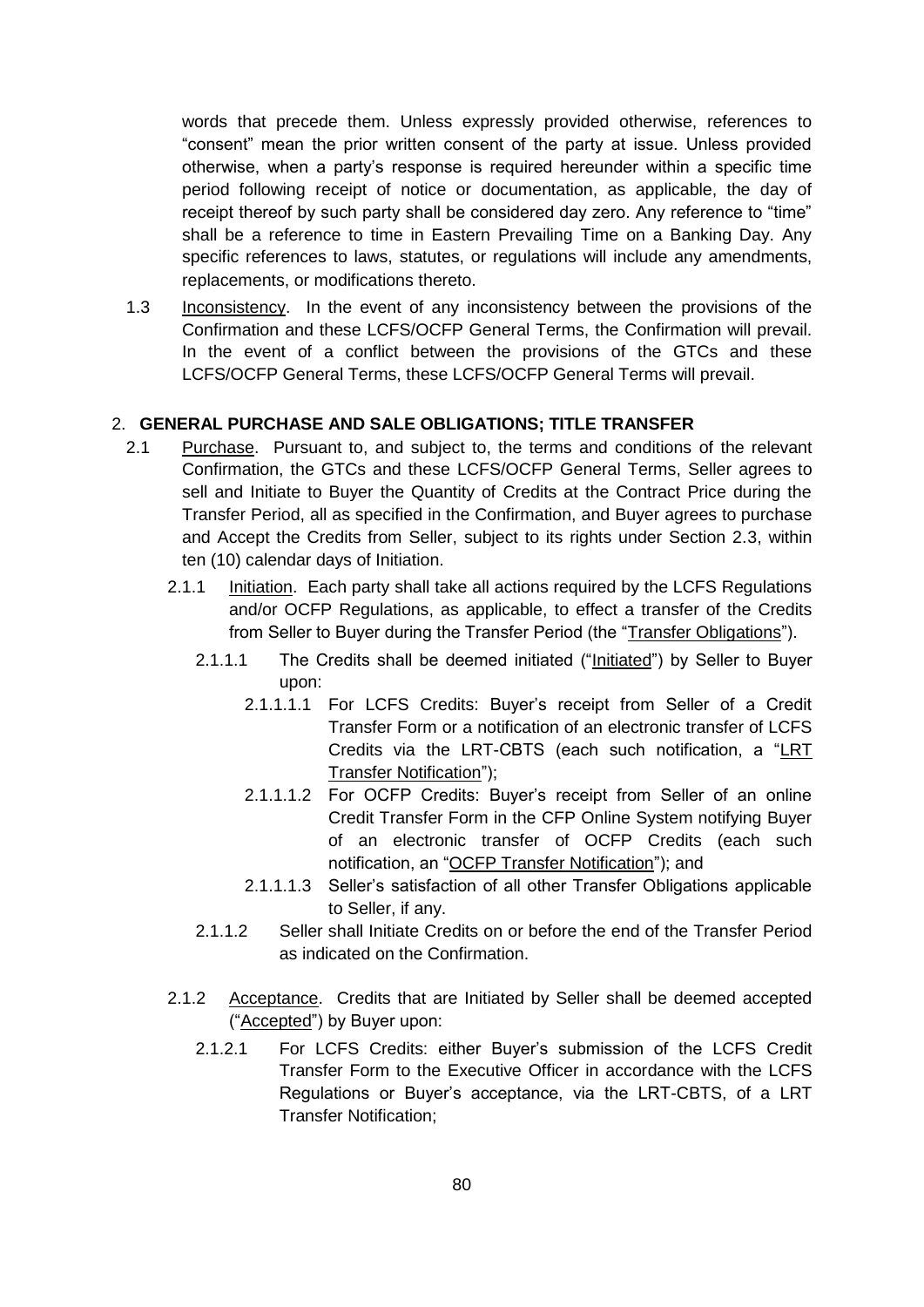words that precede them. Unless expressly provided otherwise, references to "consent" mean the prior written consent of the party at issue. Unless provided otherwise, when a party's response is required hereunder within a specific time period following receipt of notice or documentation, as applicable, the day of receipt thereof by such party shall be considered day zero. Any reference to "time" shall be a reference to time in Eastern Prevailing Time on a Banking Day. Any specific references to laws, statutes, or regulations will include any amendments, replacements, or modifications thereto.

1.3 Inconsistency. In the event of any inconsistency between the provisions of the Confirmation and these LCFS/OCFP General Terms, the Confirmation will prevail. In the event of a conflict between the provisions of the GTCs and these LCFS/OCFP General Terms, these LCFS/OCFP General Terms will prevail.

2. **GENERAL PURCHASE AND SALE OBLIGATIONS; TITLE TRANSFER**

2.1 Purchase. Pursuant to, and subject to, the terms and conditions of the relevant Confirmation, the GTCs and these LCFS/OCFP General Terms, Seller agrees to sell and Initiate to Buyer the Quantity of Credits at the Contract Price during the Transfer Period, all as specified in the Confirmation, and Buyer agrees to purchase and Accept the Credits from Seller, subject to its rights under Section 2.3, within ten (10) calendar days of Initiation.

2.1.1 Initiation. Each party shall take all actions required by the LCFS Regulations and/or OCFP Regulations, as applicable, to effect a transfer of the Credits from Seller to Buyer during the Transfer Period (the "Transfer Obligations").

2.1.1.1 The Credits shall be deemed initiated ("Initiated") by Seller to Buyer upon:

2.1.1.1.1 For LCFS Credits: Buyer's receipt from Seller of a Credit Transfer Form or a notification of an electronic transfer of LCFS Credits via the LRT-CBTS (each such notification, a "LRT Transfer Notification");

2.1.1.1.2 For OCFP Credits: Buyer's receipt from Seller of an online Credit Transfer Form in the CFP Online System notifying Buyer of an electronic transfer of OCFP Credits (each such notification, an "OCFP Transfer Notification"); and

2.1.1.1.3 Seller's satisfaction of all other Transfer Obligations applicable to Seller, if any.

2.1.1.2 Seller shall Initiate Credits on or before the end of the Transfer Period as indicated on the Confirmation.

2.1.2 Acceptance. Credits that are Initiated by Seller shall be deemed accepted ("Accepted") by Buyer upon:

2.1.2.1 For LCFS Credits: either Buyer's submission of the LCFS Credit Transfer Form to the Executive Officer in accordance with the LCFS Regulations or Buyer's acceptance, via the LRT-CBTS, of a LRT Transfer Notification;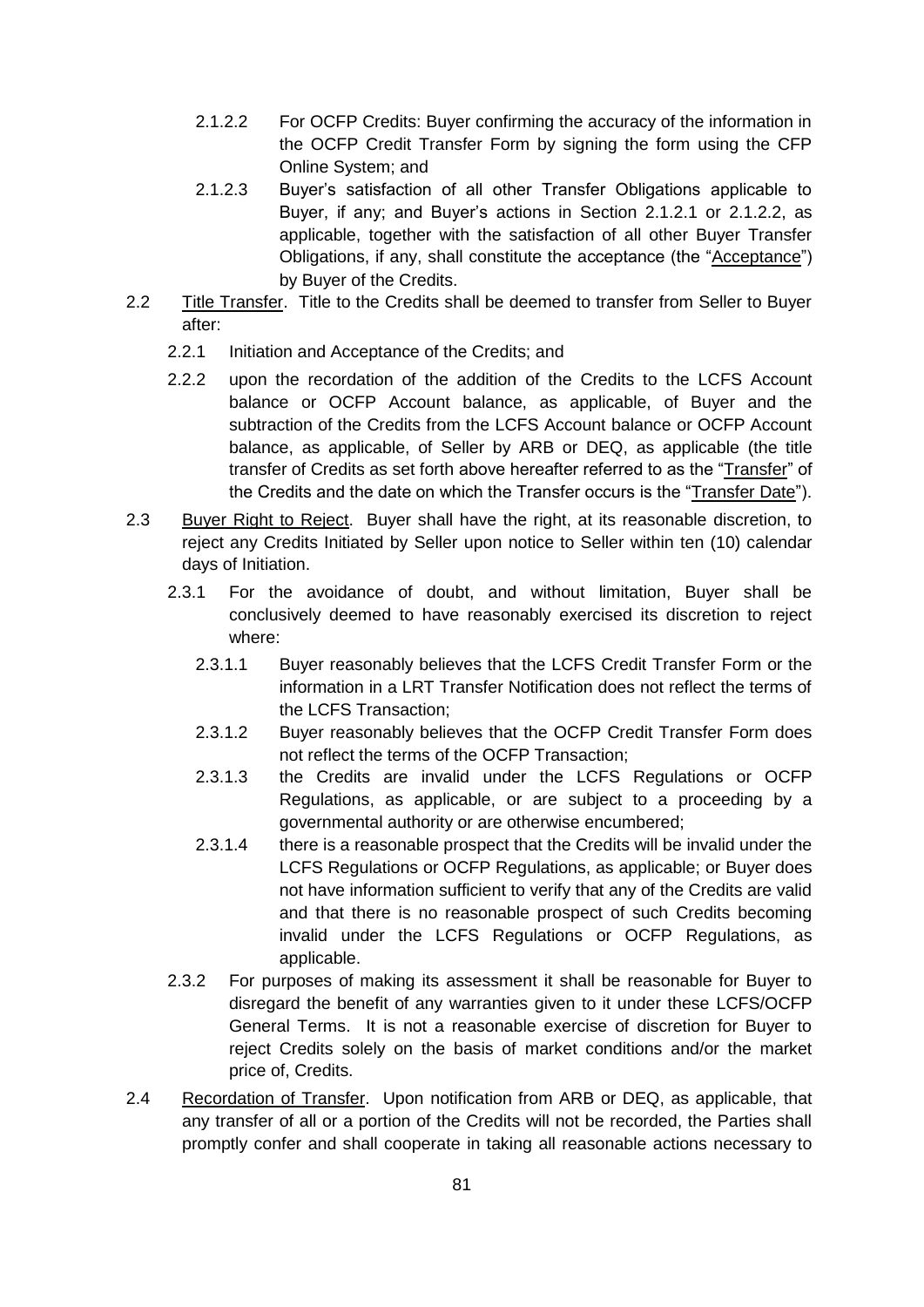2.1.2.2 For OCFP Credits: Buyer confirming the accuracy of the information in the OCFP Credit Transfer Form by signing the form using the CFP Online System; and

2.1.2.3 Buyer's satisfaction of all other Transfer Obligations applicable to Buyer, if any; and Buyer's actions in Section 2.1.2.1 or 2.1.2.2, as applicable, together with the satisfaction of all other Buyer Transfer Obligations, if any, shall constitute the acceptance (the "Acceptance") by Buyer of the Credits.

2.2 Title Transfer. Title to the Credits shall be deemed to transfer from Seller to Buyer after:

2.2.1 Initiation and Acceptance of the Credits; and

2.2.2 upon the recordation of the addition of the Credits to the LCFS Account balance or OCFP Account balance, as applicable, of Buyer and the subtraction of the Credits from the LCFS Account balance or OCFP Account balance, as applicable, of Seller by ARB or DEQ, as applicable (the title transfer of Credits as set forth above hereafter referred to as the "Transfer" of the Credits and the date on which the Transfer occurs is the "Transfer Date").

2.3 Buyer Right to Reject. Buyer shall have the right, at its reasonable discretion, to reject any Credits Initiated by Seller upon notice to Seller within ten (10) calendar days of Initiation.

2.3.1 For the avoidance of doubt, and without limitation, Buyer shall be conclusively deemed to have reasonably exercised its discretion to reject where:

2.3.1.1 Buyer reasonably believes that the LCFS Credit Transfer Form or the information in a LRT Transfer Notification does not reflect the terms of the LCFS Transaction;

2.3.1.2 Buyer reasonably believes that the OCFP Credit Transfer Form does not reflect the terms of the OCFP Transaction;

2.3.1.3 the Credits are invalid under the LCFS Regulations or OCFP Regulations, as applicable, or are subject to a proceeding by a governmental authority or are otherwise encumbered;

2.3.1.4 there is a reasonable prospect that the Credits will be invalid under the LCFS Regulations or OCFP Regulations, as applicable; or Buyer does not have information sufficient to verify that any of the Credits are valid and that there is no reasonable prospect of such Credits becoming invalid under the LCFS Regulations or OCFP Regulations, as applicable.

2.3.2 For purposes of making its assessment it shall be reasonable for Buyer to disregard the benefit of any warranties given to it under these LCFS/OCFP General Terms. It is not a reasonable exercise of discretion for Buyer to reject Credits solely on the basis of market conditions and/or the market price of, Credits.

2.4 Recordation of Transfer. Upon notification from ARB or DEQ, as applicable, that any transfer of all or a portion of the Credits will not be recorded, the Parties shall promptly confer and shall cooperate in taking all reasonable actions necessary to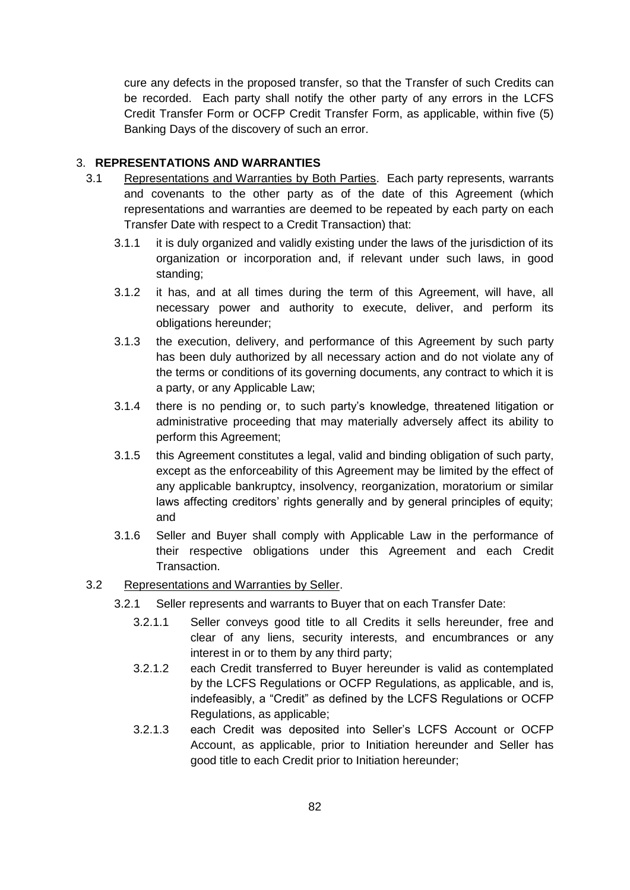cure any defects in the proposed transfer, so that the Transfer of such Credits can be recorded. Each party shall notify the other party of any errors in the LCFS Credit Transfer Form or OCFP Credit Transfer Form, as applicable, within five (5) Banking Days of the discovery of such an error.

3. **REPRESENTATIONS AND WARRANTIES**

3.1 Representations and Warranties by Both Parties. Each party represents, warrants and covenants to the other party as of the date of this Agreement (which representations and warranties are deemed to be repeated by each party on each Transfer Date with respect to a Credit Transaction) that:

3.1.1 it is duly organized and validly existing under the laws of the jurisdiction of its organization or incorporation and, if relevant under such laws, in good standing;

3.1.2 it has, and at all times during the term of this Agreement, will have, all necessary power and authority to execute, deliver, and perform its obligations hereunder;

3.1.3 the execution, delivery, and performance of this Agreement by such party has been duly authorized by all necessary action and do not violate any of the terms or conditions of its governing documents, any contract to which it is a party, or any Applicable Law;

3.1.4 there is no pending or, to such party's knowledge, threatened litigation or administrative proceeding that may materially adversely affect its ability to perform this Agreement;

3.1.5 this Agreement constitutes a legal, valid and binding obligation of such party, except as the enforceability of this Agreement may be limited by the effect of any applicable bankruptcy, insolvency, reorganization, moratorium or similar laws affecting creditors' rights generally and by general principles of equity; and

3.1.6 Seller and Buyer shall comply with Applicable Law in the performance of their respective obligations under this Agreement and each Credit Transaction.

3.2 Representations and Warranties by Seller.

3.2.1 Seller represents and warrants to Buyer that on each Transfer Date:

3.2.1.1 Seller conveys good title to all Credits it sells hereunder, free and clear of any liens, security interests, and encumbrances or any interest in or to them by any third party;

3.2.1.2 each Credit transferred to Buyer hereunder is valid as contemplated by the LCFS Regulations or OCFP Regulations, as applicable, and is, indefeasibly, a "Credit" as defined by the LCFS Regulations or OCFP Regulations, as applicable;

3.2.1.3 each Credit was deposited into Seller's LCFS Account or OCFP Account, as applicable, prior to Initiation hereunder and Seller has good title to each Credit prior to Initiation hereunder;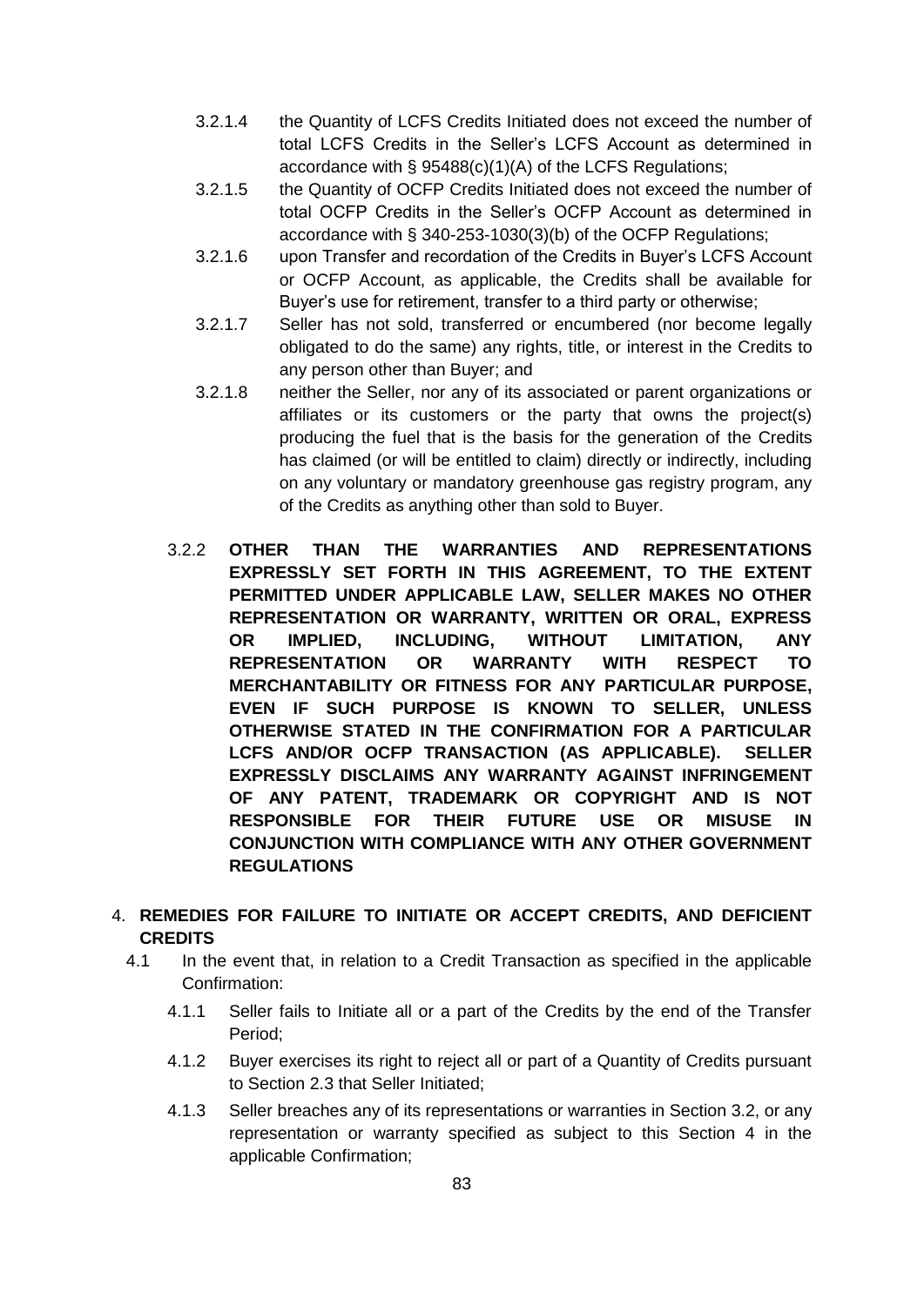3.2.1.4 the Quantity of LCFS Credits Initiated does not exceed the number of total LCFS Credits in the Seller's LCFS Account as determined in accordance with § 95488(c)(1)(A) of the LCFS Regulations;

3.2.1.5 the Quantity of OCFP Credits Initiated does not exceed the number of total OCFP Credits in the Seller's OCFP Account as determined in accordance with § 340-253-1030(3)(b) of the OCFP Regulations;

3.2.1.6 upon Transfer and recordation of the Credits in Buyer's LCFS Account or OCFP Account, as applicable, the Credits shall be available for Buyer's use for retirement, transfer to a third party or otherwise;

3.2.1.7 Seller has not sold, transferred or encumbered (nor become legally obligated to do the same) any rights, title, or interest in the Credits to any person other than Buyer; and

3.2.1.8 neither the Seller, nor any of its associated or parent organizations or affiliates or its customers or the party that owns the project(s) producing the fuel that is the basis for the generation of the Credits has claimed (or will be entitled to claim) directly or indirectly, including on any voluntary or mandatory greenhouse gas registry program, any of the Credits as anything other than sold to Buyer.

3.2.2 **OTHER THAN THE WARRANTIES AND REPRESENTATIONS EXPRESSLY SET FORTH IN THIS AGREEMENT, TO THE EXTENT PERMITTED UNDER APPLICABLE LAW, SELLER MAKES NO OTHER REPRESENTATION OR WARRANTY, WRITTEN OR ORAL, EXPRESS OR IMPLIED, INCLUDING, WITHOUT LIMITATION, ANY REPRESENTATION OR WARRANTY WITH RESPECT TO MERCHANTABILITY OR FITNESS FOR ANY PARTICULAR PURPOSE, EVEN IF SUCH PURPOSE IS KNOWN TO SELLER, UNLESS OTHERWISE STATED IN THE CONFIRMATION FOR A PARTICULAR LCFS AND/OR OCFP TRANSACTION (AS APPLICABLE). SELLER EXPRESSLY DISCLAIMS ANY WARRANTY AGAINST INFRINGEMENT OF ANY PATENT, TRADEMARK OR COPYRIGHT AND IS NOT RESPONSIBLE FOR THEIR FUTURE USE OR MISUSE IN CONJUNCTION WITH COMPLIANCE WITH ANY OTHER GOVERNMENT REGULATIONS**

## 4. REMEDIES FOR FAILURE TO INITIATE OR ACCEPT CREDITS, AND DEFICIENT CREDITS

4.1 In the event that, in relation to a Credit Transaction as specified in the applicable Confirmation:

4.1.1 Seller fails to Initiate all or a part of the Credits by the end of the Transfer Period;

4.1.2 Buyer exercises its right to reject all or part of a Quantity of Credits pursuant to Section 2.3 that Seller Initiated;

4.1.3 Seller breaches any of its representations or warranties in Section 3.2, or any representation or warranty specified as subject to this Section 4 in the applicable Confirmation;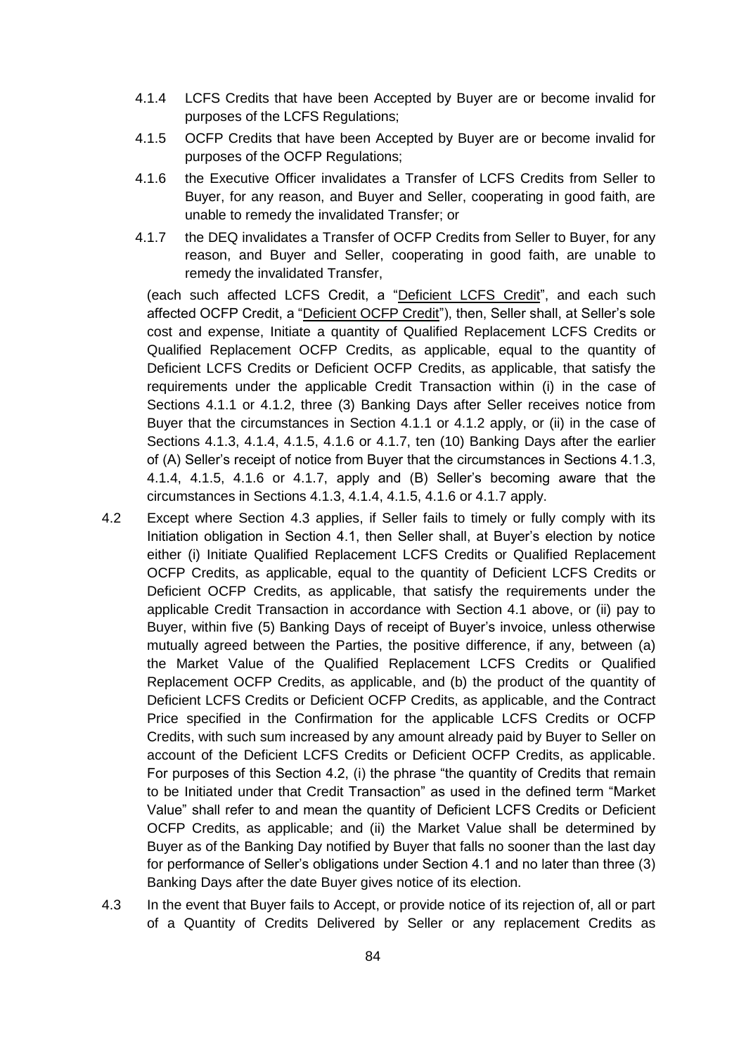4.1.4 LCFS Credits that have been Accepted by Buyer are or become invalid for purposes of the LCFS Regulations;

4.1.5 OCFP Credits that have been Accepted by Buyer are or become invalid for purposes of the OCFP Regulations;

4.1.6 the Executive Officer invalidates a Transfer of LCFS Credits from Seller to Buyer, for any reason, and Buyer and Seller, cooperating in good faith, are unable to remedy the invalidated Transfer; or

4.1.7 the DEQ invalidates a Transfer of OCFP Credits from Seller to Buyer, for any reason, and Buyer and Seller, cooperating in good faith, are unable to remedy the invalidated Transfer,

(each such affected LCFS Credit, a "Deficient LCFS Credit", and each such affected OCFP Credit, a "Deficient OCFP Credit"), then, Seller shall, at Seller's sole cost and expense, Initiate a quantity of Qualified Replacement LCFS Credits or Qualified Replacement OCFP Credits, as applicable, equal to the quantity of Deficient LCFS Credits or Deficient OCFP Credits, as applicable, that satisfy the requirements under the applicable Credit Transaction within (i) in the case of Sections 4.1.1 or 4.1.2, three (3) Banking Days after Seller receives notice from Buyer that the circumstances in Section 4.1.1 or 4.1.2 apply, or (ii) in the case of Sections 4.1.3, 4.1.4, 4.1.5, 4.1.6 or 4.1.7, ten (10) Banking Days after the earlier of (A) Seller's receipt of notice from Buyer that the circumstances in Sections 4.1.3, 4.1.4, 4.1.5, 4.1.6 or 4.1.7, apply and (B) Seller's becoming aware that the circumstances in Sections 4.1.3, 4.1.4, 4.1.5, 4.1.6 or 4.1.7 apply.

4.2 Except where Section 4.3 applies, if Seller fails to timely or fully comply with its Initiation obligation in Section 4.1, then Seller shall, at Buyer's election by notice either (i) Initiate Qualified Replacement LCFS Credits or Qualified Replacement OCFP Credits, as applicable, equal to the quantity of Deficient LCFS Credits or Deficient OCFP Credits, as applicable, that satisfy the requirements under the applicable Credit Transaction in accordance with Section 4.1 above, or (ii) pay to Buyer, within five (5) Banking Days of receipt of Buyer's invoice, unless otherwise mutually agreed between the Parties, the positive difference, if any, between (a) the Market Value of the Qualified Replacement LCFS Credits or Qualified Replacement OCFP Credits, as applicable, and (b) the product of the quantity of Deficient LCFS Credits or Deficient OCFP Credits, as applicable, and the Contract Price specified in the Confirmation for the applicable LCFS Credits or OCFP Credits, with such sum increased by any amount already paid by Buyer to Seller on account of the Deficient LCFS Credits or Deficient OCFP Credits, as applicable. For purposes of this Section 4.2, (i) the phrase "the quantity of Credits that remain to be Initiated under that Credit Transaction" as used in the defined term "Market Value" shall refer to and mean the quantity of Deficient LCFS Credits or Deficient OCFP Credits, as applicable; and (ii) the Market Value shall be determined by Buyer as of the Banking Day notified by Buyer that falls no sooner than the last day for performance of Seller's obligations under Section 4.1 and no later than three (3) Banking Days after the date Buyer gives notice of its election.

4.3 In the event that Buyer fails to Accept, or provide notice of its rejection of, all or part of a Quantity of Credits Delivered by Seller or any replacement Credits as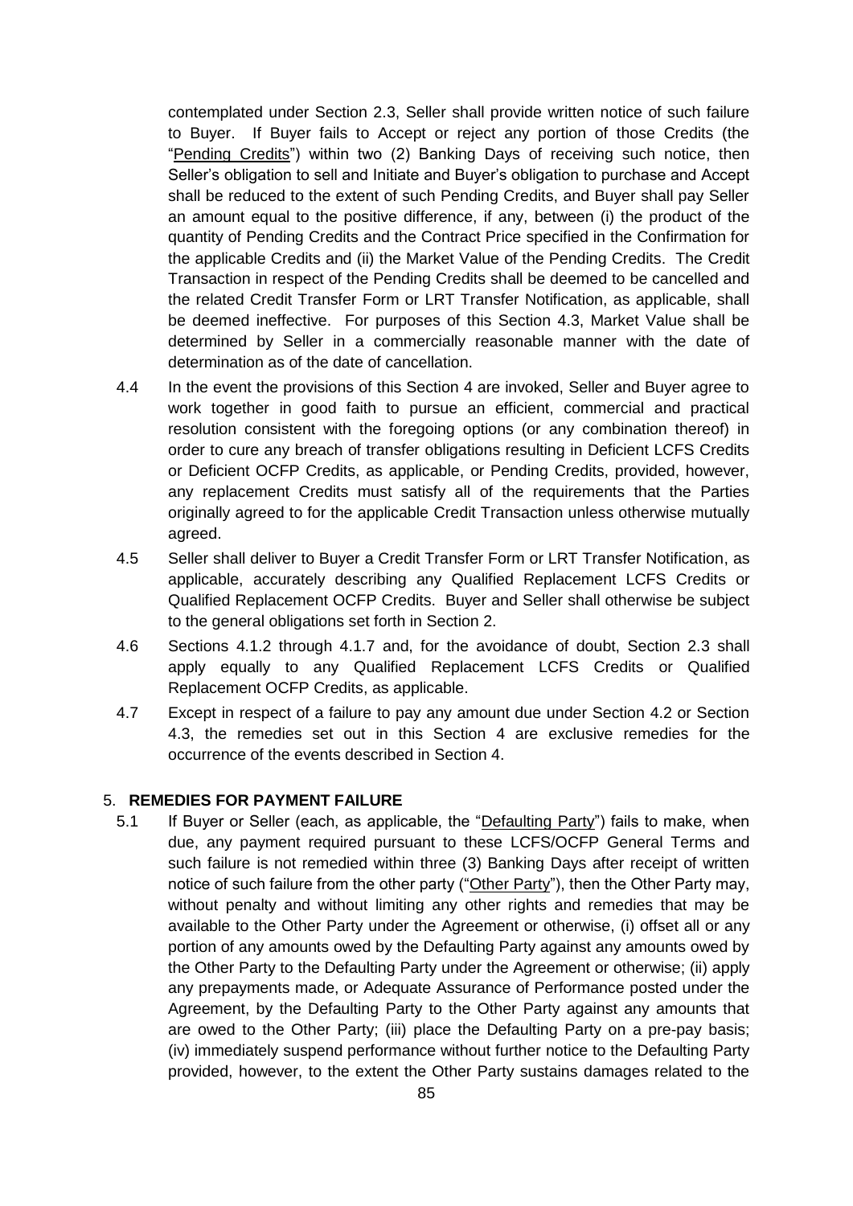contemplated under Section 2.3, Seller shall provide written notice of such failure to Buyer. If Buyer fails to Accept or reject any portion of those Credits (the "Pending Credits") within two (2) Banking Days of receiving such notice, then Seller's obligation to sell and Initiate and Buyer's obligation to purchase and Accept shall be reduced to the extent of such Pending Credits, and Buyer shall pay Seller an amount equal to the positive difference, if any, between (i) the product of the quantity of Pending Credits and the Contract Price specified in the Confirmation for the applicable Credits and (ii) the Market Value of the Pending Credits. The Credit Transaction in respect of the Pending Credits shall be deemed to be cancelled and the related Credit Transfer Form or LRT Transfer Notification, as applicable, shall be deemed ineffective. For purposes of this Section 4.3, Market Value shall be determined by Seller in a commercially reasonable manner with the date of determination as of the date of cancellation.

4.4 In the event the provisions of this Section 4 are invoked, Seller and Buyer agree to work together in good faith to pursue an efficient, commercial and practical resolution consistent with the foregoing options (or any combination thereof) in order to cure any breach of transfer obligations resulting in Deficient LCFS Credits or Deficient OCFP Credits, as applicable, or Pending Credits, provided, however, any replacement Credits must satisfy all of the requirements that the Parties originally agreed to for the applicable Credit Transaction unless otherwise mutually agreed.

4.5 Seller shall deliver to Buyer a Credit Transfer Form or LRT Transfer Notification, as applicable, accurately describing any Qualified Replacement LCFS Credits or Qualified Replacement OCFP Credits. Buyer and Seller shall otherwise be subject to the general obligations set forth in Section 2.

4.6 Sections 4.1.2 through 4.1.7 and, for the avoidance of doubt, Section 2.3 shall apply equally to any Qualified Replacement LCFS Credits or Qualified Replacement OCFP Credits, as applicable.

4.7 Except in respect of a failure to pay any amount due under Section 4.2 or Section 4.3, the remedies set out in this Section 4 are exclusive remedies for the occurrence of the events described in Section 4.

## 5. REMEDIES FOR PAYMENT FAILURE

5.1 If Buyer or Seller (each, as applicable, the "Defaulting Party") fails to make, when due, any payment required pursuant to these LCFS/OCFP General Terms and such failure is not remedied within three (3) Banking Days after receipt of written notice of such failure from the other party ("Other Party"), then the Other Party may, without penalty and without limiting any other rights and remedies that may be available to the Other Party under the Agreement or otherwise, (i) offset all or any portion of any amounts owed by the Defaulting Party against any amounts owed by the Other Party to the Defaulting Party under the Agreement or otherwise; (ii) apply any prepayments made, or Adequate Assurance of Performance posted under the Agreement, by the Defaulting Party to the Other Party against any amounts that are owed to the Other Party; (iii) place the Defaulting Party on a pre-pay basis; (iv) immediately suspend performance without further notice to the Defaulting Party provided, however, to the extent the Other Party sustains damages related to the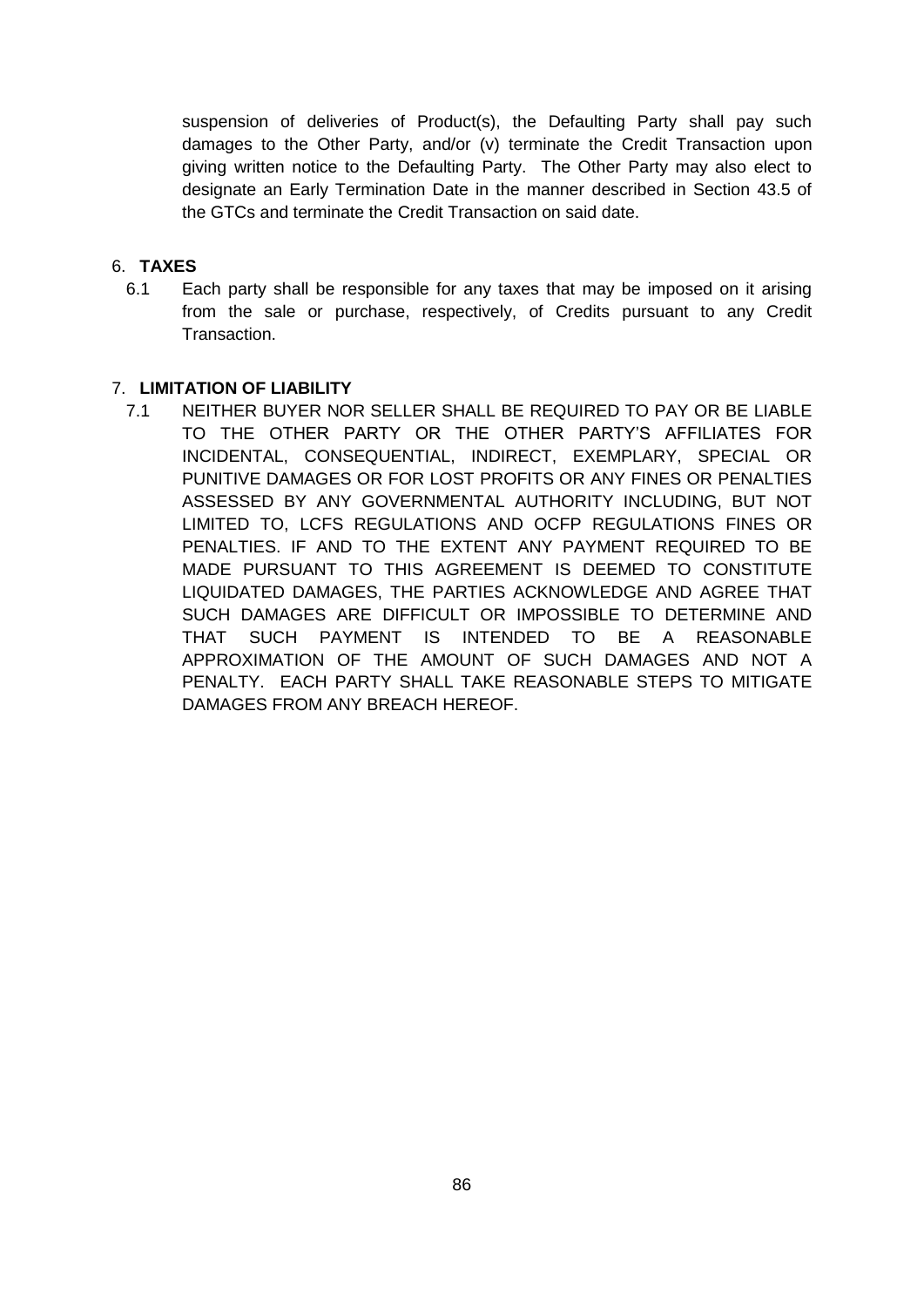suspension of deliveries of Product(s), the Defaulting Party shall pay such damages to the Other Party, and/or (v) terminate the Credit Transaction upon giving written notice to the Defaulting Party. The Other Party may also elect to designate an Early Termination Date in the manner described in Section 43.5 of the GTCs and terminate the Credit Transaction on said date.

6. **TAXES**

6.1 Each party shall be responsible for any taxes that may be imposed on it arising from the sale or purchase, respectively, of Credits pursuant to any Credit Transaction.

7. **LIMITATION OF LIABILITY**

7.1 NEITHER BUYER NOR SELLER SHALL BE REQUIRED TO PAY OR BE LIABLE TO THE OTHER PARTY OR THE OTHER PARTY'S AFFILIATES FOR INCIDENTAL, CONSEQUENTIAL, INDIRECT, EXEMPLARY, SPECIAL OR PUNITIVE DAMAGES OR FOR LOST PROFITS OR ANY FINES OR PENALTIES ASSESSED BY ANY GOVERNMENTAL AUTHORITY INCLUDING, BUT NOT LIMITED TO, LCFS REGULATIONS AND OCFP REGULATIONS FINES OR PENALTIES. IF AND TO THE EXTENT ANY PAYMENT REQUIRED TO BE MADE PURSUANT TO THIS AGREEMENT IS DEEMED TO CONSTITUTE LIQUIDATED DAMAGES, THE PARTIES ACKNOWLEDGE AND AGREE THAT SUCH DAMAGES ARE DIFFICULT OR IMPOSSIBLE TO DETERMINE AND THAT SUCH PAYMENT IS INTENDED TO BE A REASONABLE APPROXIMATION OF THE AMOUNT OF SUCH DAMAGES AND NOT A PENALTY. EACH PARTY SHALL TAKE REASONABLE STEPS TO MITIGATE DAMAGES FROM ANY BREACH HEREOF.